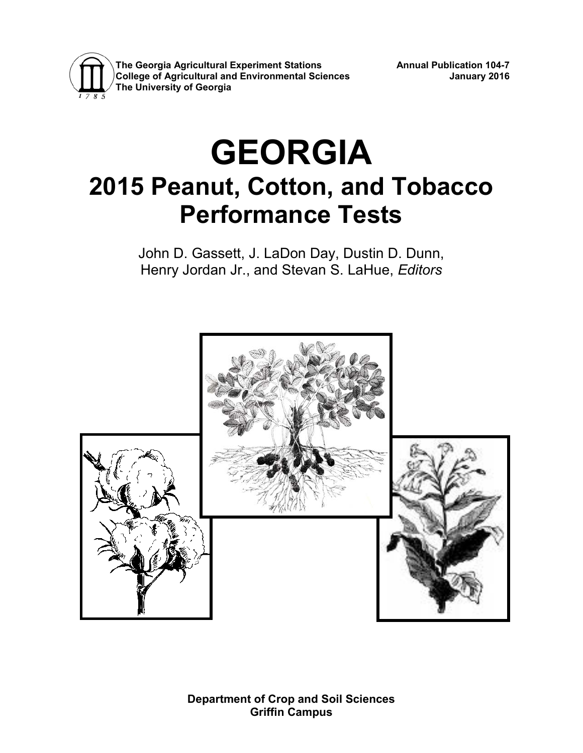The Georgia Agricultural Experiment Stations
College of Agricultural and Environmental Sciences
The University of Georgia

Annual Publication 104-7
January 2016

# GEORGIA

## 2015 Peanut, Cotton, and Tobacco Performance Tests

John D. Gassett, J. LaDon Day, Dustin D. Dunn, Henry Jordan Jr., and Stevan S. LaHue, *Editors*

**Department of Crop and Soil Sciences**
**Griffin Campus**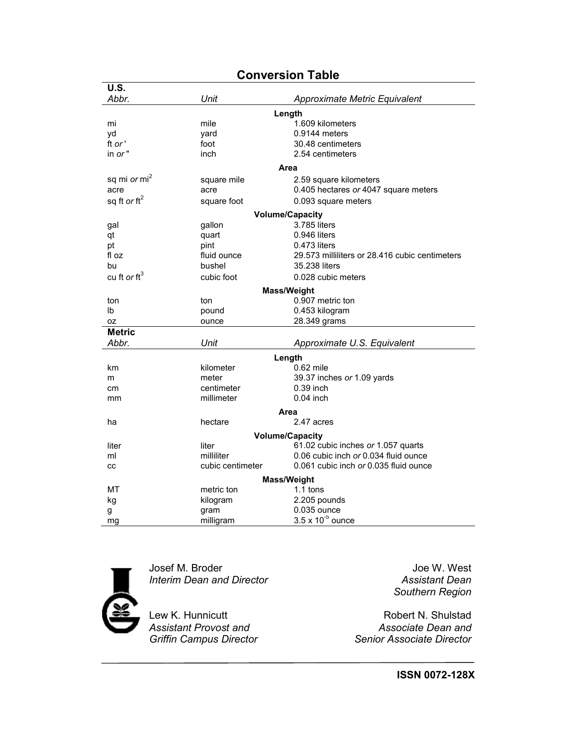## Conversion Table

| U.S. Abbr. | Unit | Approximate Metric Equivalent |
|---|---|---|
| | **Length** | |
| mi | mile | 1.609 kilometers |
| yd | yard | 0.9144 meters |
| ft *or* ' | foot | 30.48 centimeters |
| in *or* " | inch | 2.54 centimeters |
| | **Area** | |
| sq mi *or* $mi^2$ | square mile | 2.59 square kilometers |
| acre | acre | 0.405 hectares *or* 4047 square meters |
| sq ft *or* $ft^2$ | square foot | 0.093 square meters |
| | **Volume/Capacity** | |
| gal | gallon | 3.785 liters |
| qt | quart | 0.946 liters |
| pt | pint | 0.473 liters |
| fl oz | fluid ounce | 29.573 milliliters or 28.416 cubic centimeters |
| bu | bushel | 35.238 liters |
| cu ft *or* $ft^3$ | cubic foot | 0.028 cubic meters |
| | **Mass/Weight** | |
| ton | ton | 0.907 metric ton |
| lb | pound | 0.453 kilogram |
| oz | ounce | 28.349 grams |

| Metric Abbr. | Unit | Approximate U.S. Equivalent |
|---|---|---|
| | **Length** | |
| km | kilometer | 0.62 mile |
| m | meter | 39.37 inches *or* 1.09 yards |
| cm | centimeter | 0.39 inch |
| mm | millimeter | 0.04 inch |
| | **Area** | |
| ha | hectare | 2.47 acres |
| | **Volume/Capacity** | |
| liter | liter | 61.02 cubic inches *or* 1.057 quarts |
| ml | milliliter | 0.06 cubic inch *or* 0.034 fluid ounce |
| cc | cubic centimeter | 0.061 cubic inch *or* 0.035 fluid ounce |
| | **Mass/Weight** | |
| MT | metric ton | 1.1 tons |
| kg | kilogram | 2.205 pounds |
| g | gram | 0.035 ounce |
| mg | milligram | $3.5 \times 10^{-5}$ ounce |

Josef M. Broder
*Interim Dean and Director*

Joe W. West
*Assistant Dean*
*Southern Region*

Lew K. Hunnicutt
*Assistant Provost and*
*Griffin Campus Director*

Robert N. Shulstad
*Associate Dean and*
*Senior Associate Director*

**ISSN 0072-128X**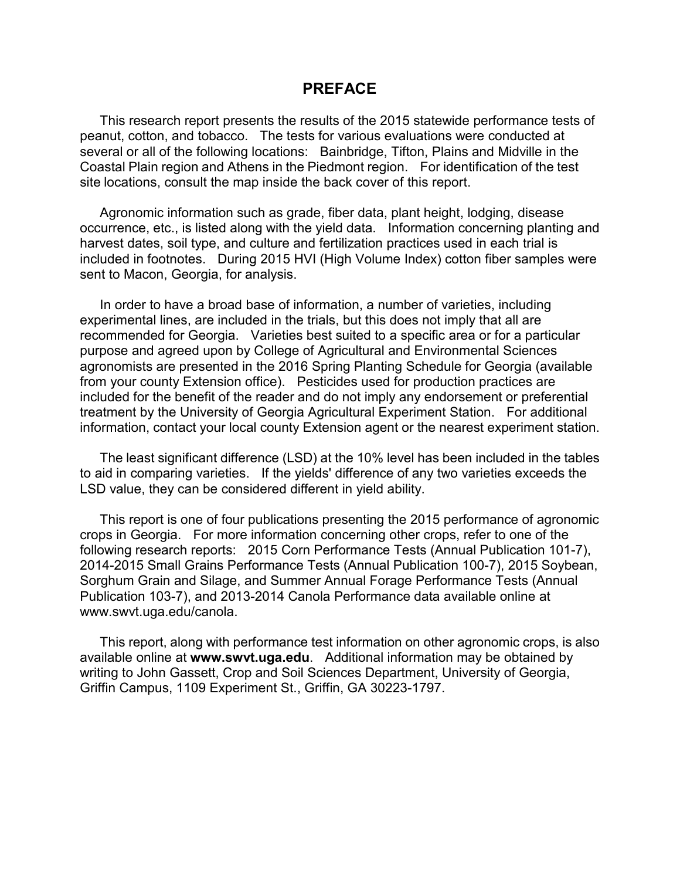# PREFACE

This research report presents the results of the 2015 statewide performance tests of peanut, cotton, and tobacco. The tests for various evaluations were conducted at several or all of the following locations: Bainbridge, Tifton, Plains and Midville in the Coastal Plain region and Athens in the Piedmont region. For identification of the test site locations, consult the map inside the back cover of this report.

Agronomic information such as grade, fiber data, plant height, lodging, disease occurrence, etc., is listed along with the yield data. Information concerning planting and harvest dates, soil type, and culture and fertilization practices used in each trial is included in footnotes. During 2015 HVI (High Volume Index) cotton fiber samples were sent to Macon, Georgia, for analysis.

In order to have a broad base of information, a number of varieties, including experimental lines, are included in the trials, but this does not imply that all are recommended for Georgia. Varieties best suited to a specific area or for a particular purpose and agreed upon by College of Agricultural and Environmental Sciences agronomists are presented in the 2016 Spring Planting Schedule for Georgia (available from your county Extension office). Pesticides used for production practices are included for the benefit of the reader and do not imply any endorsement or preferential treatment by the University of Georgia Agricultural Experiment Station. For additional information, contact your local county Extension agent or the nearest experiment station.

The least significant difference (LSD) at the 10% level has been included in the tables to aid in comparing varieties. If the yields' difference of any two varieties exceeds the LSD value, they can be considered different in yield ability.

This report is one of four publications presenting the 2015 performance of agronomic crops in Georgia. For more information concerning other crops, refer to one of the following research reports: 2015 Corn Performance Tests (Annual Publication 101-7), 2014-2015 Small Grains Performance Tests (Annual Publication 100-7), 2015 Soybean, Sorghum Grain and Silage, and Summer Annual Forage Performance Tests (Annual Publication 103-7), and 2013-2014 Canola Performance data available online at www.swvt.uga.edu/canola.

This report, along with performance test information on other agronomic crops, is also available online at **www.swvt.uga.edu**. Additional information may be obtained by writing to John Gassett, Crop and Soil Sciences Department, University of Georgia, Griffin Campus, 1109 Experiment St., Griffin, GA 30223-1797.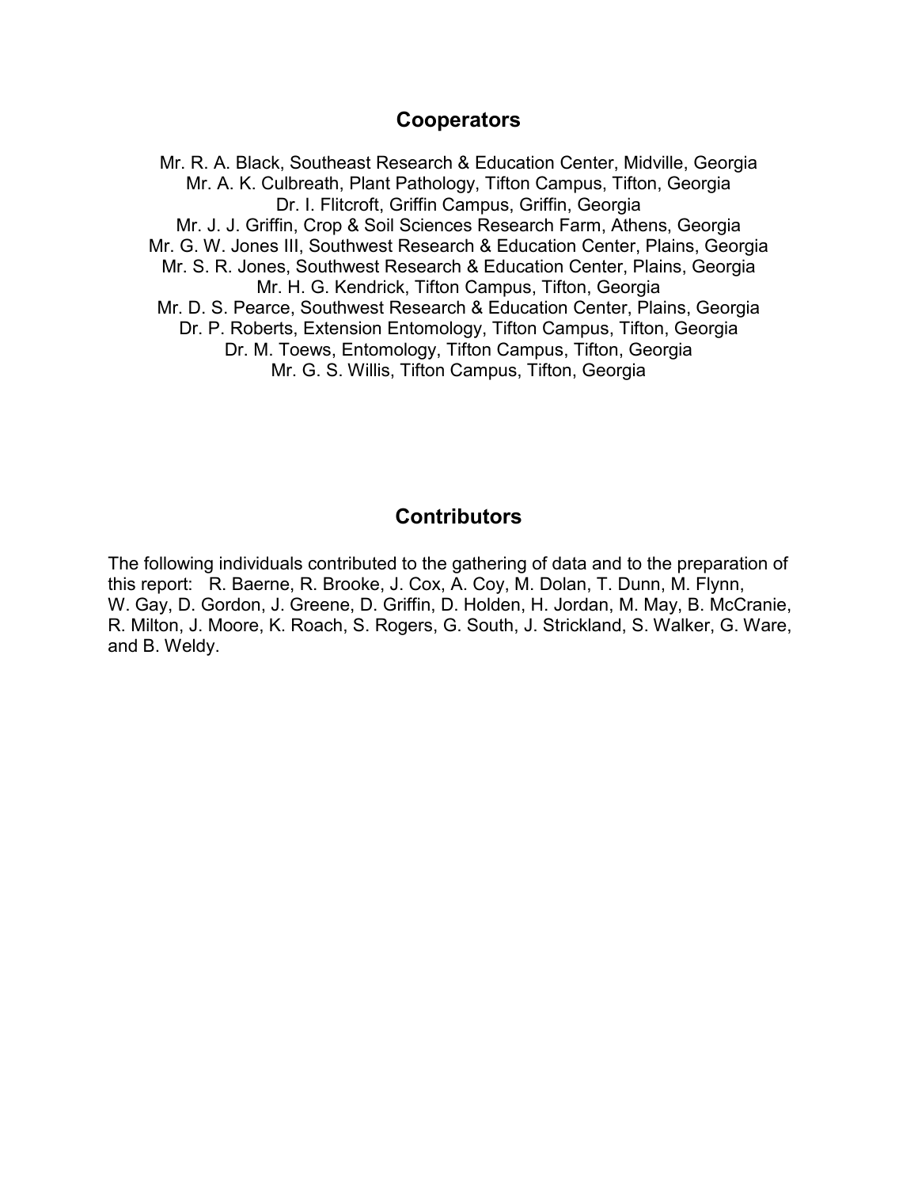## Cooperators

Mr. R. A. Black, Southeast Research & Education Center, Midville, Georgia
Mr. A. K. Culbreath, Plant Pathology, Tifton Campus, Tifton, Georgia
Dr. I. Flitcroft, Griffin Campus, Griffin, Georgia
Mr. J. J. Griffin, Crop & Soil Sciences Research Farm, Athens, Georgia
Mr. G. W. Jones III, Southwest Research & Education Center, Plains, Georgia
Mr. S. R. Jones, Southwest Research & Education Center, Plains, Georgia
Mr. H. G. Kendrick, Tifton Campus, Tifton, Georgia
Mr. D. S. Pearce, Southwest Research & Education Center, Plains, Georgia
Dr. P. Roberts, Extension Entomology, Tifton Campus, Tifton, Georgia
Dr. M. Toews, Entomology, Tifton Campus, Tifton, Georgia
Mr. G. S. Willis, Tifton Campus, Tifton, Georgia

## Contributors

The following individuals contributed to the gathering of data and to the preparation of this report: R. Baerne, R. Brooke, J. Cox, A. Coy, M. Dolan, T. Dunn, M. Flynn, W. Gay, D. Gordon, J. Greene, D. Griffin, D. Holden, H. Jordan, M. May, B. McCranie, R. Milton, J. Moore, K. Roach, S. Rogers, G. South, J. Strickland, S. Walker, G. Ware, and B. Weldy.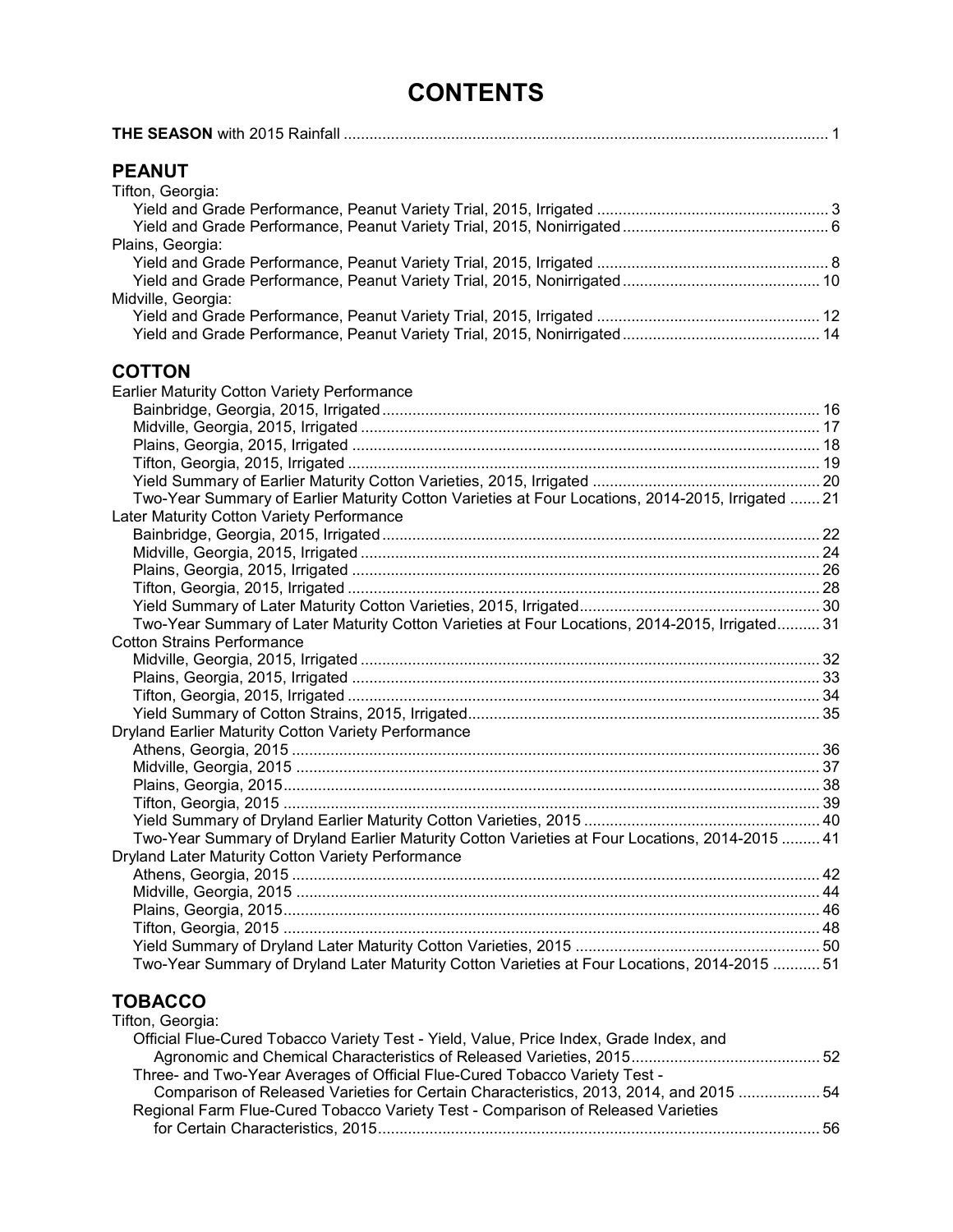# CONTENTS

**THE SEASON** with 2015 Rainfall ..... 1

## PEANUT

Tifton, Georgia:
- Yield and Grade Performance, Peanut Variety Trial, 2015, Irrigated ..... 3
- Yield and Grade Performance, Peanut Variety Trial, 2015, Nonirrigated ..... 6

Plains, Georgia:
- Yield and Grade Performance, Peanut Variety Trial, 2015, Irrigated ..... 8
- Yield and Grade Performance, Peanut Variety Trial, 2015, Nonirrigated ..... 10

Midville, Georgia:
- Yield and Grade Performance, Peanut Variety Trial, 2015, Irrigated ..... 12
- Yield and Grade Performance, Peanut Variety Trial, 2015, Nonirrigated ..... 14

## COTTON

Earlier Maturity Cotton Variety Performance
- Bainbridge, Georgia, 2015, Irrigated ..... 16
- Midville, Georgia, 2015, Irrigated ..... 17
- Plains, Georgia, 2015, Irrigated ..... 18
- Tifton, Georgia, 2015, Irrigated ..... 19
- Yield Summary of Earlier Maturity Cotton Varieties, 2015, Irrigated ..... 20
- Two-Year Summary of Earlier Maturity Cotton Varieties at Four Locations, 2014-2015, Irrigated ..... 21

Later Maturity Cotton Variety Performance
- Bainbridge, Georgia, 2015, Irrigated ..... 22
- Midville, Georgia, 2015, Irrigated ..... 24
- Plains, Georgia, 2015, Irrigated ..... 26
- Tifton, Georgia, 2015, Irrigated ..... 28
- Yield Summary of Later Maturity Cotton Varieties, 2015, Irrigated ..... 30
- Two-Year Summary of Later Maturity Cotton Varieties at Four Locations, 2014-2015, Irrigated ..... 31

Cotton Strains Performance
- Midville, Georgia, 2015, Irrigated ..... 32
- Plains, Georgia, 2015, Irrigated ..... 33
- Tifton, Georgia, 2015, Irrigated ..... 34
- Yield Summary of Cotton Strains, 2015, Irrigated ..... 35

Dryland Earlier Maturity Cotton Variety Performance
- Athens, Georgia, 2015 ..... 36
- Midville, Georgia, 2015 ..... 37
- Plains, Georgia, 2015 ..... 38
- Tifton, Georgia, 2015 ..... 39
- Yield Summary of Dryland Earlier Maturity Cotton Varieties, 2015 ..... 40
- Two-Year Summary of Dryland Earlier Maturity Cotton Varieties at Four Locations, 2014-2015 ..... 41

Dryland Later Maturity Cotton Variety Performance
- Athens, Georgia, 2015 ..... 42
- Midville, Georgia, 2015 ..... 44
- Plains, Georgia, 2015 ..... 46
- Tifton, Georgia, 2015 ..... 48
- Yield Summary of Dryland Later Maturity Cotton Varieties, 2015 ..... 50
- Two-Year Summary of Dryland Later Maturity Cotton Varieties at Four Locations, 2014-2015 ..... 51

## TOBACCO

Tifton, Georgia:
- Official Flue-Cured Tobacco Variety Test - Yield, Value, Price Index, Grade Index, and Agronomic and Chemical Characteristics of Released Varieties, 2015 ..... 52
- Three- and Two-Year Averages of Official Flue-Cured Tobacco Variety Test - Comparison of Released Varieties for Certain Characteristics, 2013, 2014, and 2015 ..... 54
- Regional Farm Flue-Cured Tobacco Variety Test - Comparison of Released Varieties for Certain Characteristics, 2015 ..... 56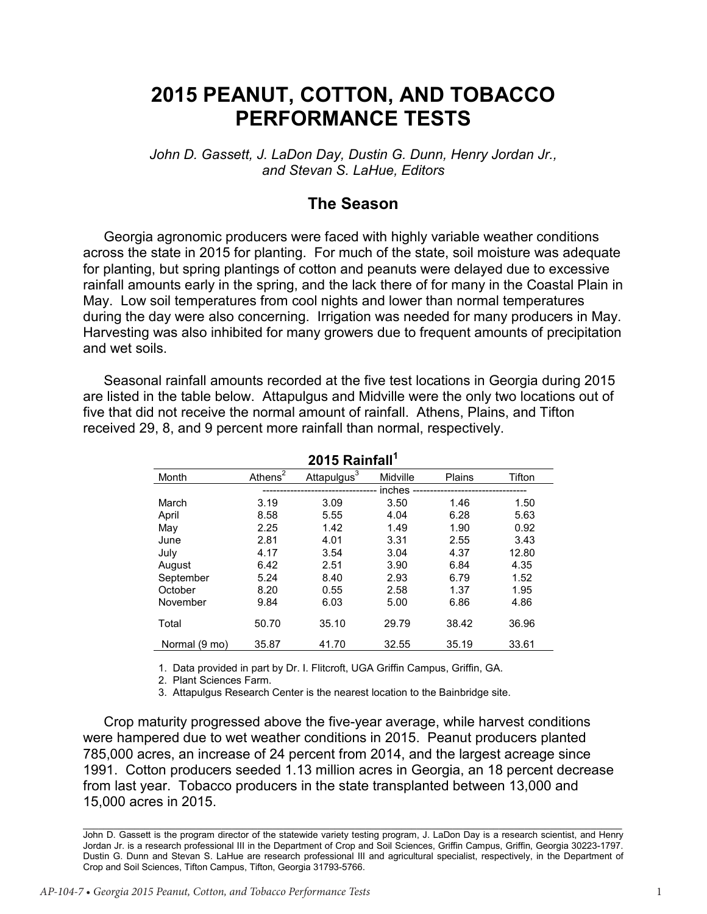# 2015 PEANUT, COTTON, AND TOBACCO PERFORMANCE TESTS

*John D. Gassett, J. LaDon Day, Dustin G. Dunn, Henry Jordan Jr., and Stevan S. LaHue, Editors*

## The Season

Georgia agronomic producers were faced with highly variable weather conditions across the state in 2015 for planting. For much of the state, soil moisture was adequate for planting, but spring plantings of cotton and peanuts were delayed due to excessive rainfall amounts early in the spring, and the lack there of for many in the Coastal Plain in May. Low soil temperatures from cool nights and lower than normal temperatures during the day were also concerning. Irrigation was needed for many producers in May. Harvesting was also inhibited for many growers due to frequent amounts of precipitation and wet soils.

Seasonal rainfall amounts recorded at the five test locations in Georgia during 2015 are listed in the table below. Attapulgus and Midville were the only two locations out of five that did not receive the normal amount of rainfall. Athens, Plains, and Tifton received 29, 8, and 9 percent more rainfall than normal, respectively.

**2015 Rainfall[1]**

| Month | Athens[2] | Attapulgus[3] | Midville | Plains | Tifton |
|---|---|---|---|---|---|
| | inches | | | | |
| March | 3.19 | 3.09 | 3.50 | 1.46 | 1.50 |
| April | 8.58 | 5.55 | 4.04 | 6.28 | 5.63 |
| May | 2.25 | 1.42 | 1.49 | 1.90 | 0.92 |
| June | 2.81 | 4.01 | 3.31 | 2.55 | 3.43 |
| July | 4.17 | 3.54 | 3.04 | 4.37 | 12.80 |
| August | 6.42 | 2.51 | 3.90 | 6.84 | 4.35 |
| September | 5.24 | 8.40 | 2.93 | 6.79 | 1.52 |
| October | 8.20 | 0.55 | 2.58 | 1.37 | 1.95 |
| November | 9.84 | 6.03 | 5.00 | 6.86 | 4.86 |
| Total | 50.70 | 35.10 | 29.79 | 38.42 | 36.96 |
| Normal (9 mo) | 35.87 | 41.70 | 32.55 | 35.19 | 33.61 |

1. Data provided in part by Dr. I. Flitcroft, UGA Griffin Campus, Griffin, GA.
2. Plant Sciences Farm.
3. Attapulgus Research Center is the nearest location to the Bainbridge site.

Crop maturity progressed above the five-year average, while harvest conditions were hampered due to wet weather conditions in 2015. Peanut producers planted 785,000 acres, an increase of 24 percent from 2014, and the largest acreage since 1991. Cotton producers seeded 1.13 million acres in Georgia, an 18 percent decrease from last year. Tobacco producers in the state transplanted between 13,000 and 15,000 acres in 2015.

---

John D. Gassett is the program director of the statewide variety testing program, J. LaDon Day is a research scientist, and Henry Jordan Jr. is a research professional III in the Department of Crop and Soil Sciences, Griffin Campus, Griffin, Georgia 30223-1797. Dustin G. Dunn and Stevan S. LaHue are research professional III and agricultural specialist, respectively, in the Department of Crop and Soil Sciences, Tifton Campus, Tifton, Georgia 31793-5766.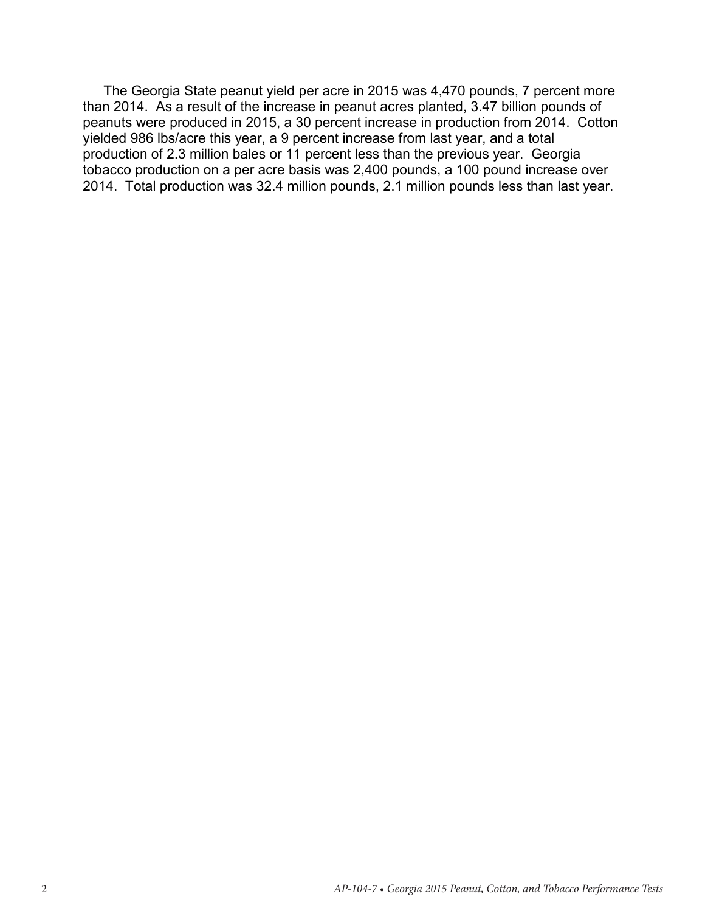The Georgia State peanut yield per acre in 2015 was 4,470 pounds, 7 percent more than 2014. As a result of the increase in peanut acres planted, 3.47 billion pounds of peanuts were produced in 2015, a 30 percent increase in production from 2014. Cotton yielded 986 lbs/acre this year, a 9 percent increase from last year, and a total production of 2.3 million bales or 11 percent less than the previous year. Georgia tobacco production on a per acre basis was 2,400 pounds, a 100 pound increase over 2014. Total production was 32.4 million pounds, 2.1 million pounds less than last year.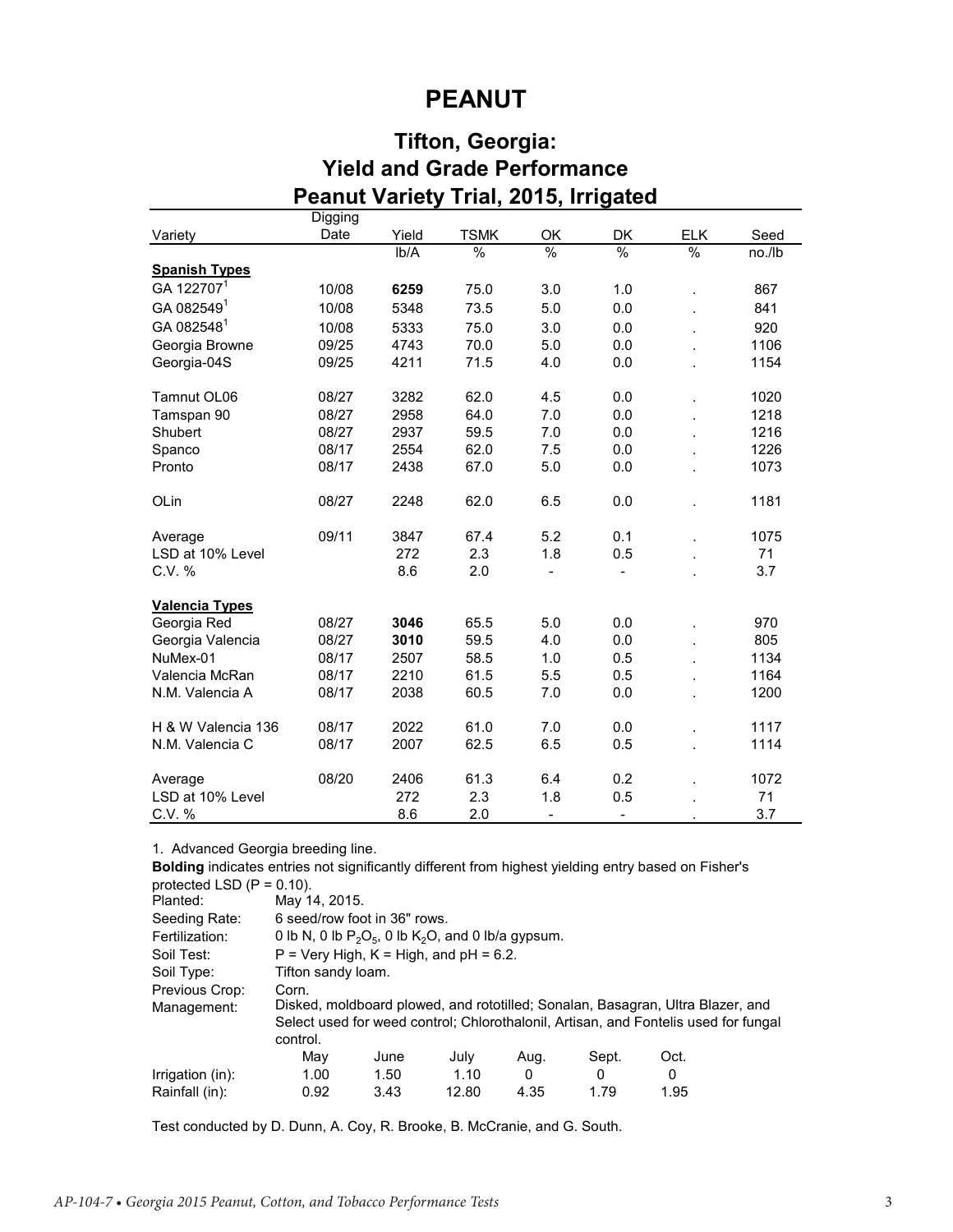# PEANUT

## Tifton, Georgia: Yield and Grade Performance Peanut Variety Trial, 2015, Irrigated

| Variety | Digging Date | Yield | TSMK | OK | DK | ELK | Seed |
|---|---|---|---|---|---|---|---|
| | | lb/A | % | % | % | % | no./lb |
| **Spanish Types** | | | | | | | |
| GA 122707[1] | 10/08 | **6259** | 75.0 | 3.0 | 1.0 | . | 867 |
| GA 082549[1] | 10/08 | 5348 | 73.5 | 5.0 | 0.0 | . | 841 |
| GA 082548[1] | 10/08 | 5333 | 75.0 | 3.0 | 0.0 | . | 920 |
| Georgia Browne | 09/25 | 4743 | 70.0 | 5.0 | 0.0 | . | 1106 |
| Georgia-04S | 09/25 | 4211 | 71.5 | 4.0 | 0.0 | . | 1154 |
| Tamnut OL06 | 08/27 | 3282 | 62.0 | 4.5 | 0.0 | . | 1020 |
| Tamspan 90 | 08/27 | 2958 | 64.0 | 7.0 | 0.0 | . | 1218 |
| Shubert | 08/27 | 2937 | 59.5 | 7.0 | 0.0 | . | 1216 |
| Spanco | 08/17 | 2554 | 62.0 | 7.5 | 0.0 | . | 1226 |
| Pronto | 08/17 | 2438 | 67.0 | 5.0 | 0.0 | . | 1073 |
| OLin | 08/27 | 2248 | 62.0 | 6.5 | 0.0 | . | 1181 |
| Average | 09/11 | 3847 | 67.4 | 5.2 | 0.1 | . | 1075 |
| LSD at 10% Level | | 272 | 2.3 | 1.8 | 0.5 | . | 71 |
| C.V. % | | 8.6 | 2.0 | - | - | . | 3.7 |
| **Valencia Types** | | | | | | | |
| Georgia Red | 08/27 | **3046** | 65.5 | 5.0 | 0.0 | . | 970 |
| Georgia Valencia | 08/27 | **3010** | 59.5 | 4.0 | 0.0 | . | 805 |
| NuMex-01 | 08/17 | 2507 | 58.5 | 1.0 | 0.5 | . | 1134 |
| Valencia McRan | 08/17 | 2210 | 61.5 | 5.5 | 0.5 | . | 1164 |
| N.M. Valencia A | 08/17 | 2038 | 60.5 | 7.0 | 0.0 | . | 1200 |
| H & W Valencia 136 | 08/17 | 2022 | 61.0 | 7.0 | 0.0 | . | 1117 |
| N.M. Valencia C | 08/17 | 2007 | 62.5 | 6.5 | 0.5 | . | 1114 |
| Average | 08/20 | 2406 | 61.3 | 6.4 | 0.2 | . | 1072 |
| LSD at 10% Level | | 272 | 2.3 | 1.8 | 0.5 | . | 71 |
| C.V. % | | 8.6 | 2.0 | - | - | . | 3.7 |

1. Advanced Georgia breeding line.

**Bolding** indicates entries not significantly different from highest yielding entry based on Fisher's protected LSD (P = 0.10).

Planted: May 14, 2015.

Seeding Rate: 6 seed/row foot in 36" rows.

Fertilization: 0 lb N, 0 lb $P_2O_5$, 0 lb $K_2O$, and 0 lb/a gypsum.

Soil Test: P = Very High, K = High, and pH = 6.2.

Soil Type: Tifton sandy loam.

Previous Crop: Corn.

Management: Disked, moldboard plowed, and rototilled; Sonalan, Basagran, Ultra Blazer, and Select used for weed control; Chlorothalonil, Artisan, and Fontelis used for fungal control.

| | May | June | July | Aug. | Sept. | Oct. |
|---|---|---|---|---|---|---|
| Irrigation (in): | 1.00 | 1.50 | 1.10 | 0 | 0 | 0 |
| Rainfall (in): | 0.92 | 3.43 | 12.80 | 4.35 | 1.79 | 1.95 |

Test conducted by D. Dunn, A. Coy, R. Brooke, B. McCranie, and G. South.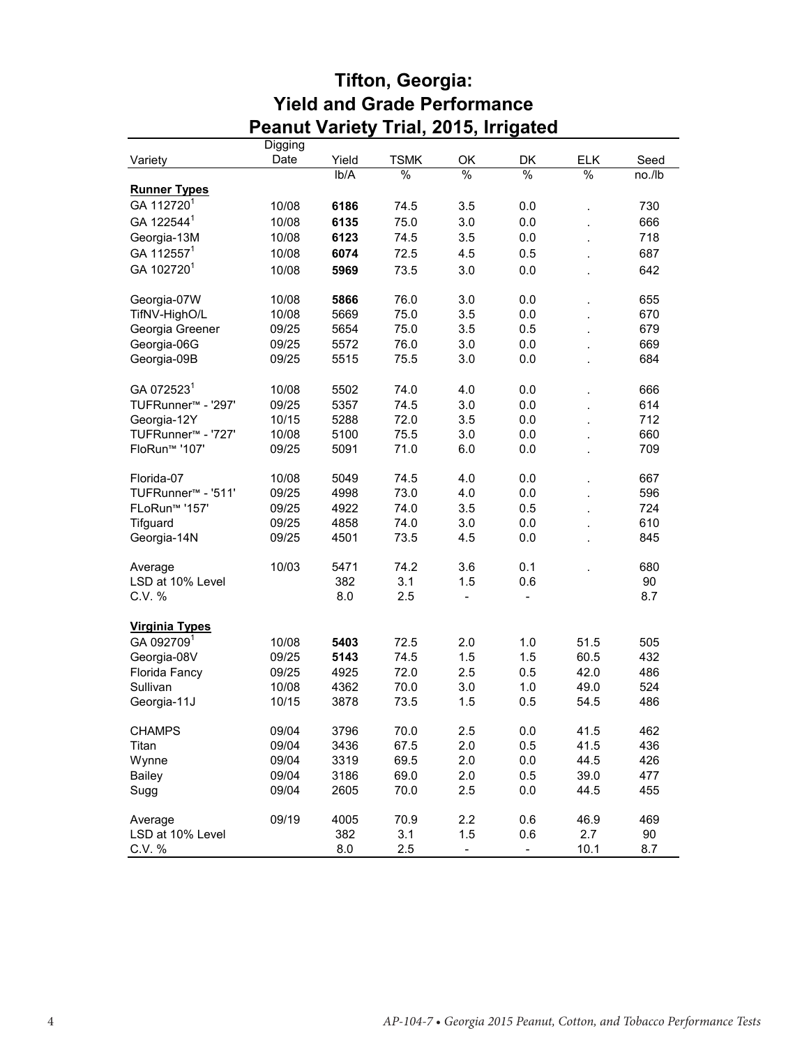# Tifton, Georgia:
# Yield and Grade Performance
# Peanut Variety Trial, 2015, Irrigated

| Variety | Digging Date | Yield | TSMK | OK | DK | ELK | Seed |
|---|---|---|---|---|---|---|---|
| | | lb/A | % | % | % | % | no./lb |
| **Runner Types** | | | | | | | |
| GA 112720[1] | 10/08 | **6186** | 74.5 | 3.5 | 0.0 | . | 730 |
| GA 122544[1] | 10/08 | **6135** | 75.0 | 3.0 | 0.0 | . | 666 |
| Georgia-13M | 10/08 | **6123** | 74.5 | 3.5 | 0.0 | . | 718 |
| GA 112557[1] | 10/08 | **6074** | 72.5 | 4.5 | 0.5 | . | 687 |
| GA 102720[1] | 10/08 | **5969** | 73.5 | 3.0 | 0.0 | . | 642 |
| Georgia-07W | 10/08 | **5866** | 76.0 | 3.0 | 0.0 | . | 655 |
| TifNV-HighO/L | 10/08 | 5669 | 75.0 | 3.5 | 0.0 | . | 670 |
| Georgia Greener | 09/25 | 5654 | 75.0 | 3.5 | 0.5 | . | 679 |
| Georgia-06G | 09/25 | 5572 | 76.0 | 3.0 | 0.0 | . | 669 |
| Georgia-09B | 09/25 | 5515 | 75.5 | 3.0 | 0.0 | . | 684 |
| GA 072523[1] | 10/08 | 5502 | 74.0 | 4.0 | 0.0 | . | 666 |
| TUFRunner™ - '297' | 09/25 | 5357 | 74.5 | 3.0 | 0.0 | . | 614 |
| Georgia-12Y | 10/15 | 5288 | 72.0 | 3.5 | 0.0 | . | 712 |
| TUFRunner™ - '727' | 10/08 | 5100 | 75.5 | 3.0 | 0.0 | . | 660 |
| FloRun™ '107' | 09/25 | 5091 | 71.0 | 6.0 | 0.0 | . | 709 |
| Florida-07 | 10/08 | 5049 | 74.5 | 4.0 | 0.0 | . | 667 |
| TUFRunner™ - '511' | 09/25 | 4998 | 73.0 | 4.0 | 0.0 | . | 596 |
| FLoRun™ '157' | 09/25 | 4922 | 74.0 | 3.5 | 0.5 | . | 724 |
| Tifguard | 09/25 | 4858 | 74.0 | 3.0 | 0.0 | . | 610 |
| Georgia-14N | 09/25 | 4501 | 73.5 | 4.5 | 0.0 | . | 845 |
| Average | 10/03 | 5471 | 74.2 | 3.6 | 0.1 | . | 680 |
| LSD at 10% Level | | 382 | 3.1 | 1.5 | 0.6 | | 90 |
| C.V. % | | 8.0 | 2.5 | - | - | | 8.7 |
| **Virginia Types** | | | | | | | |
| GA 092709[1] | 10/08 | **5403** | 72.5 | 2.0 | 1.0 | 51.5 | 505 |
| Georgia-08V | 09/25 | **5143** | 74.5 | 1.5 | 1.5 | 60.5 | 432 |
| Florida Fancy | 09/25 | 4925 | 72.0 | 2.5 | 0.5 | 42.0 | 486 |
| Sullivan | 10/08 | 4362 | 70.0 | 3.0 | 1.0 | 49.0 | 524 |
| Georgia-11J | 10/15 | 3878 | 73.5 | 1.5 | 0.5 | 54.5 | 486 |
| CHAMPS | 09/04 | 3796 | 70.0 | 2.5 | 0.0 | 41.5 | 462 |
| Titan | 09/04 | 3436 | 67.5 | 2.0 | 0.5 | 41.5 | 436 |
| Wynne | 09/04 | 3319 | 69.5 | 2.0 | 0.0 | 44.5 | 426 |
| Bailey | 09/04 | 3186 | 69.0 | 2.0 | 0.5 | 39.0 | 477 |
| Sugg | 09/04 | 2605 | 70.0 | 2.5 | 0.0 | 44.5 | 455 |
| Average | 09/19 | 4005 | 70.9 | 2.2 | 0.6 | 46.9 | 469 |
| LSD at 10% Level | | 382 | 3.1 | 1.5 | 0.6 | 2.7 | 90 |
| C.V. % | | 8.0 | 2.5 | - | - | 10.1 | 8.7 |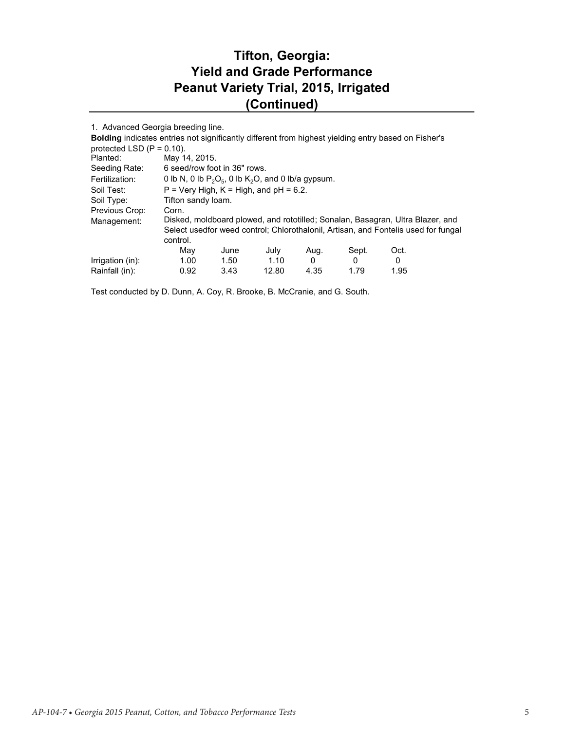# Tifton, Georgia: Yield and Grade Performance Peanut Variety Trial, 2015, Irrigated (Continued)

1. Advanced Georgia breeding line.

**Bolding** indicates entries not significantly different from highest yielding entry based on Fisher's protected LSD (P = 0.10).

Planted: May 14, 2015.

Seeding Rate: 6 seed/row foot in 36" rows.

Fertilization: 0 lb N, 0 lb $P_2O_5$, 0 lb $K_2O$, and 0 lb/a gypsum.

Soil Test: P = Very High, K = High, and pH = 6.2.

Soil Type: Tifton sandy loam.

Previous Crop: Corn.

Management: Disked, moldboard plowed, and rototilled; Sonalan, Basagran, Ultra Blazer, and Select usedfor weed control; Chlorothalonil, Artisan, and Fontelis used for fungal control.

| | May | June | July | Aug. | Sept. | Oct. |
|---|---|---|---|---|---|---|
| Irrigation (in): | 1.00 | 1.50 | 1.10 | 0 | 0 | 0 |
| Rainfall (in): | 0.92 | 3.43 | 12.80 | 4.35 | 1.79 | 1.95 |

Test conducted by D. Dunn, A. Coy, R. Brooke, B. McCranie, and G. South.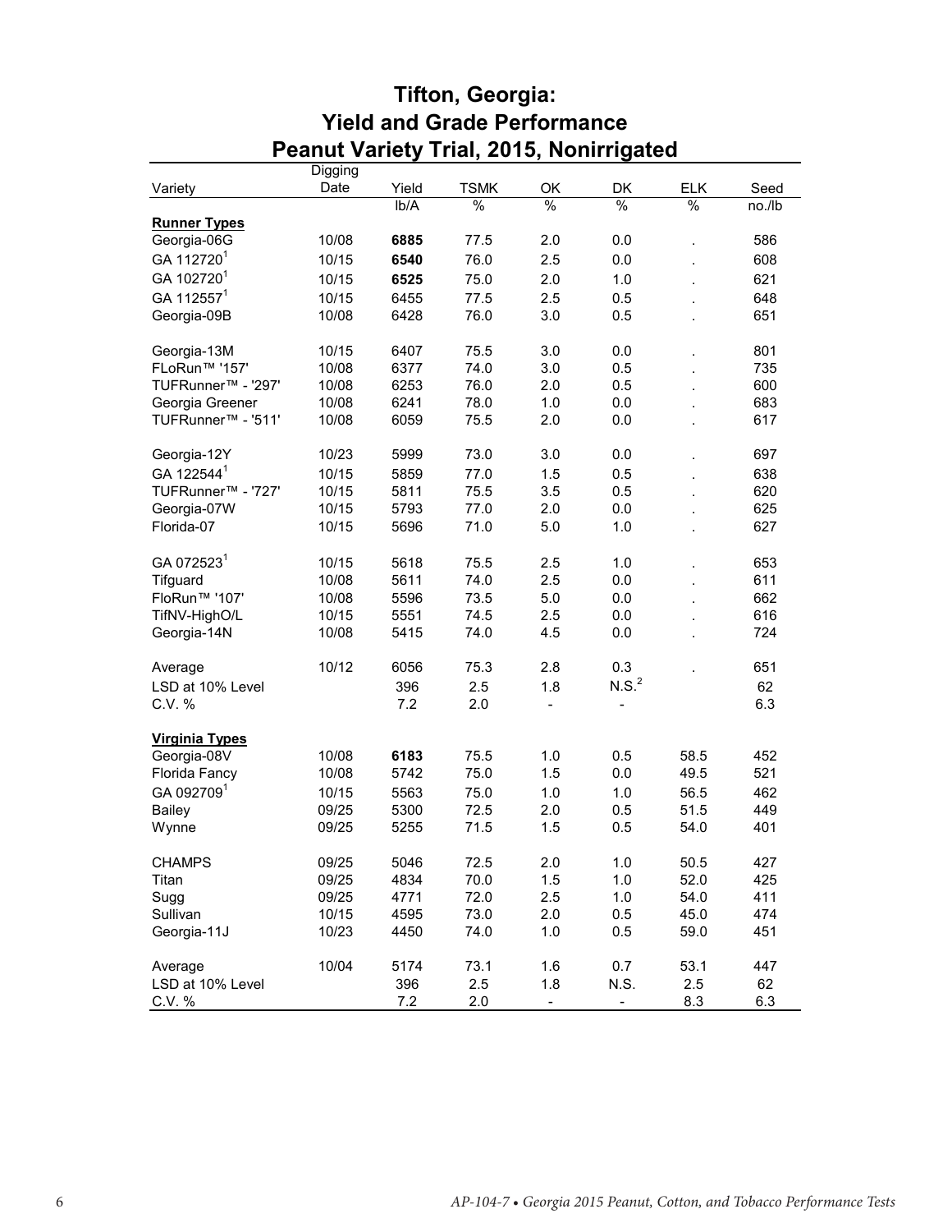# Tifton, Georgia: Yield and Grade Performance Peanut Variety Trial, 2015, Nonirrigated

| Variety | Digging Date | Yield | TSMK | OK | DK | ELK | Seed |
|---|---|---|---|---|---|---|---|
| | | lb/A | % | % | % | % | no./lb |
| **Runner Types** | | | | | | | |
| Georgia-06G | 10/08 | **6885** | 77.5 | 2.0 | 0.0 | . | 586 |
| GA 112720[1] | 10/15 | **6540** | 76.0 | 2.5 | 0.0 | . | 608 |
| GA 102720[1] | 10/15 | **6525** | 75.0 | 2.0 | 1.0 | . | 621 |
| GA 112557[1] | 10/15 | 6455 | 77.5 | 2.5 | 0.5 | . | 648 |
| Georgia-09B | 10/08 | 6428 | 76.0 | 3.0 | 0.5 | . | 651 |
| Georgia-13M | 10/15 | 6407 | 75.5 | 3.0 | 0.0 | . | 801 |
| FLoRun™ '157' | 10/08 | 6377 | 74.0 | 3.0 | 0.5 | . | 735 |
| TUFRunner™ - '297' | 10/08 | 6253 | 76.0 | 2.0 | 0.5 | . | 600 |
| Georgia Greener | 10/08 | 6241 | 78.0 | 1.0 | 0.0 | . | 683 |
| TUFRunner™ - '511' | 10/08 | 6059 | 75.5 | 2.0 | 0.0 | . | 617 |
| Georgia-12Y | 10/23 | 5999 | 73.0 | 3.0 | 0.0 | . | 697 |
| GA 122544[1] | 10/15 | 5859 | 77.0 | 1.5 | 0.5 | . | 638 |
| TUFRunner™ - '727' | 10/15 | 5811 | 75.5 | 3.5 | 0.5 | . | 620 |
| Georgia-07W | 10/15 | 5793 | 77.0 | 2.0 | 0.0 | . | 625 |
| Florida-07 | 10/15 | 5696 | 71.0 | 5.0 | 1.0 | . | 627 |
| GA 072523[1] | 10/15 | 5618 | 75.5 | 2.5 | 1.0 | . | 653 |
| Tifguard | 10/08 | 5611 | 74.0 | 2.5 | 0.0 | . | 611 |
| FloRun™ '107' | 10/08 | 5596 | 73.5 | 5.0 | 0.0 | . | 662 |
| TifNV-HighO/L | 10/15 | 5551 | 74.5 | 2.5 | 0.0 | . | 616 |
| Georgia-14N | 10/08 | 5415 | 74.0 | 4.5 | 0.0 | . | 724 |
| Average | 10/12 | 6056 | 75.3 | 2.8 | 0.3 | . | 651 |
| LSD at 10% Level | | 396 | 2.5 | 1.8 | N.S.[2] | | 62 |
| C.V. % | | 7.2 | 2.0 | - | - | | 6.3 |
| **Virginia Types** | | | | | | | |
| Georgia-08V | 10/08 | **6183** | 75.5 | 1.0 | 0.5 | 58.5 | 452 |
| Florida Fancy | 10/08 | 5742 | 75.0 | 1.5 | 0.0 | 49.5 | 521 |
| GA 092709[1] | 10/15 | 5563 | 75.0 | 1.0 | 1.0 | 56.5 | 462 |
| Bailey | 09/25 | 5300 | 72.5 | 2.0 | 0.5 | 51.5 | 449 |
| Wynne | 09/25 | 5255 | 71.5 | 1.5 | 0.5 | 54.0 | 401 |
| CHAMPS | 09/25 | 5046 | 72.5 | 2.0 | 1.0 | 50.5 | 427 |
| Titan | 09/25 | 4834 | 70.0 | 1.5 | 1.0 | 52.0 | 425 |
| Sugg | 09/25 | 4771 | 72.0 | 2.5 | 1.0 | 54.0 | 411 |
| Sullivan | 10/15 | 4595 | 73.0 | 2.0 | 0.5 | 45.0 | 474 |
| Georgia-11J | 10/23 | 4450 | 74.0 | 1.0 | 0.5 | 59.0 | 451 |
| Average | 10/04 | 5174 | 73.1 | 1.6 | 0.7 | 53.1 | 447 |
| LSD at 10% Level | | 396 | 2.5 | 1.8 | N.S. | 2.5 | 62 |
| C.V. % | | 7.2 | 2.0 | - | - | 8.3 | 6.3 |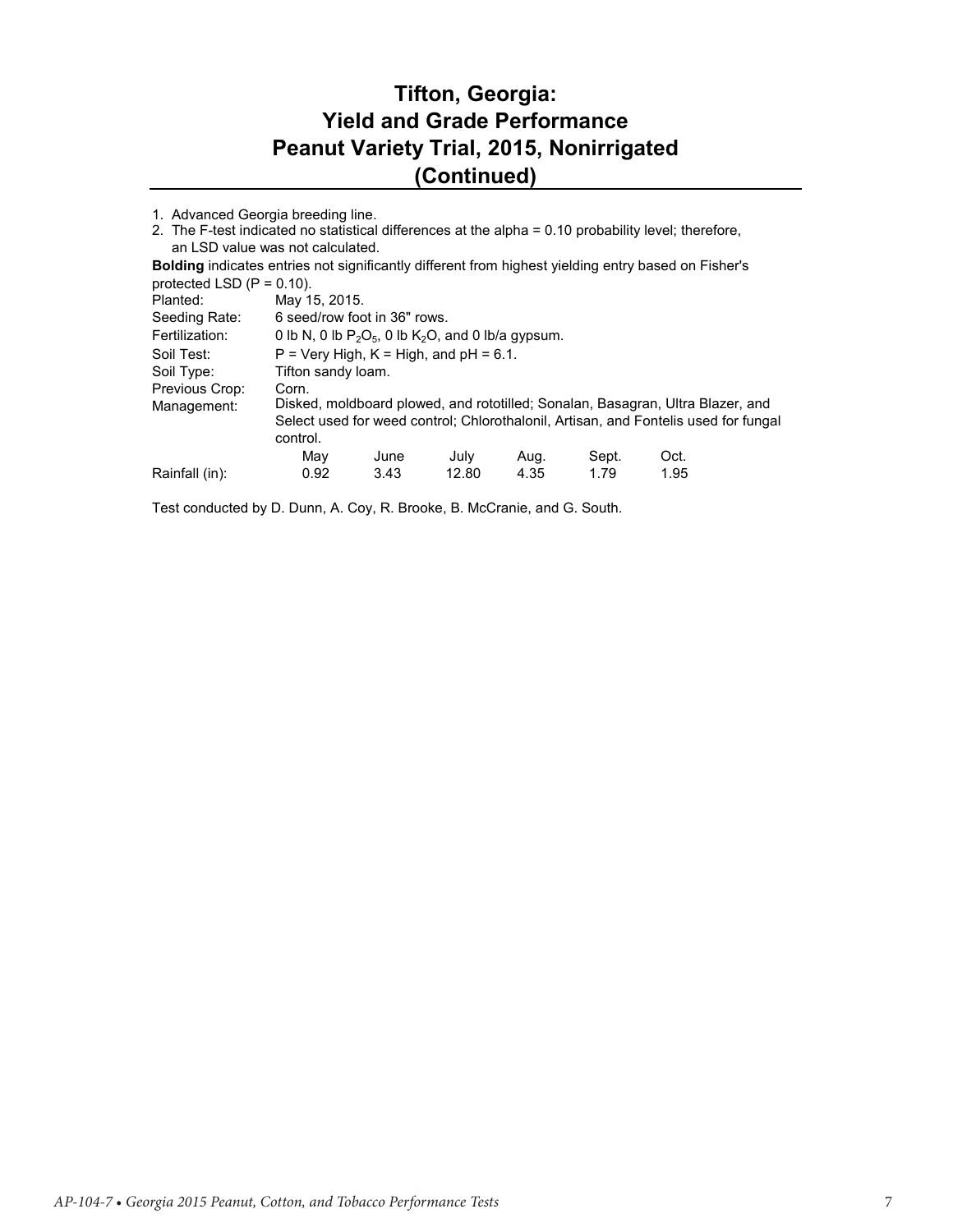# Tifton, Georgia: Yield and Grade Performance Peanut Variety Trial, 2015, Nonirrigated (Continued)

1. Advanced Georgia breeding line.
2. The F-test indicated no statistical differences at the alpha = 0.10 probability level; therefore, an LSD value was not calculated.

**Bolding** indicates entries not significantly different from highest yielding entry based on Fisher's protected LSD (P = 0.10).

| | |
|---|---|
| Planted: | May 15, 2015. |
| Seeding Rate: | 6 seed/row foot in 36" rows. |
| Fertilization: | 0 lb N, 0 lb $P_2O_5$, 0 lb $K_2O$, and 0 lb/a gypsum. |
| Soil Test: | P = Very High, K = High, and pH = 6.1. |
| Soil Type: | Tifton sandy loam. |
| Previous Crop: | Corn. |
| Management: | Disked, moldboard plowed, and rototilled; Sonalan, Basagran, Ultra Blazer, and Select used for weed control; Chlorothalonil, Artisan, and Fontelis used for fungal control. |

| | May | June | July | Aug. | Sept. | Oct. |
|---|---|---|---|---|---|---|
| Rainfall (in): | 0.92 | 3.43 | 12.80 | 4.35 | 1.79 | 1.95 |

Test conducted by D. Dunn, A. Coy, R. Brooke, B. McCranie, and G. South.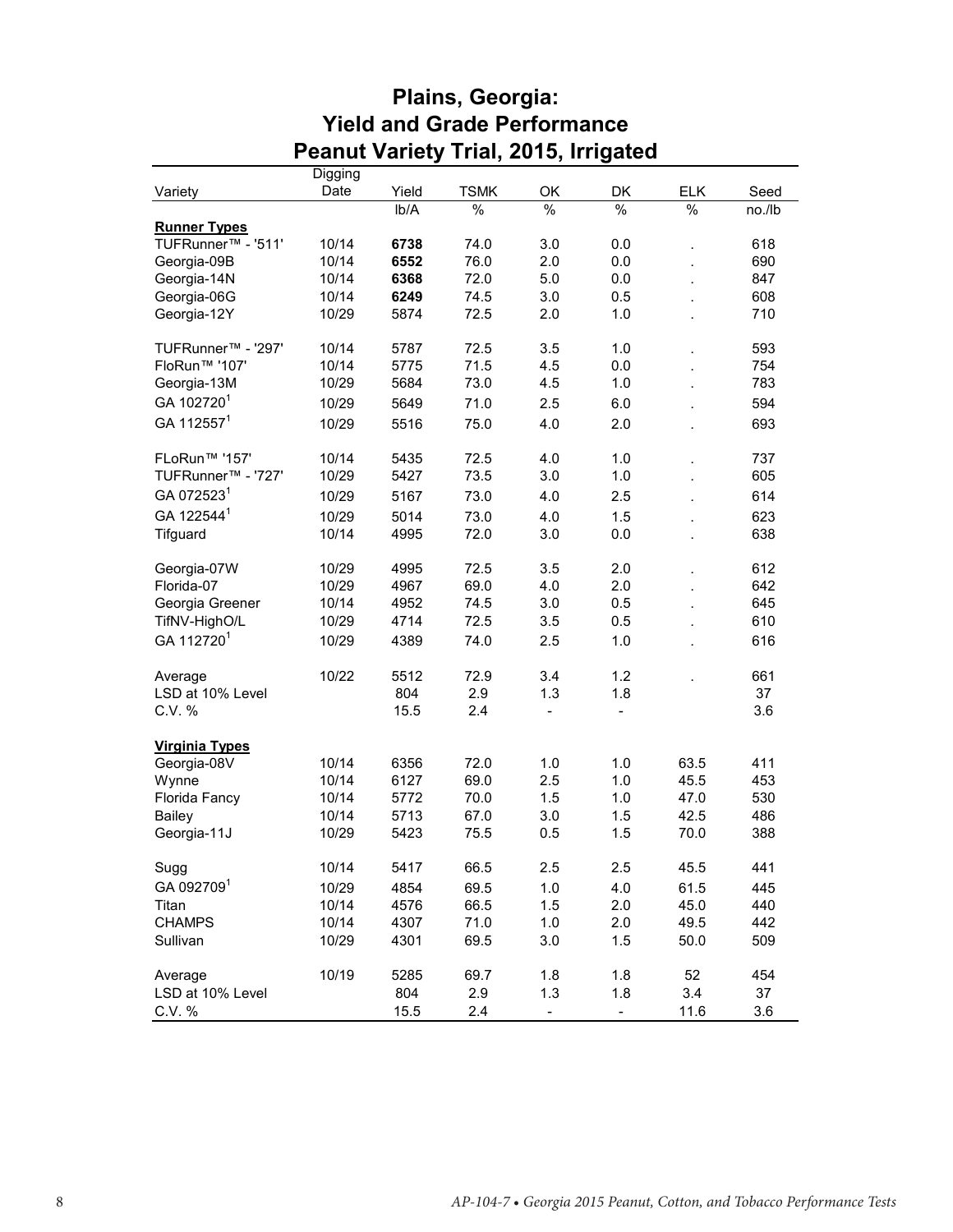# Plains, Georgia: Yield and Grade Performance Peanut Variety Trial, 2015, Irrigated

| Variety | Digging Date | Yield | TSMK | OK | DK | ELK | Seed |
|---|---|---|---|---|---|---|---|
| | | lb/A | % | % | % | % | no./lb |
| **Runner Types** | | | | | | | |
| TUFRunner™ - '511' | 10/14 | **6738** | 74.0 | 3.0 | 0.0 | . | 618 |
| Georgia-09B | 10/14 | **6552** | 76.0 | 2.0 | 0.0 | . | 690 |
| Georgia-14N | 10/14 | **6368** | 72.0 | 5.0 | 0.0 | . | 847 |
| Georgia-06G | 10/14 | **6249** | 74.5 | 3.0 | 0.5 | . | 608 |
| Georgia-12Y | 10/29 | 5874 | 72.5 | 2.0 | 1.0 | . | 710 |
| TUFRunner™ - '297' | 10/14 | 5787 | 72.5 | 3.5 | 1.0 | . | 593 |
| FloRun™ '107' | 10/14 | 5775 | 71.5 | 4.5 | 0.0 | . | 754 |
| Georgia-13M | 10/29 | 5684 | 73.0 | 4.5 | 1.0 | . | 783 |
| GA 102720[1] | 10/29 | 5649 | 71.0 | 2.5 | 6.0 | . | 594 |
| GA 112557[1] | 10/29 | 5516 | 75.0 | 4.0 | 2.0 | . | 693 |
| FLoRun™ '157' | 10/14 | 5435 | 72.5 | 4.0 | 1.0 | . | 737 |
| TUFRunner™ - '727' | 10/29 | 5427 | 73.5 | 3.0 | 1.0 | . | 605 |
| GA 072523[1] | 10/29 | 5167 | 73.0 | 4.0 | 2.5 | . | 614 |
| GA 122544[1] | 10/29 | 5014 | 73.0 | 4.0 | 1.5 | . | 623 |
| Tifguard | 10/14 | 4995 | 72.0 | 3.0 | 0.0 | . | 638 |
| Georgia-07W | 10/29 | 4995 | 72.5 | 3.5 | 2.0 | . | 612 |
| Florida-07 | 10/29 | 4967 | 69.0 | 4.0 | 2.0 | . | 642 |
| Georgia Greener | 10/14 | 4952 | 74.5 | 3.0 | 0.5 | . | 645 |
| TifNV-HighO/L | 10/29 | 4714 | 72.5 | 3.5 | 0.5 | . | 610 |
| GA 112720[1] | 10/29 | 4389 | 74.0 | 2.5 | 1.0 | . | 616 |
| Average | 10/22 | 5512 | 72.9 | 3.4 | 1.2 | . | 661 |
| LSD at 10% Level | | 804 | 2.9 | 1.3 | 1.8 | | 37 |
| C.V. % | | 15.5 | 2.4 | - | - | | 3.6 |
| **Virginia Types** | | | | | | | |
| Georgia-08V | 10/14 | 6356 | 72.0 | 1.0 | 1.0 | 63.5 | 411 |
| Wynne | 10/14 | 6127 | 69.0 | 2.5 | 1.0 | 45.5 | 453 |
| Florida Fancy | 10/14 | 5772 | 70.0 | 1.5 | 1.0 | 47.0 | 530 |
| Bailey | 10/14 | 5713 | 67.0 | 3.0 | 1.5 | 42.5 | 486 |
| Georgia-11J | 10/29 | 5423 | 75.5 | 0.5 | 1.5 | 70.0 | 388 |
| Sugg | 10/14 | 5417 | 66.5 | 2.5 | 2.5 | 45.5 | 441 |
| GA 092709[1] | 10/29 | 4854 | 69.5 | 1.0 | 4.0 | 61.5 | 445 |
| Titan | 10/14 | 4576 | 66.5 | 1.5 | 2.0 | 45.0 | 440 |
| CHAMPS | 10/14 | 4307 | 71.0 | 1.0 | 2.0 | 49.5 | 442 |
| Sullivan | 10/29 | 4301 | 69.5 | 3.0 | 1.5 | 50.0 | 509 |
| Average | 10/19 | 5285 | 69.7 | 1.8 | 1.8 | 52 | 454 |
| LSD at 10% Level | | 804 | 2.9 | 1.3 | 1.8 | 3.4 | 37 |
| C.V. % | | 15.5 | 2.4 | - | - | 11.6 | 3.6 |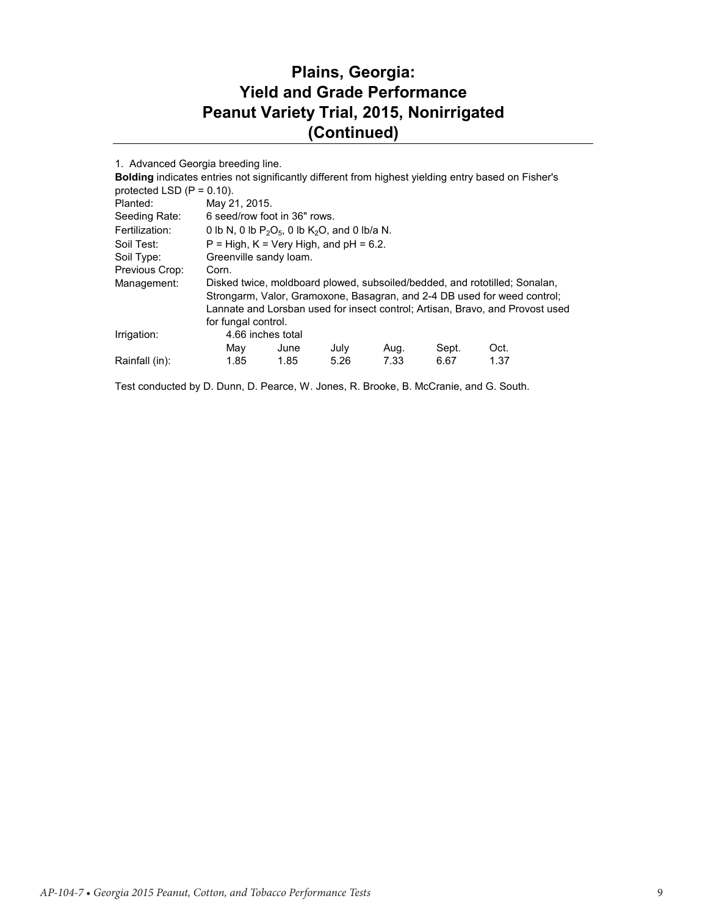# Plains, Georgia: Yield and Grade Performance Peanut Variety Trial, 2015, Nonirrigated (Continued)

1. Advanced Georgia breeding line.

**Bolding** indicates entries not significantly different from highest yielding entry based on Fisher's protected LSD ($P = 0.10$).

| | |
|---|---|
| Planted: | May 21, 2015. |
| Seeding Rate: | 6 seed/row foot in 36" rows. |
| Fertilization: | 0 lb N, 0 lb $P_2O_5$, 0 lb $K_2O$, and 0 lb/a N. |
| Soil Test: | P = High, K = Very High, and pH = 6.2. |
| Soil Type: | Greenville sandy loam. |
| Previous Crop: | Corn. |
| Management: | Disked twice, moldboard plowed, subsoiled/bedded, and rototilled; Sonalan, Strongarm, Valor, Gramoxone, Basagran, and 2-4 DB used for weed control; Lannate and Lorsban used for insect control; Artisan, Bravo, and Provost used for fungal control. |
| Irrigation: | 4.66 inches total |

| | May | June | July | Aug. | Sept. | Oct. |
|---|---|---|---|---|---|---|
| Rainfall (in): | 1.85 | 1.85 | 5.26 | 7.33 | 6.67 | 1.37 |

Test conducted by D. Dunn, D. Pearce, W. Jones, R. Brooke, B. McCranie, and G. South.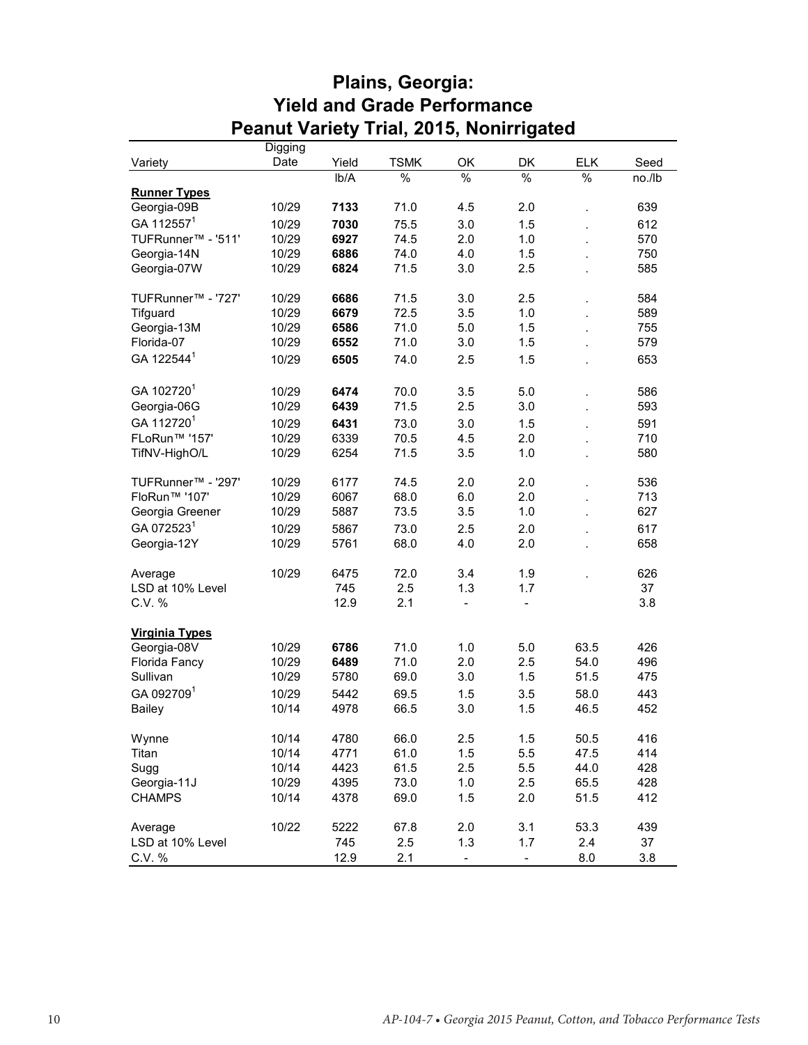# Plains, Georgia:
# Yield and Grade Performance
# Peanut Variety Trial, 2015, Nonirrigated

| Variety | Digging Date | Yield | TSMK | OK | DK | ELK | Seed |
|---|---|---|---|---|---|---|---|
| | | lb/A | % | % | % | % | no./lb |
| **Runner Types** | | | | | | | |
| Georgia-09B | 10/29 | **7133** | 71.0 | 4.5 | 2.0 | . | 639 |
| GA 112557[1] | 10/29 | **7030** | 75.5 | 3.0 | 1.5 | . | 612 |
| TUFRunner™ - '511' | 10/29 | **6927** | 74.5 | 2.0 | 1.0 | . | 570 |
| Georgia-14N | 10/29 | **6886** | 74.0 | 4.0 | 1.5 | . | 750 |
| Georgia-07W | 10/29 | **6824** | 71.5 | 3.0 | 2.5 | . | 585 |
| TUFRunner™ - '727' | 10/29 | **6686** | 71.5 | 3.0 | 2.5 | . | 584 |
| Tifguard | 10/29 | **6679** | 72.5 | 3.5 | 1.0 | . | 589 |
| Georgia-13M | 10/29 | **6586** | 71.0 | 5.0 | 1.5 | . | 755 |
| Florida-07 | 10/29 | **6552** | 71.0 | 3.0 | 1.5 | . | 579 |
| GA 122544[1] | 10/29 | **6505** | 74.0 | 2.5 | 1.5 | . | 653 |
| GA 102720[1] | 10/29 | **6474** | 70.0 | 3.5 | 5.0 | . | 586 |
| Georgia-06G | 10/29 | **6439** | 71.5 | 2.5 | 3.0 | . | 593 |
| GA 112720[1] | 10/29 | **6431** | 73.0 | 3.0 | 1.5 | . | 591 |
| FLoRun™ '157' | 10/29 | 6339 | 70.5 | 4.5 | 2.0 | . | 710 |
| TifNV-HighO/L | 10/29 | 6254 | 71.5 | 3.5 | 1.0 | . | 580 |
| TUFRunner™ - '297' | 10/29 | 6177 | 74.5 | 2.0 | 2.0 | . | 536 |
| FloRun™ '107' | 10/29 | 6067 | 68.0 | 6.0 | 2.0 | . | 713 |
| Georgia Greener | 10/29 | 5887 | 73.5 | 3.5 | 1.0 | . | 627 |
| GA 072523[1] | 10/29 | 5867 | 73.0 | 2.5 | 2.0 | . | 617 |
| Georgia-12Y | 10/29 | 5761 | 68.0 | 4.0 | 2.0 | . | 658 |
| Average | 10/29 | 6475 | 72.0 | 3.4 | 1.9 | . | 626 |
| LSD at 10% Level | | 745 | 2.5 | 1.3 | 1.7 | | 37 |
| C.V. % | | 12.9 | 2.1 | - | - | | 3.8 |
| **Virginia Types** | | | | | | | |
| Georgia-08V | 10/29 | **6786** | 71.0 | 1.0 | 5.0 | 63.5 | 426 |
| Florida Fancy | 10/29 | **6489** | 71.0 | 2.0 | 2.5 | 54.0 | 496 |
| Sullivan | 10/29 | 5780 | 69.0 | 3.0 | 1.5 | 51.5 | 475 |
| GA 092709[1] | 10/29 | 5442 | 69.5 | 1.5 | 3.5 | 58.0 | 443 |
| Bailey | 10/14 | 4978 | 66.5 | 3.0 | 1.5 | 46.5 | 452 |
| Wynne | 10/14 | 4780 | 66.0 | 2.5 | 1.5 | 50.5 | 416 |
| Titan | 10/14 | 4771 | 61.0 | 1.5 | 5.5 | 47.5 | 414 |
| Sugg | 10/14 | 4423 | 61.5 | 2.5 | 5.5 | 44.0 | 428 |
| Georgia-11J | 10/29 | 4395 | 73.0 | 1.0 | 2.5 | 65.5 | 428 |
| CHAMPS | 10/14 | 4378 | 69.0 | 1.5 | 2.0 | 51.5 | 412 |
| Average | 10/22 | 5222 | 67.8 | 2.0 | 3.1 | 53.3 | 439 |
| LSD at 10% Level | | 745 | 2.5 | 1.3 | 1.7 | 2.4 | 37 |
| C.V. % | | 12.9 | 2.1 | - | - | 8.0 | 3.8 |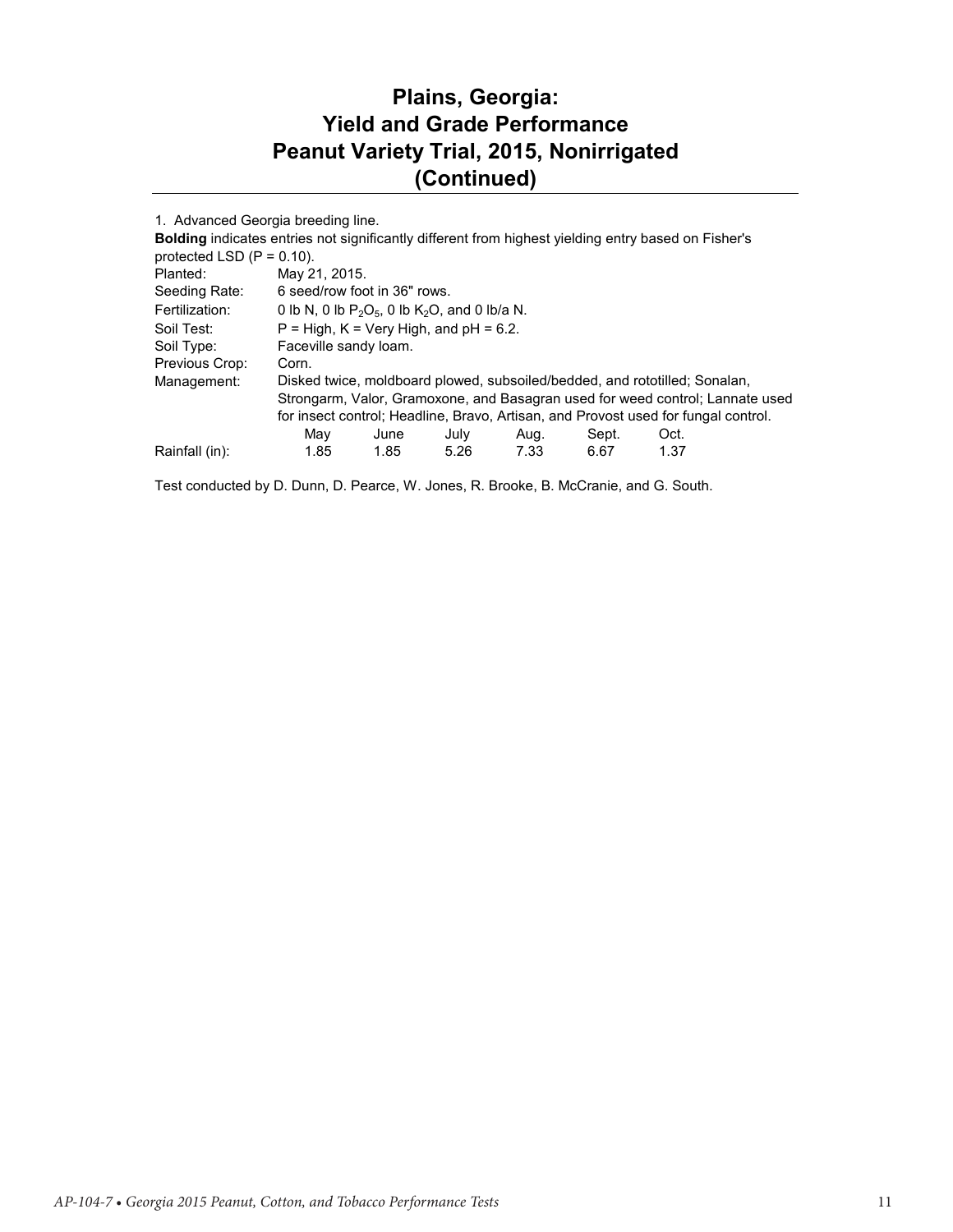# Plains, Georgia: Yield and Grade Performance Peanut Variety Trial, 2015, Nonirrigated (Continued)

1. Advanced Georgia breeding line.

**Bolding** indicates entries not significantly different from highest yielding entry based on Fisher's protected LSD (P = 0.10).

| | |
|---|---|
| Planted: | May 21, 2015. |
| Seeding Rate: | 6 seed/row foot in 36" rows. |
| Fertilization: | 0 lb N, 0 lb $P_2O_5$, 0 lb $K_2O$, and 0 lb/a N. |
| Soil Test: | P = High, K = Very High, and pH = 6.2. |
| Soil Type: | Faceville sandy loam. |
| Previous Crop: | Corn. |
| Management: | Disked twice, moldboard plowed, subsoiled/bedded, and rototilled; Sonalan, Strongarm, Valor, Gramoxone, and Basagran used for weed control; Lannate used for insect control; Headline, Bravo, Artisan, and Provost used for fungal control. |

| | May | June | July | Aug. | Sept. | Oct. |
|---|---|---|---|---|---|---|
| Rainfall (in): | 1.85 | 1.85 | 5.26 | 7.33 | 6.67 | 1.37 |

Test conducted by D. Dunn, D. Pearce, W. Jones, R. Brooke, B. McCranie, and G. South.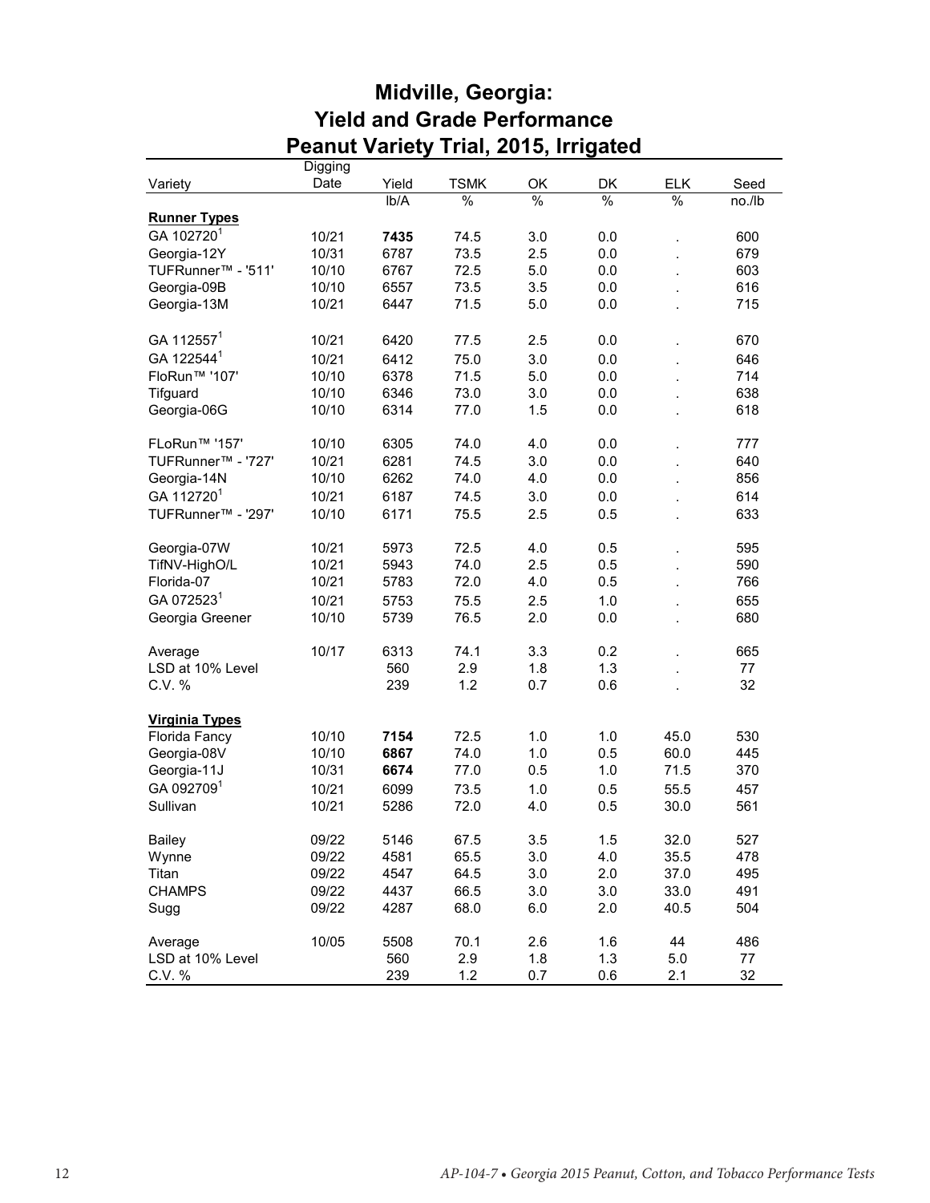# Midville, Georgia:
# Yield and Grade Performance
# Peanut Variety Trial, 2015, Irrigated

| Variety | Digging Date | Yield | TSMK | OK | DK | ELK | Seed |
|---|---|---|---|---|---|---|---|
| | | lb/A | % | % | % | % | no./lb |
| **Runner Types** | | | | | | | |
| GA 102720[1] | 10/21 | **7435** | 74.5 | 3.0 | 0.0 | . | 600 |
| Georgia-12Y | 10/31 | 6787 | 73.5 | 2.5 | 0.0 | . | 679 |
| TUFRunner™ - '511' | 10/10 | 6767 | 72.5 | 5.0 | 0.0 | . | 603 |
| Georgia-09B | 10/10 | 6557 | 73.5 | 3.5 | 0.0 | . | 616 |
| Georgia-13M | 10/21 | 6447 | 71.5 | 5.0 | 0.0 | . | 715 |
| GA 112557[1] | 10/21 | 6420 | 77.5 | 2.5 | 0.0 | . | 670 |
| GA 122544[1] | 10/21 | 6412 | 75.0 | 3.0 | 0.0 | . | 646 |
| FloRun™ '107' | 10/10 | 6378 | 71.5 | 5.0 | 0.0 | . | 714 |
| Tifguard | 10/10 | 6346 | 73.0 | 3.0 | 0.0 | . | 638 |
| Georgia-06G | 10/10 | 6314 | 77.0 | 1.5 | 0.0 | . | 618 |
| FLoRun™ '157' | 10/10 | 6305 | 74.0 | 4.0 | 0.0 | . | 777 |
| TUFRunner™ - '727' | 10/21 | 6281 | 74.5 | 3.0 | 0.0 | . | 640 |
| Georgia-14N | 10/10 | 6262 | 74.0 | 4.0 | 0.0 | . | 856 |
| GA 112720[1] | 10/21 | 6187 | 74.5 | 3.0 | 0.0 | . | 614 |
| TUFRunner™ - '297' | 10/10 | 6171 | 75.5 | 2.5 | 0.5 | . | 633 |
| Georgia-07W | 10/21 | 5973 | 72.5 | 4.0 | 0.5 | . | 595 |
| TifNV-HighO/L | 10/21 | 5943 | 74.0 | 2.5 | 0.5 | . | 590 |
| Florida-07 | 10/21 | 5783 | 72.0 | 4.0 | 0.5 | . | 766 |
| GA 072523[1] | 10/21 | 5753 | 75.5 | 2.5 | 1.0 | . | 655 |
| Georgia Greener | 10/10 | 5739 | 76.5 | 2.0 | 0.0 | . | 680 |
| Average | 10/17 | 6313 | 74.1 | 3.3 | 0.2 | . | 665 |
| LSD at 10% Level | | 560 | 2.9 | 1.8 | 1.3 | . | 77 |
| C.V. % | | 239 | 1.2 | 0.7 | 0.6 | . | 32 |
| **Virginia Types** | | | | | | | |
| Florida Fancy | 10/10 | **7154** | 72.5 | 1.0 | 1.0 | 45.0 | 530 |
| Georgia-08V | 10/10 | **6867** | 74.0 | 1.0 | 0.5 | 60.0 | 445 |
| Georgia-11J | 10/31 | **6674** | 77.0 | 0.5 | 1.0 | 71.5 | 370 |
| GA 092709[1] | 10/21 | 6099 | 73.5 | 1.0 | 0.5 | 55.5 | 457 |
| Sullivan | 10/21 | 5286 | 72.0 | 4.0 | 0.5 | 30.0 | 561 |
| Bailey | 09/22 | 5146 | 67.5 | 3.5 | 1.5 | 32.0 | 527 |
| Wynne | 09/22 | 4581 | 65.5 | 3.0 | 4.0 | 35.5 | 478 |
| Titan | 09/22 | 4547 | 64.5 | 3.0 | 2.0 | 37.0 | 495 |
| CHAMPS | 09/22 | 4437 | 66.5 | 3.0 | 3.0 | 33.0 | 491 |
| Sugg | 09/22 | 4287 | 68.0 | 6.0 | 2.0 | 40.5 | 504 |
| Average | 10/05 | 5508 | 70.1 | 2.6 | 1.6 | 44 | 486 |
| LSD at 10% Level | | 560 | 2.9 | 1.8 | 1.3 | 5.0 | 77 |
| C.V. % | | 239 | 1.2 | 0.7 | 0.6 | 2.1 | 32 |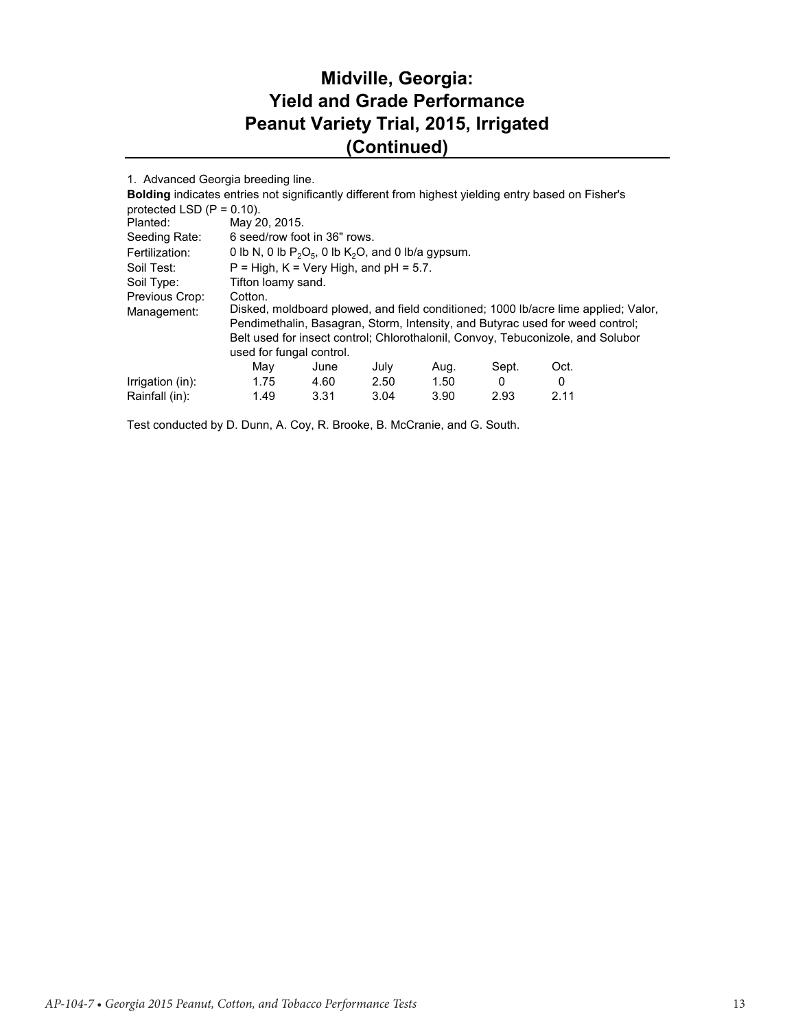# Midville, Georgia: Yield and Grade Performance Peanut Variety Trial, 2015, Irrigated (Continued)

1. Advanced Georgia breeding line.

**Bolding** indicates entries not significantly different from highest yielding entry based on Fisher's protected LSD (P = 0.10).

| | |
|---|---|
| Planted: | May 20, 2015. |
| Seeding Rate: | 6 seed/row foot in 36" rows. |
| Fertilization: | 0 lb N, 0 lb $P_2O_5$, 0 lb $K_2O$, and 0 lb/a gypsum. |
| Soil Test: | P = High, K = Very High, and pH = 5.7. |
| Soil Type: | Tifton loamy sand. |
| Previous Crop: | Cotton. |
| Management: | Disked, moldboard plowed, and field conditioned; 1000 lb/acre lime applied; Valor, Pendimethalin, Basagran, Storm, Intensity, and Butyrac used for weed control; Belt used for insect control; Chlorothalonil, Convoy, Tebuconizole, and Solubor used for fungal control. |

| | May | June | July | Aug. | Sept. | Oct. |
|---|---|---|---|---|---|---|
| Irrigation (in): | 1.75 | 4.60 | 2.50 | 1.50 | 0 | 0 |
| Rainfall (in): | 1.49 | 3.31 | 3.04 | 3.90 | 2.93 | 2.11 |

Test conducted by D. Dunn, A. Coy, R. Brooke, B. McCranie, and G. South.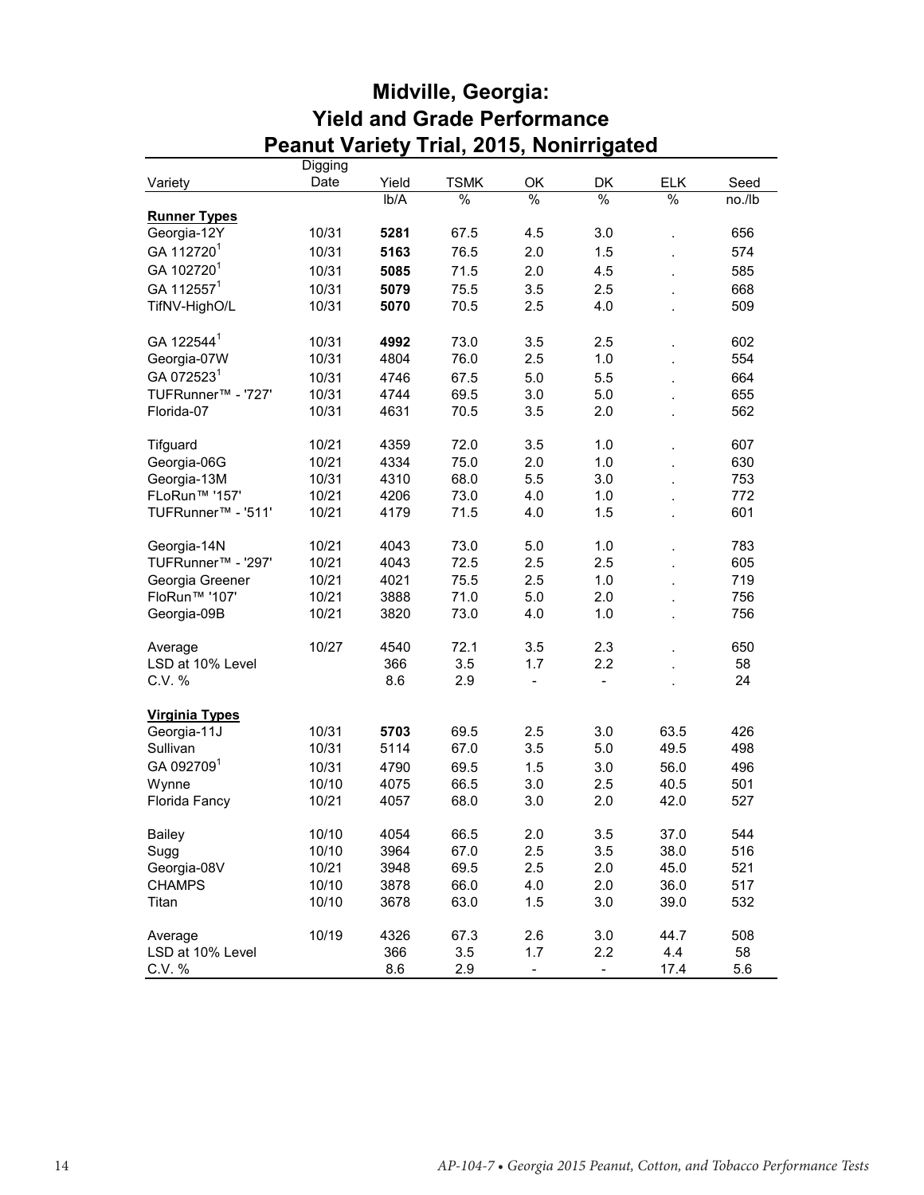# Midville, Georgia: Yield and Grade Performance Peanut Variety Trial, 2015, Nonirrigated

| Variety | Digging Date | Yield | TSMK | OK | DK | ELK | Seed |
|---|---|---|---|---|---|---|---|
| | | lb/A | % | % | % | % | no./lb |
| **Runner Types** | | | | | | | |
| Georgia-12Y | 10/31 | **5281** | 67.5 | 4.5 | 3.0 | . | 656 |
| GA 112720[1] | 10/31 | **5163** | 76.5 | 2.0 | 1.5 | . | 574 |
| GA 102720[1] | 10/31 | **5085** | 71.5 | 2.0 | 4.5 | . | 585 |
| GA 112557[1] | 10/31 | **5079** | 75.5 | 3.5 | 2.5 | . | 668 |
| TifNV-HighO/L | 10/31 | **5070** | 70.5 | 2.5 | 4.0 | . | 509 |
| GA 122544[1] | 10/31 | **4992** | 73.0 | 3.5 | 2.5 | . | 602 |
| Georgia-07W | 10/31 | 4804 | 76.0 | 2.5 | 1.0 | . | 554 |
| GA 072523[1] | 10/31 | 4746 | 67.5 | 5.0 | 5.5 | . | 664 |
| TUFRunner™ - '727' | 10/31 | 4744 | 69.5 | 3.0 | 5.0 | . | 655 |
| Florida-07 | 10/31 | 4631 | 70.5 | 3.5 | 2.0 | . | 562 |
| Tifguard | 10/21 | 4359 | 72.0 | 3.5 | 1.0 | . | 607 |
| Georgia-06G | 10/21 | 4334 | 75.0 | 2.0 | 1.0 | . | 630 |
| Georgia-13M | 10/31 | 4310 | 68.0 | 5.5 | 3.0 | . | 753 |
| FLoRun™ '157' | 10/21 | 4206 | 73.0 | 4.0 | 1.0 | . | 772 |
| TUFRunner™ - '511' | 10/21 | 4179 | 71.5 | 4.0 | 1.5 | . | 601 |
| Georgia-14N | 10/21 | 4043 | 73.0 | 5.0 | 1.0 | . | 783 |
| TUFRunner™ - '297' | 10/21 | 4043 | 72.5 | 2.5 | 2.5 | . | 605 |
| Georgia Greener | 10/21 | 4021 | 75.5 | 2.5 | 1.0 | . | 719 |
| FloRun™ '107' | 10/21 | 3888 | 71.0 | 5.0 | 2.0 | . | 756 |
| Georgia-09B | 10/21 | 3820 | 73.0 | 4.0 | 1.0 | . | 756 |
| Average | 10/27 | 4540 | 72.1 | 3.5 | 2.3 | . | 650 |
| LSD at 10% Level | | 366 | 3.5 | 1.7 | 2.2 | . | 58 |
| C.V. % | | 8.6 | 2.9 | - | - | . | 24 |
| **Virginia Types** | | | | | | | |
| Georgia-11J | 10/31 | **5703** | 69.5 | 2.5 | 3.0 | 63.5 | 426 |
| Sullivan | 10/31 | 5114 | 67.0 | 3.5 | 5.0 | 49.5 | 498 |
| GA 092709[1] | 10/31 | 4790 | 69.5 | 1.5 | 3.0 | 56.0 | 496 |
| Wynne | 10/10 | 4075 | 66.5 | 3.0 | 2.5 | 40.5 | 501 |
| Florida Fancy | 10/21 | 4057 | 68.0 | 3.0 | 2.0 | 42.0 | 527 |
| Bailey | 10/10 | 4054 | 66.5 | 2.0 | 3.5 | 37.0 | 544 |
| Sugg | 10/10 | 3964 | 67.0 | 2.5 | 3.5 | 38.0 | 516 |
| Georgia-08V | 10/21 | 3948 | 69.5 | 2.5 | 2.0 | 45.0 | 521 |
| CHAMPS | 10/10 | 3878 | 66.0 | 4.0 | 2.0 | 36.0 | 517 |
| Titan | 10/10 | 3678 | 63.0 | 1.5 | 3.0 | 39.0 | 532 |
| Average | 10/19 | 4326 | 67.3 | 2.6 | 3.0 | 44.7 | 508 |
| LSD at 10% Level | | 366 | 3.5 | 1.7 | 2.2 | 4.4 | 58 |
| C.V. % | | 8.6 | 2.9 | - | - | 17.4 | 5.6 |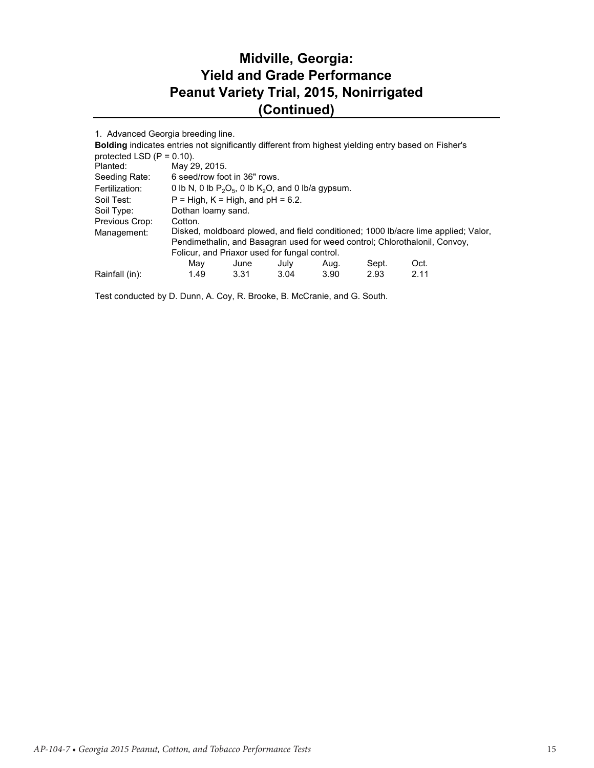# Midville, Georgia: Yield and Grade Performance Peanut Variety Trial, 2015, Nonirrigated (Continued)

1. Advanced Georgia breeding line.

**Bolding** indicates entries not significantly different from highest yielding entry based on Fisher's protected LSD (P = 0.10).

| | |
|---|---|
| Planted: | May 29, 2015. |
| Seeding Rate: | 6 seed/row foot in 36" rows. |
| Fertilization: | 0 lb N, 0 lb $P_2O_5$, 0 lb $K_2O$, and 0 lb/a gypsum. |
| Soil Test: | P = High, K = High, and pH = 6.2. |
| Soil Type: | Dothan loamy sand. |
| Previous Crop: | Cotton. |
| Management: | Disked, moldboard plowed, and field conditioned; 1000 lb/acre lime applied; Valor, Pendimethalin, and Basagran used for weed control; Chlorothalonil, Convoy, Folicur, and Priaxor used for fungal control. |

| | May | June | July | Aug. | Sept. | Oct. |
|---|---|---|---|---|---|---|
| Rainfall (in): | 1.49 | 3.31 | 3.04 | 3.90 | 2.93 | 2.11 |

Test conducted by D. Dunn, A. Coy, R. Brooke, B. McCranie, and G. South.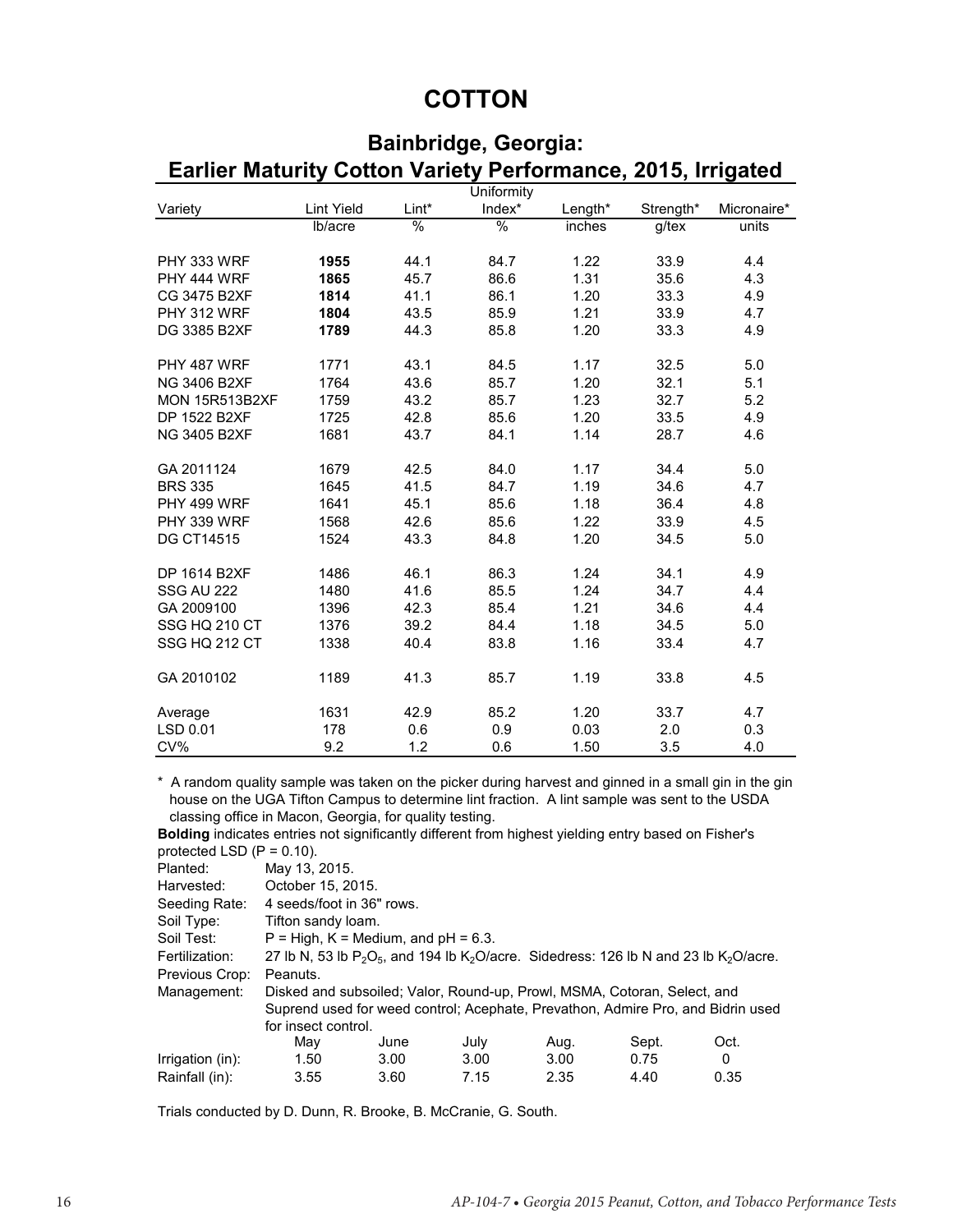# COTTON

## Bainbridge, Georgia: Earlier Maturity Cotton Variety Performance, 2015, Irrigated

| Variety | Lint Yield | Lint* | Uniformity Index* | Length* | Strength* | Micronaire* |
|---|---|---|---|---|---|---|
| | lb/acre | % | % | inches | g/tex | units |
| PHY 333 WRF | **1955** | 44.1 | 84.7 | 1.22 | 33.9 | 4.4 |
| PHY 444 WRF | **1865** | 45.7 | 86.6 | 1.31 | 35.6 | 4.3 |
| CG 3475 B2XF | **1814** | 41.1 | 86.1 | 1.20 | 33.3 | 4.9 |
| PHY 312 WRF | **1804** | 43.5 | 85.9 | 1.21 | 33.9 | 4.7 |
| DG 3385 B2XF | **1789** | 44.3 | 85.8 | 1.20 | 33.3 | 4.9 |
| PHY 487 WRF | 1771 | 43.1 | 84.5 | 1.17 | 32.5 | 5.0 |
| NG 3406 B2XF | 1764 | 43.6 | 85.7 | 1.20 | 32.1 | 5.1 |
| MON 15R513B2XF | 1759 | 43.2 | 85.7 | 1.23 | 32.7 | 5.2 |
| DP 1522 B2XF | 1725 | 42.8 | 85.6 | 1.20 | 33.5 | 4.9 |
| NG 3405 B2XF | 1681 | 43.7 | 84.1 | 1.14 | 28.7 | 4.6 |
| GA 2011124 | 1679 | 42.5 | 84.0 | 1.17 | 34.4 | 5.0 |
| BRS 335 | 1645 | 41.5 | 84.7 | 1.19 | 34.6 | 4.7 |
| PHY 499 WRF | 1641 | 45.1 | 85.6 | 1.18 | 36.4 | 4.8 |
| PHY 339 WRF | 1568 | 42.6 | 85.6 | 1.22 | 33.9 | 4.5 |
| DG CT14515 | 1524 | 43.3 | 84.8 | 1.20 | 34.5 | 5.0 |
| DP 1614 B2XF | 1486 | 46.1 | 86.3 | 1.24 | 34.1 | 4.9 |
| SSG AU 222 | 1480 | 41.6 | 85.5 | 1.24 | 34.7 | 4.4 |
| GA 2009100 | 1396 | 42.3 | 85.4 | 1.21 | 34.6 | 4.4 |
| SSG HQ 210 CT | 1376 | 39.2 | 84.4 | 1.18 | 34.5 | 5.0 |
| SSG HQ 212 CT | 1338 | 40.4 | 83.8 | 1.16 | 33.4 | 4.7 |
| GA 2010102 | 1189 | 41.3 | 85.7 | 1.19 | 33.8 | 4.5 |
| Average | 1631 | 42.9 | 85.2 | 1.20 | 33.7 | 4.7 |
| LSD 0.01 | 178 | 0.6 | 0.9 | 0.03 | 2.0 | 0.3 |
| CV% | 9.2 | 1.2 | 0.6 | 1.50 | 3.5 | 4.0 |

\* A random quality sample was taken on the picker during harvest and ginned in a small gin in the gin house on the UGA Tifton Campus to determine lint fraction. A lint sample was sent to the USDA classing office in Macon, Georgia, for quality testing.

**Bolding** indicates entries not significantly different from highest yielding entry based on Fisher's protected LSD ($P = 0.10$).

Planted: May 13, 2015.

Harvested: October 15, 2015.

Seeding Rate: 4 seeds/foot in 36" rows.

Soil Type: Tifton sandy loam.

Soil Test: P = High, K = Medium, and pH = 6.3.

Fertilization: 27 lb N, 53 lb $P_2O_5$, and 194 lb $K_2O$/acre. Sidedress: 126 lb N and 23 lb $K_2O$/acre.

Previous Crop: Peanuts.

Management: Disked and subsoiled; Valor, Round-up, Prowl, MSMA, Cotoran, Select, and Suprend used for weed control; Acephate, Prevathon, Admire Pro, and Bidrin used for insect control.

| | May | June | July | Aug. | Sept. | Oct. |
|---|---|---|---|---|---|---|
| Irrigation (in): | 1.50 | 3.00 | 3.00 | 3.00 | 0.75 | 0 |
| Rainfall (in): | 3.55 | 3.60 | 7.15 | 2.35 | 4.40 | 0.35 |

Trials conducted by D. Dunn, R. Brooke, B. McCranie, G. South.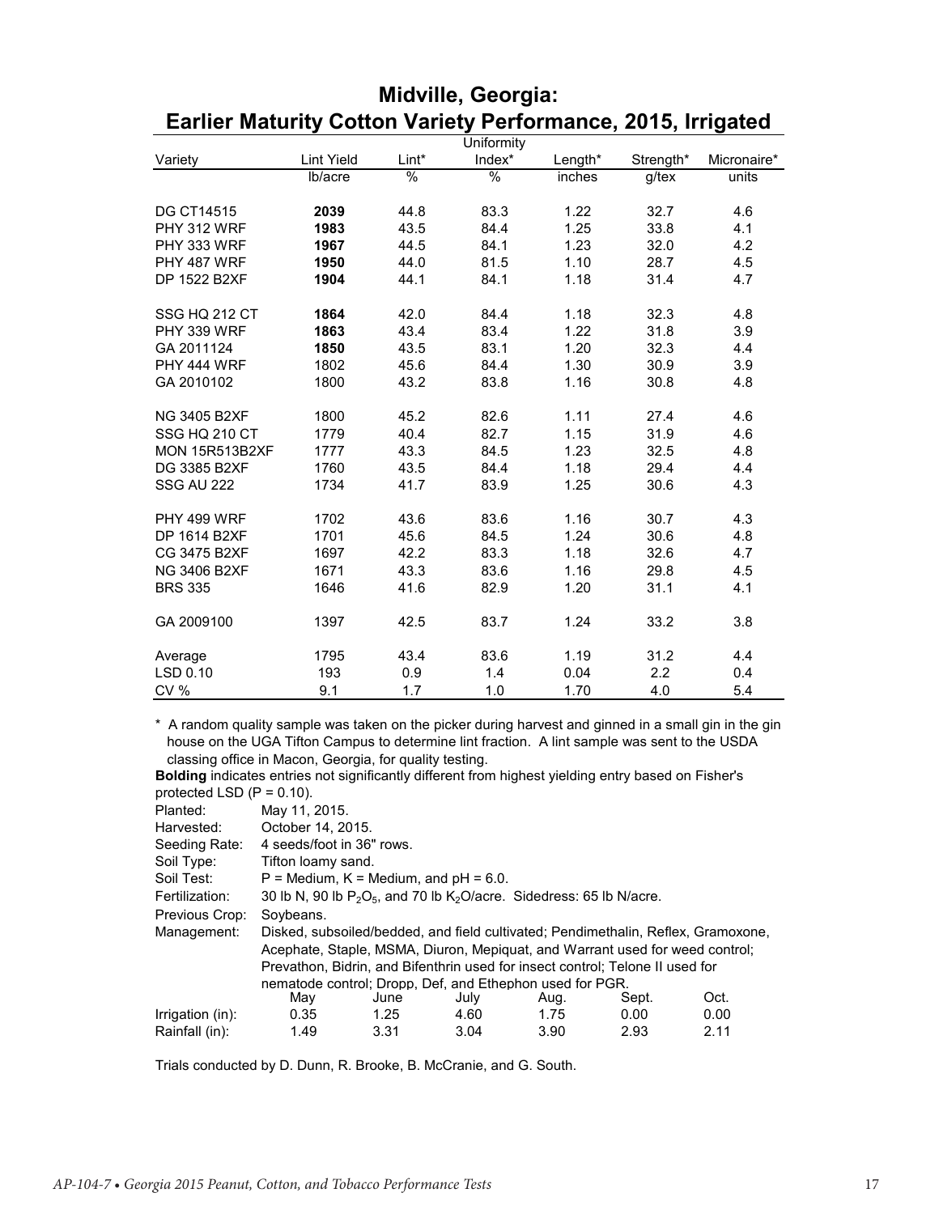# Midville, Georgia: Earlier Maturity Cotton Variety Performance, 2015, Irrigated

| Variety | Lint Yield | Lint* | Uniformity Index* | Length* | Strength* | Micronaire* |
|---|---|---|---|---|---|---|
| | lb/acre | % | % | inches | g/tex | units |
| DG CT14515 | **2039** | 44.8 | 83.3 | 1.22 | 32.7 | 4.6 |
| PHY 312 WRF | **1983** | 43.5 | 84.4 | 1.25 | 33.8 | 4.1 |
| PHY 333 WRF | **1967** | 44.5 | 84.1 | 1.23 | 32.0 | 4.2 |
| PHY 487 WRF | **1950** | 44.0 | 81.5 | 1.10 | 28.7 | 4.5 |
| DP 1522 B2XF | **1904** | 44.1 | 84.1 | 1.18 | 31.4 | 4.7 |
| SSG HQ 212 CT | **1864** | 42.0 | 84.4 | 1.18 | 32.3 | 4.8 |
| PHY 339 WRF | **1863** | 43.4 | 83.4 | 1.22 | 31.8 | 3.9 |
| GA 2011124 | **1850** | 43.5 | 83.1 | 1.20 | 32.3 | 4.4 |
| PHY 444 WRF | 1802 | 45.6 | 84.4 | 1.30 | 30.9 | 3.9 |
| GA 2010102 | 1800 | 43.2 | 83.8 | 1.16 | 30.8 | 4.8 |
| NG 3405 B2XF | 1800 | 45.2 | 82.6 | 1.11 | 27.4 | 4.6 |
| SSG HQ 210 CT | 1779 | 40.4 | 82.7 | 1.15 | 31.9 | 4.6 |
| MON 15R513B2XF | 1777 | 43.3 | 84.5 | 1.23 | 32.5 | 4.8 |
| DG 3385 B2XF | 1760 | 43.5 | 84.4 | 1.18 | 29.4 | 4.4 |
| SSG AU 222 | 1734 | 41.7 | 83.9 | 1.25 | 30.6 | 4.3 |
| PHY 499 WRF | 1702 | 43.6 | 83.6 | 1.16 | 30.7 | 4.3 |
| DP 1614 B2XF | 1701 | 45.6 | 84.5 | 1.24 | 30.6 | 4.8 |
| CG 3475 B2XF | 1697 | 42.2 | 83.3 | 1.18 | 32.6 | 4.7 |
| NG 3406 B2XF | 1671 | 43.3 | 83.6 | 1.16 | 29.8 | 4.5 |
| BRS 335 | 1646 | 41.6 | 82.9 | 1.20 | 31.1 | 4.1 |
| GA 2009100 | 1397 | 42.5 | 83.7 | 1.24 | 33.2 | 3.8 |
| Average | 1795 | 43.4 | 83.6 | 1.19 | 31.2 | 4.4 |
| LSD 0.10 | 193 | 0.9 | 1.4 | 0.04 | 2.2 | 0.4 |
| CV % | 9.1 | 1.7 | 1.0 | 1.70 | 4.0 | 5.4 |

\* A random quality sample was taken on the picker during harvest and ginned in a small gin in the gin house on the UGA Tifton Campus to determine lint fraction. A lint sample was sent to the USDA classing office in Macon, Georgia, for quality testing.

**Bolding** indicates entries not significantly different from highest yielding entry based on Fisher's protected LSD (P = 0.10).

Planted: May 11, 2015.
Harvested: October 14, 2015.
Seeding Rate: 4 seeds/foot in 36" rows.
Soil Type: Tifton loamy sand.
Soil Test: P = Medium, K = Medium, and pH = 6.0.
Fertilization: 30 lb N, 90 lb $P_2O_5$, and 70 lb $K_2O$/acre. Sidedress: 65 lb N/acre.
Previous Crop: Soybeans.
Management: Disked, subsoiled/bedded, and field cultivated; Pendimethalin, Reflex, Gramoxone, Acephate, Staple, MSMA, Diuron, Mepiquat, and Warrant used for weed control; Prevathon, Bidrin, and Bifenthrin used for insect control; Telone II used for nematode control; Dropp, Def, and Ethephon used for PGR.

| | May | June | July | Aug. | Sept. | Oct. |
|---|---|---|---|---|---|---|
| Irrigation (in): | 0.35 | 1.25 | 4.60 | 1.75 | 0.00 | 0.00 |
| Rainfall (in): | 1.49 | 3.31 | 3.04 | 3.90 | 2.93 | 2.11 |

Trials conducted by D. Dunn, R. Brooke, B. McCranie, and G. South.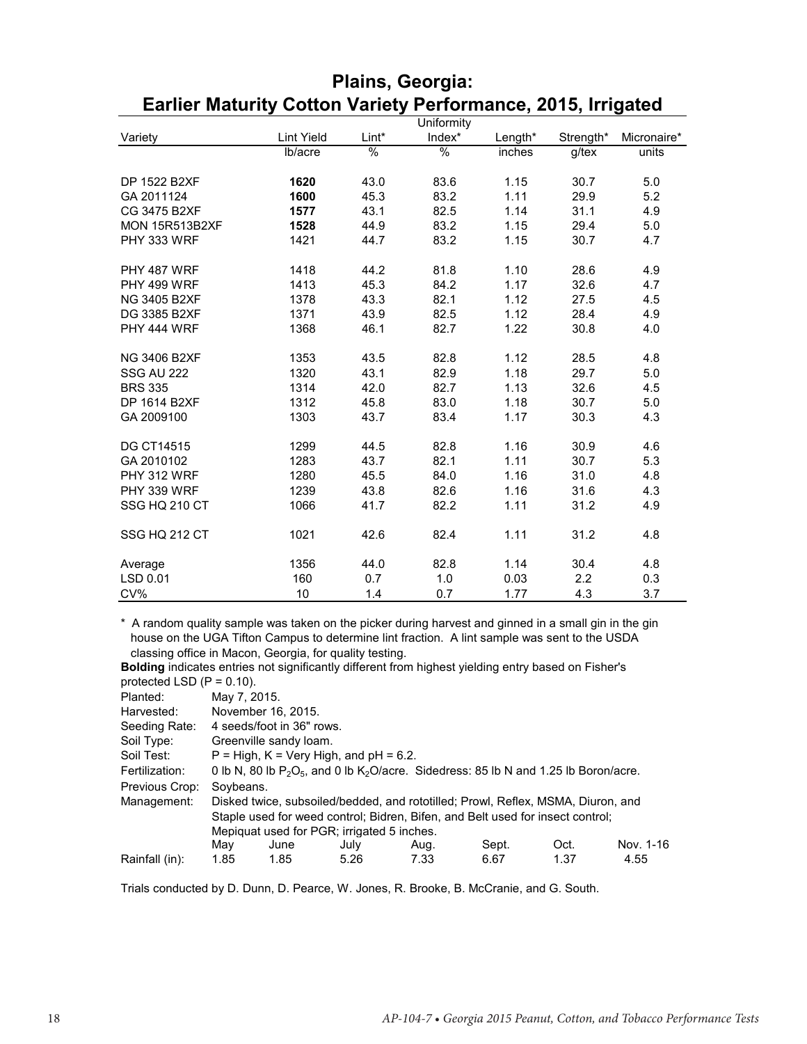# Plains, Georgia:
# Earlier Maturity Cotton Variety Performance, 2015, Irrigated

| Variety | Lint Yield | Lint* | Uniformity Index* | Length* | Strength* | Micronaire* |
|---|---|---|---|---|---|---|
| | lb/acre | % | % | inches | g/tex | units |
| DP 1522 B2XF | **1620** | 43.0 | 83.6 | 1.15 | 30.7 | 5.0 |
| GA 2011124 | **1600** | 45.3 | 83.2 | 1.11 | 29.9 | 5.2 |
| CG 3475 B2XF | **1577** | 43.1 | 82.5 | 1.14 | 31.1 | 4.9 |
| MON 15R513B2XF | **1528** | 44.9 | 83.2 | 1.15 | 29.4 | 5.0 |
| PHY 333 WRF | 1421 | 44.7 | 83.2 | 1.15 | 30.7 | 4.7 |
| PHY 487 WRF | 1418 | 44.2 | 81.8 | 1.10 | 28.6 | 4.9 |
| PHY 499 WRF | 1413 | 45.3 | 84.2 | 1.17 | 32.6 | 4.7 |
| NG 3405 B2XF | 1378 | 43.3 | 82.1 | 1.12 | 27.5 | 4.5 |
| DG 3385 B2XF | 1371 | 43.9 | 82.5 | 1.12 | 28.4 | 4.9 |
| PHY 444 WRF | 1368 | 46.1 | 82.7 | 1.22 | 30.8 | 4.0 |
| NG 3406 B2XF | 1353 | 43.5 | 82.8 | 1.12 | 28.5 | 4.8 |
| SSG AU 222 | 1320 | 43.1 | 82.9 | 1.18 | 29.7 | 5.0 |
| BRS 335 | 1314 | 42.0 | 82.7 | 1.13 | 32.6 | 4.5 |
| DP 1614 B2XF | 1312 | 45.8 | 83.0 | 1.18 | 30.7 | 5.0 |
| GA 2009100 | 1303 | 43.7 | 83.4 | 1.17 | 30.3 | 4.3 |
| DG CT14515 | 1299 | 44.5 | 82.8 | 1.16 | 30.9 | 4.6 |
| GA 2010102 | 1283 | 43.7 | 82.1 | 1.11 | 30.7 | 5.3 |
| PHY 312 WRF | 1280 | 45.5 | 84.0 | 1.16 | 31.0 | 4.8 |
| PHY 339 WRF | 1239 | 43.8 | 82.6 | 1.16 | 31.6 | 4.3 |
| SSG HQ 210 CT | 1066 | 41.7 | 82.2 | 1.11 | 31.2 | 4.9 |
| SSG HQ 212 CT | 1021 | 42.6 | 82.4 | 1.11 | 31.2 | 4.8 |
| Average | 1356 | 44.0 | 82.8 | 1.14 | 30.4 | 4.8 |
| LSD 0.01 | 160 | 0.7 | 1.0 | 0.03 | 2.2 | 0.3 |
| CV% | 10 | 1.4 | 0.7 | 1.77 | 4.3 | 3.7 |

\* A random quality sample was taken on the picker during harvest and ginned in a small gin in the gin house on the UGA Tifton Campus to determine lint fraction. A lint sample was sent to the USDA classing office in Macon, Georgia, for quality testing.

**Bolding** indicates entries not significantly different from highest yielding entry based on Fisher's protected LSD (P = 0.10).

Planted: May 7, 2015.

Harvested: November 16, 2015.

Seeding Rate: 4 seeds/foot in 36" rows.

Soil Type: Greenville sandy loam.

Soil Test: P = High, K = Very High, and pH = 6.2.

Fertilization: 0 lb N, 80 lb $P_2O_5$, and 0 lb $K_2O$/acre. Sidedress: 85 lb N and 1.25 lb Boron/acre.

Previous Crop: Soybeans.

Management: Disked twice, subsoiled/bedded, and rototilled; Prowl, Reflex, MSMA, Diuron, and Staple used for weed control; Bidren, Bifen, and Belt used for insect control; Mepiquat used for PGR; irrigated 5 inches.

| | May | June | July | Aug. | Sept. | Oct. | Nov. 1-16 |
|---|---|---|---|---|---|---|---|
| Rainfall (in): | 1.85 | 1.85 | 5.26 | 7.33 | 6.67 | 1.37 | 4.55 |

Trials conducted by D. Dunn, D. Pearce, W. Jones, R. Brooke, B. McCranie, and G. South.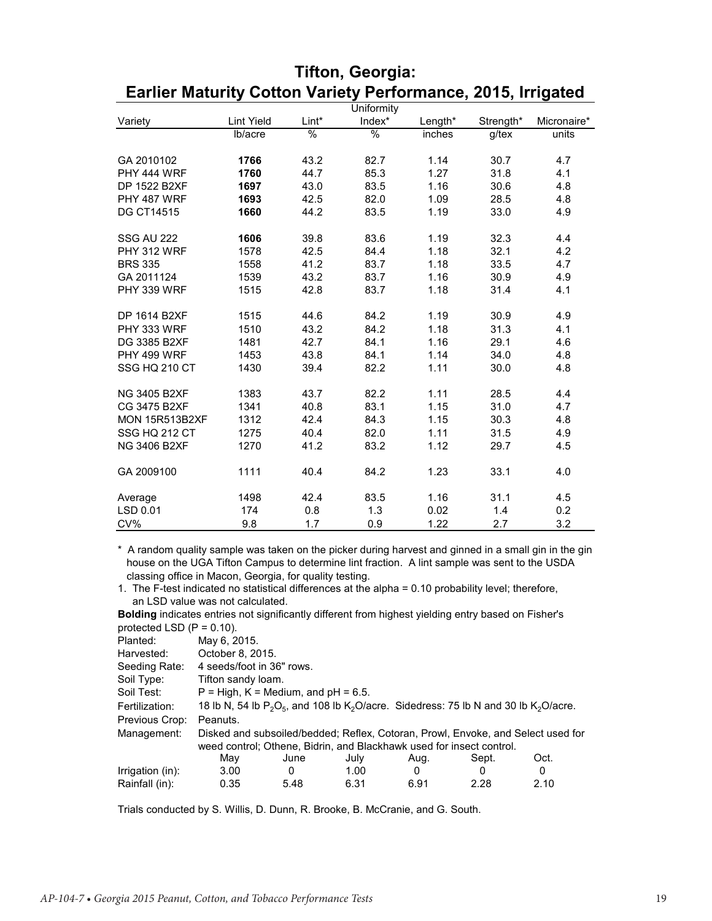# Tifton, Georgia:
# Earlier Maturity Cotton Variety Performance, 2015, Irrigated

| Variety | Lint Yield | Lint* | Uniformity Index* | Length* | Strength* | Micronaire* |
|---|---|---|---|---|---|---|
| | lb/acre | % | % | inches | g/tex | units |
| GA 2010102 | **1766** | 43.2 | 82.7 | 1.14 | 30.7 | 4.7 |
| PHY 444 WRF | **1760** | 44.7 | 85.3 | 1.27 | 31.8 | 4.1 |
| DP 1522 B2XF | **1697** | 43.0 | 83.5 | 1.16 | 30.6 | 4.8 |
| PHY 487 WRF | **1693** | 42.5 | 82.0 | 1.09 | 28.5 | 4.8 |
| DG CT14515 | **1660** | 44.2 | 83.5 | 1.19 | 33.0 | 4.9 |
| SSG AU 222 | **1606** | 39.8 | 83.6 | 1.19 | 32.3 | 4.4 |
| PHY 312 WRF | 1578 | 42.5 | 84.4 | 1.18 | 32.1 | 4.2 |
| BRS 335 | 1558 | 41.2 | 83.7 | 1.18 | 33.5 | 4.7 |
| GA 2011124 | 1539 | 43.2 | 83.7 | 1.16 | 30.9 | 4.9 |
| PHY 339 WRF | 1515 | 42.8 | 83.7 | 1.18 | 31.4 | 4.1 |
| DP 1614 B2XF | 1515 | 44.6 | 84.2 | 1.19 | 30.9 | 4.9 |
| PHY 333 WRF | 1510 | 43.2 | 84.2 | 1.18 | 31.3 | 4.1 |
| DG 3385 B2XF | 1481 | 42.7 | 84.1 | 1.16 | 29.1 | 4.6 |
| PHY 499 WRF | 1453 | 43.8 | 84.1 | 1.14 | 34.0 | 4.8 |
| SSG HQ 210 CT | 1430 | 39.4 | 82.2 | 1.11 | 30.0 | 4.8 |
| NG 3405 B2XF | 1383 | 43.7 | 82.2 | 1.11 | 28.5 | 4.4 |
| CG 3475 B2XF | 1341 | 40.8 | 83.1 | 1.15 | 31.0 | 4.7 |
| MON 15R513B2XF | 1312 | 42.4 | 84.3 | 1.15 | 30.3 | 4.8 |
| SSG HQ 212 CT | 1275 | 40.4 | 82.0 | 1.11 | 31.5 | 4.9 |
| NG 3406 B2XF | 1270 | 41.2 | 83.2 | 1.12 | 29.7 | 4.5 |
| GA 2009100 | 1111 | 40.4 | 84.2 | 1.23 | 33.1 | 4.0 |
| Average | 1498 | 42.4 | 83.5 | 1.16 | 31.1 | 4.5 |
| LSD 0.01 | 174 | 0.8 | 1.3 | 0.02 | 1.4 | 0.2 |
| CV% | 9.8 | 1.7 | 0.9 | 1.22 | 2.7 | 3.2 |

\* A random quality sample was taken on the picker during harvest and ginned in a small gin in the gin house on the UGA Tifton Campus to determine lint fraction. A lint sample was sent to the USDA classing office in Macon, Georgia, for quality testing.

1. The F-test indicated no statistical differences at the alpha = 0.10 probability level; therefore, an LSD value was not calculated.

**Bolding** indicates entries not significantly different from highest yielding entry based on Fisher's protected LSD (P = 0.10).

Planted: May 6, 2015.
Harvested: October 8, 2015.
Seeding Rate: 4 seeds/foot in 36" rows.
Soil Type: Tifton sandy loam.
Soil Test: P = High, K = Medium, and pH = 6.5.
Fertilization: 18 lb N, 54 lb $P_2O_5$, and 108 lb $K_2O$/acre. Sidedress: 75 lb N and 30 lb $K_2O$/acre.
Previous Crop: Peanuts.
Management: Disked and subsoiled/bedded; Reflex, Cotoran, Prowl, Envoke, and Select used for weed control; Othene, Bidrin, and Blackhawk used for insect control.

| | May | June | July | Aug. | Sept. | Oct. |
|---|---|---|---|---|---|---|
| Irrigation (in): | 3.00 | 0 | 1.00 | 0 | 0 | 0 |
| Rainfall (in): | 0.35 | 5.48 | 6.31 | 6.91 | 2.28 | 2.10 |

Trials conducted by S. Willis, D. Dunn, R. Brooke, B. McCranie, and G. South.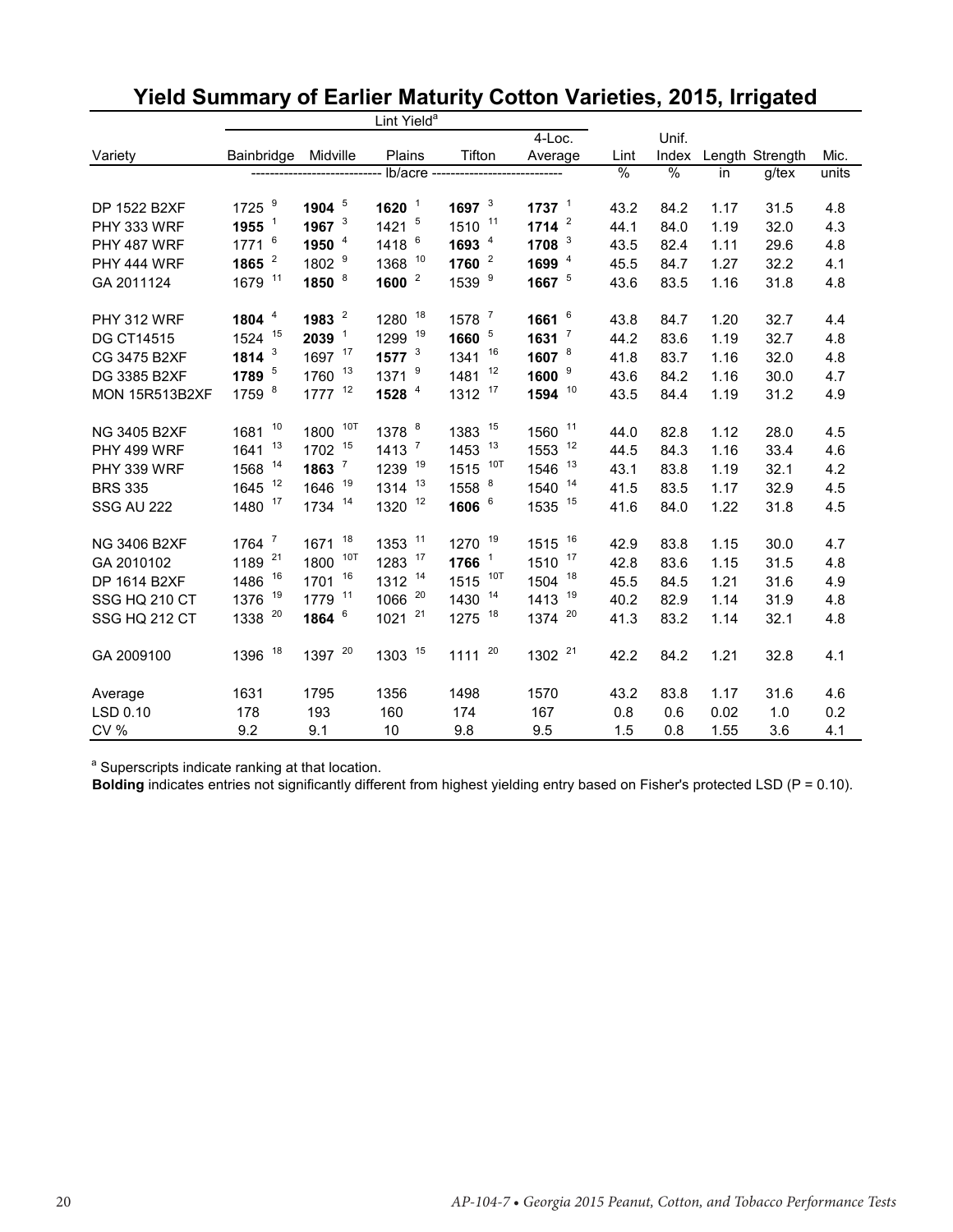# Yield Summary of Earlier Maturity Cotton Varieties, 2015, Irrigated

| | Lint Yield[a] | | | | | | | | | |
|---|---|---|---|---|---|---|---|---|---|---|
| Variety | Bainbridge | Midville | Plains | Tifton | 4-Loc. Average | Lint | Unif. Index | Length | Strength | Mic. |
| | lb/acre | | | | | % | % | in | g/tex | units |
| DP 1522 B2XF | 1725 [9] | **1904** [5] | **1620** [1] | **1697** [3] | **1737** [1] | 43.2 | 84.2 | 1.17 | 31.5 | 4.8 |
| PHY 333 WRF | **1955** [1] | **1967** [3] | 1421 [5] | 1510 [11] | **1714** [2] | 44.1 | 84.0 | 1.19 | 32.0 | 4.3 |
| PHY 487 WRF | 1771 [6] | **1950** [4] | 1418 [6] | **1693** [4] | **1708** [3] | 43.5 | 82.4 | 1.11 | 29.6 | 4.8 |
| PHY 444 WRF | **1865** [2] | 1802 [9] | 1368 [10] | **1760** [2] | **1699** [4] | 45.5 | 84.7 | 1.27 | 32.2 | 4.1 |
| GA 2011124 | 1679 [11] | **1850** [8] | **1600** [2] | 1539 [9] | **1667** [5] | 43.6 | 83.5 | 1.16 | 31.8 | 4.8 |
| PHY 312 WRF | **1804** [4] | **1983** [2] | 1280 [18] | 1578 [7] | **1661** [6] | 43.8 | 84.7 | 1.20 | 32.7 | 4.4 |
| DG CT14515 | 1524 [15] | **2039** [1] | 1299 [19] | **1660** [5] | **1631** [7] | 44.2 | 83.6 | 1.19 | 32.7 | 4.8 |
| CG 3475 B2XF | **1814** [3] | 1697 [17] | **1577** [3] | 1341 [16] | **1607** [8] | 41.8 | 83.7 | 1.16 | 32.0 | 4.8 |
| DG 3385 B2XF | **1789** [5] | 1760 [13] | 1371 [9] | 1481 [12] | **1600** [9] | 43.6 | 84.2 | 1.16 | 30.0 | 4.7 |
| MON 15R513B2XF | 1759 [8] | 1777 [12] | **1528** [4] | 1312 [17] | **1594** [10] | 43.5 | 84.4 | 1.19 | 31.2 | 4.9 |
| NG 3405 B2XF | 1681 [10] | 1800 [10T] | 1378 [8] | 1383 [15] | 1560 [11] | 44.0 | 82.8 | 1.12 | 28.0 | 4.5 |
| PHY 499 WRF | 1641 [13] | 1702 [15] | 1413 [7] | 1453 [13] | 1553 [12] | 44.5 | 84.3 | 1.16 | 33.4 | 4.6 |
| PHY 339 WRF | 1568 [14] | **1863** [7] | 1239 [19] | 1515 [10T] | 1546 [13] | 43.1 | 83.8 | 1.19 | 32.1 | 4.2 |
| BRS 335 | 1645 [12] | 1646 [19] | 1314 [13] | 1558 [8] | 1540 [14] | 41.5 | 83.5 | 1.17 | 32.9 | 4.5 |
| SSG AU 222 | 1480 [17] | 1734 [14] | 1320 [12] | **1606** [6] | 1535 [15] | 41.6 | 84.0 | 1.22 | 31.8 | 4.5 |
| NG 3406 B2XF | 1764 [7] | 1671 [18] | 1353 [11] | 1270 [19] | 1515 [16] | 42.9 | 83.8 | 1.15 | 30.0 | 4.7 |
| GA 2010102 | 1189 [21] | 1800 [10T] | 1283 [17] | **1766** [1] | 1510 [17] | 42.8 | 83.6 | 1.15 | 31.5 | 4.8 |
| DP 1614 B2XF | 1486 [16] | 1701 [16] | 1312 [14] | 1515 [10T] | 1504 [18] | 45.5 | 84.5 | 1.21 | 31.6 | 4.9 |
| SSG HQ 210 CT | 1376 [19] | 1779 [11] | 1066 [20] | 1430 [14] | 1413 [19] | 40.2 | 82.9 | 1.14 | 31.9 | 4.8 |
| SSG HQ 212 CT | 1338 [20] | **1864** [6] | 1021 [21] | 1275 [18] | 1374 [20] | 41.3 | 83.2 | 1.14 | 32.1 | 4.8 |
| GA 2009100 | 1396 [18] | 1397 [20] | 1303 [15] | 1111 [20] | 1302 [21] | 42.2 | 84.2 | 1.21 | 32.8 | 4.1 |
| Average | 1631 | 1795 | 1356 | 1498 | 1570 | 43.2 | 83.8 | 1.17 | 31.6 | 4.6 |
| LSD 0.10 | 178 | 193 | 160 | 174 | 167 | 0.8 | 0.6 | 0.02 | 1.0 | 0.2 |
| CV % | 9.2 | 9.1 | 10 | 9.8 | 9.5 | 1.5 | 0.8 | 1.55 | 3.6 | 4.1 |

[a] Superscripts indicate ranking at that location.

**Bolding** indicates entries not significantly different from highest yielding entry based on Fisher's protected LSD (P = 0.10).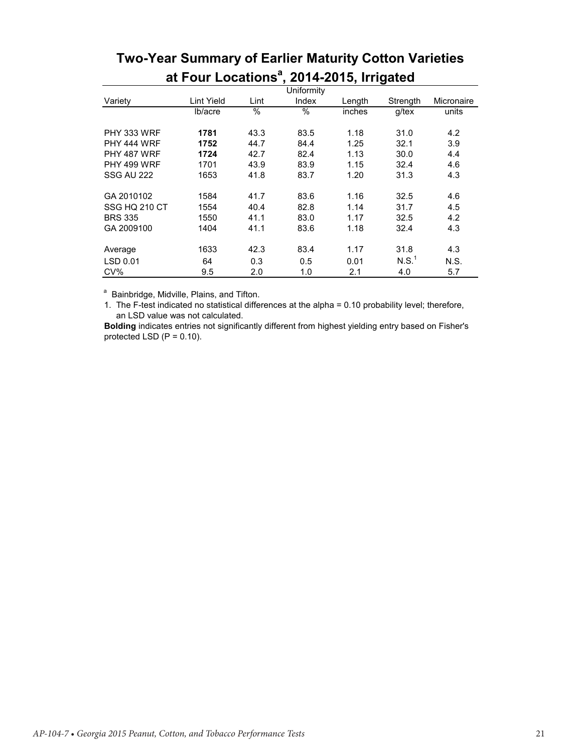# Two-Year Summary of Earlier Maturity Cotton Varieties at Four Locations[a], 2014-2015, Irrigated

| Variety | Lint Yield | Lint | Uniformity Index | Length | Strength | Micronaire |
|---|---|---|---|---|---|---|
| | lb/acre | % | % | inches | g/tex | units |
| PHY 333 WRF | **1781** | 43.3 | 83.5 | 1.18 | 31.0 | 4.2 |
| PHY 444 WRF | **1752** | 44.7 | 84.4 | 1.25 | 32.1 | 3.9 |
| PHY 487 WRF | **1724** | 42.7 | 82.4 | 1.13 | 30.0 | 4.4 |
| PHY 499 WRF | 1701 | 43.9 | 83.9 | 1.15 | 32.4 | 4.6 |
| SSG AU 222 | 1653 | 41.8 | 83.7 | 1.20 | 31.3 | 4.3 |
| GA 2010102 | 1584 | 41.7 | 83.6 | 1.16 | 32.5 | 4.6 |
| SSG HQ 210 CT | 1554 | 40.4 | 82.8 | 1.14 | 31.7 | 4.5 |
| BRS 335 | 1550 | 41.1 | 83.0 | 1.17 | 32.5 | 4.2 |
| GA 2009100 | 1404 | 41.1 | 83.6 | 1.18 | 32.4 | 4.3 |
| Average | 1633 | 42.3 | 83.4 | 1.17 | 31.8 | 4.3 |
| LSD 0.01 | 64 | 0.3 | 0.5 | 0.01 | N.S.[1] | N.S. |
| CV% | 9.5 | 2.0 | 1.0 | 2.1 | 4.0 | 5.7 |

[a] Bainbridge, Midville, Plains, and Tifton.

1. The F-test indicated no statistical differences at the alpha = 0.10 probability level; therefore, an LSD value was not calculated.

**Bolding** indicates entries not significantly different from highest yielding entry based on Fisher's protected LSD (P = 0.10).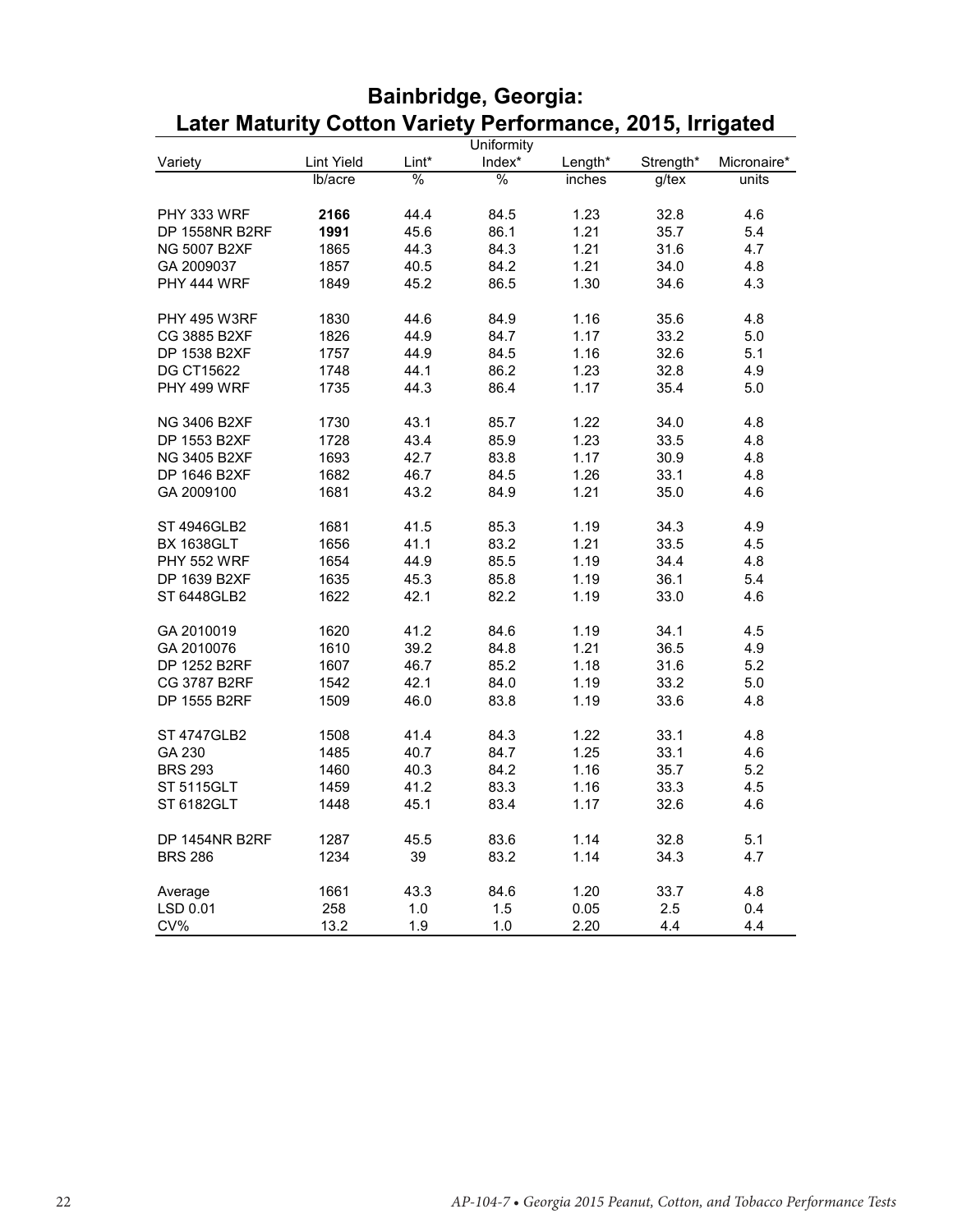# Bainbridge, Georgia: Later Maturity Cotton Variety Performance, 2015, Irrigated

| Variety | Lint Yield | Lint* | Uniformity Index* | Length* | Strength* | Micronaire* |
|---|---|---|---|---|---|---|
| | lb/acre | % | % | inches | g/tex | units |
| PHY 333 WRF | **2166** | 44.4 | 84.5 | 1.23 | 32.8 | 4.6 |
| DP 1558NR B2RF | **1991** | 45.6 | 86.1 | 1.21 | 35.7 | 5.4 |
| NG 5007 B2XF | 1865 | 44.3 | 84.3 | 1.21 | 31.6 | 4.7 |
| GA 2009037 | 1857 | 40.5 | 84.2 | 1.21 | 34.0 | 4.8 |
| PHY 444 WRF | 1849 | 45.2 | 86.5 | 1.30 | 34.6 | 4.3 |
| PHY 495 W3RF | 1830 | 44.6 | 84.9 | 1.16 | 35.6 | 4.8 |
| CG 3885 B2XF | 1826 | 44.9 | 84.7 | 1.17 | 33.2 | 5.0 |
| DP 1538 B2XF | 1757 | 44.9 | 84.5 | 1.16 | 32.6 | 5.1 |
| DG CT15622 | 1748 | 44.1 | 86.2 | 1.23 | 32.8 | 4.9 |
| PHY 499 WRF | 1735 | 44.3 | 86.4 | 1.17 | 35.4 | 5.0 |
| NG 3406 B2XF | 1730 | 43.1 | 85.7 | 1.22 | 34.0 | 4.8 |
| DP 1553 B2XF | 1728 | 43.4 | 85.9 | 1.23 | 33.5 | 4.8 |
| NG 3405 B2XF | 1693 | 42.7 | 83.8 | 1.17 | 30.9 | 4.8 |
| DP 1646 B2XF | 1682 | 46.7 | 84.5 | 1.26 | 33.1 | 4.8 |
| GA 2009100 | 1681 | 43.2 | 84.9 | 1.21 | 35.0 | 4.6 |
| ST 4946GLB2 | 1681 | 41.5 | 85.3 | 1.19 | 34.3 | 4.9 |
| BX 1638GLT | 1656 | 41.1 | 83.2 | 1.21 | 33.5 | 4.5 |
| PHY 552 WRF | 1654 | 44.9 | 85.5 | 1.19 | 34.4 | 4.8 |
| DP 1639 B2XF | 1635 | 45.3 | 85.8 | 1.19 | 36.1 | 5.4 |
| ST 6448GLB2 | 1622 | 42.1 | 82.2 | 1.19 | 33.0 | 4.6 |
| GA 2010019 | 1620 | 41.2 | 84.6 | 1.19 | 34.1 | 4.5 |
| GA 2010076 | 1610 | 39.2 | 84.8 | 1.21 | 36.5 | 4.9 |
| DP 1252 B2RF | 1607 | 46.7 | 85.2 | 1.18 | 31.6 | 5.2 |
| CG 3787 B2RF | 1542 | 42.1 | 84.0 | 1.19 | 33.2 | 5.0 |
| DP 1555 B2RF | 1509 | 46.0 | 83.8 | 1.19 | 33.6 | 4.8 |
| ST 4747GLB2 | 1508 | 41.4 | 84.3 | 1.22 | 33.1 | 4.8 |
| GA 230 | 1485 | 40.7 | 84.7 | 1.25 | 33.1 | 4.6 |
| BRS 293 | 1460 | 40.3 | 84.2 | 1.16 | 35.7 | 5.2 |
| ST 5115GLT | 1459 | 41.2 | 83.3 | 1.16 | 33.3 | 4.5 |
| ST 6182GLT | 1448 | 45.1 | 83.4 | 1.17 | 32.6 | 4.6 |
| DP 1454NR B2RF | 1287 | 45.5 | 83.6 | 1.14 | 32.8 | 5.1 |
| BRS 286 | 1234 | 39 | 83.2 | 1.14 | 34.3 | 4.7 |
| Average | 1661 | 43.3 | 84.6 | 1.20 | 33.7 | 4.8 |
| LSD 0.01 | 258 | 1.0 | 1.5 | 0.05 | 2.5 | 0.4 |
| CV% | 13.2 | 1.9 | 1.0 | 2.20 | 4.4 | 4.4 |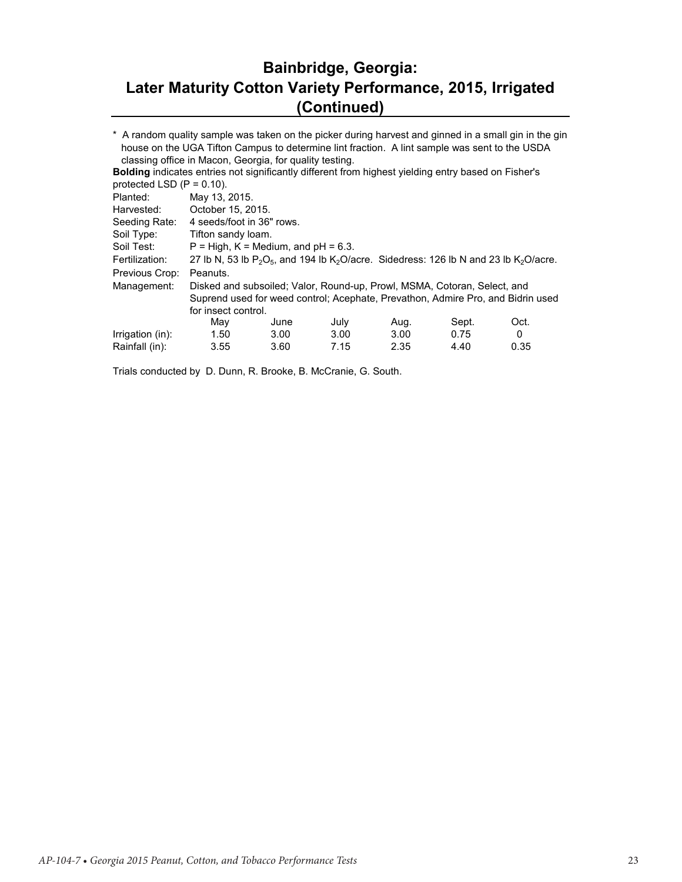# Bainbridge, Georgia: Later Maturity Cotton Variety Performance, 2015, Irrigated (Continued)

\* A random quality sample was taken on the picker during harvest and ginned in a small gin in the gin house on the UGA Tifton Campus to determine lint fraction. A lint sample was sent to the USDA classing office in Macon, Georgia, for quality testing.

**Bolding** indicates entries not significantly different from highest yielding entry based on Fisher's protected LSD (P = 0.10).

| | |
|---|---|
| Planted: | May 13, 2015. |
| Harvested: | October 15, 2015. |
| Seeding Rate: | 4 seeds/foot in 36" rows. |
| Soil Type: | Tifton sandy loam. |
| Soil Test: | P = High, K = Medium, and pH = 6.3. |
| Fertilization: | 27 lb N, 53 lb $P_2O_5$, and 194 lb $K_2O$/acre. Sidedress: 126 lb N and 23 lb $K_2O$/acre. |
| Previous Crop: | Peanuts. |
| Management: | Disked and subsoiled; Valor, Round-up, Prowl, MSMA, Cotoran, Select, and Suprend used for weed control; Acephate, Prevathon, Admire Pro, and Bidrin used for insect control. |

| | May | June | July | Aug. | Sept. | Oct. |
|---|---|---|---|---|---|---|
| Irrigation (in): | 1.50 | 3.00 | 3.00 | 3.00 | 0.75 | 0 |
| Rainfall (in): | 3.55 | 3.60 | 7.15 | 2.35 | 4.40 | 0.35 |

Trials conducted by D. Dunn, R. Brooke, B. McCranie, G. South.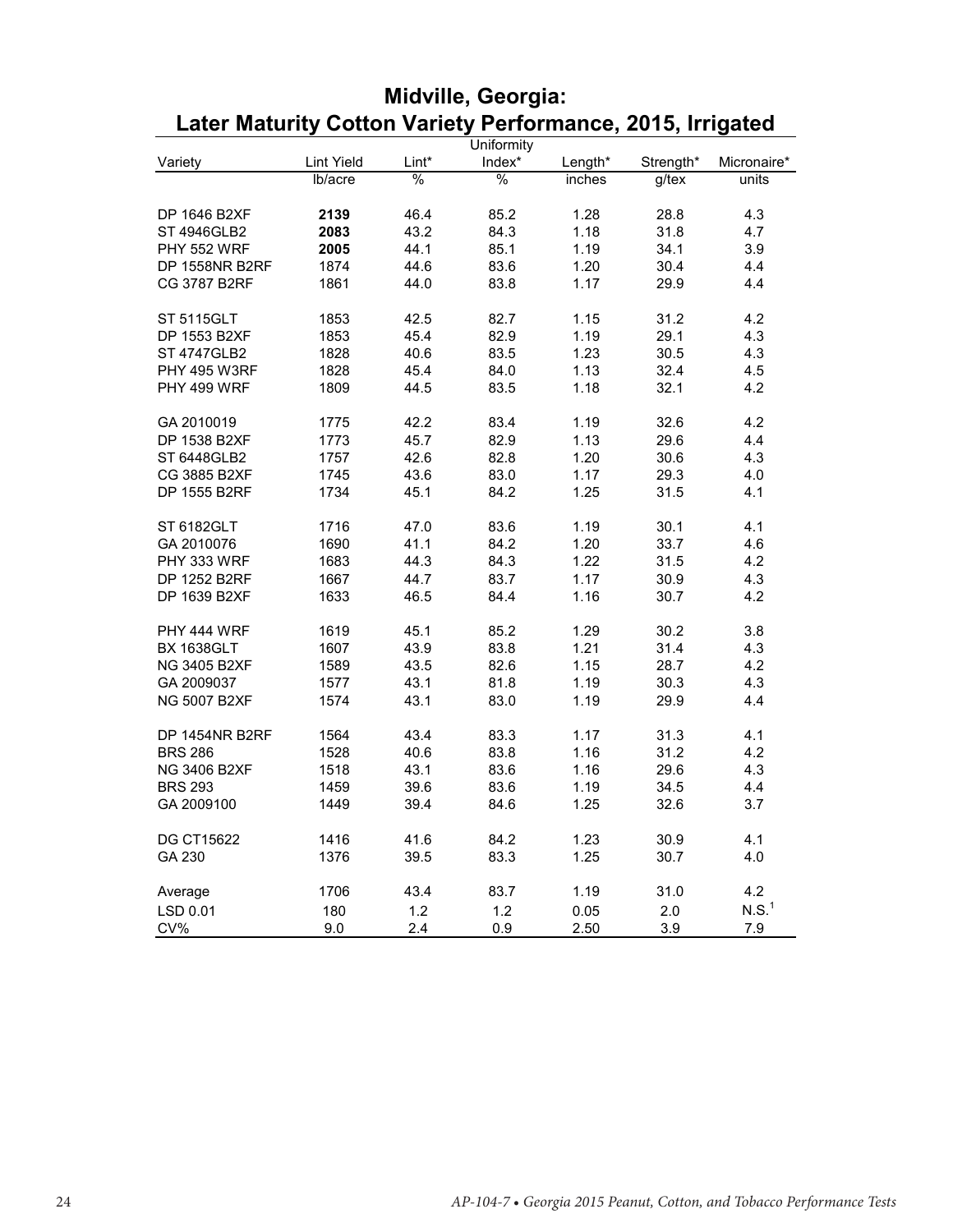# Midville, Georgia:
## Later Maturity Cotton Variety Performance, 2015, Irrigated

| Variety | Lint Yield | Lint* | Uniformity Index* | Length* | Strength* | Micronaire* |
|---|---|---|---|---|---|---|
| | lb/acre | % | % | inches | g/tex | units |
| DP 1646 B2XF | **2139** | 46.4 | 85.2 | 1.28 | 28.8 | 4.3 |
| ST 4946GLB2 | **2083** | 43.2 | 84.3 | 1.18 | 31.8 | 4.7 |
| PHY 552 WRF | **2005** | 44.1 | 85.1 | 1.19 | 34.1 | 3.9 |
| DP 1558NR B2RF | 1874 | 44.6 | 83.6 | 1.20 | 30.4 | 4.4 |
| CG 3787 B2RF | 1861 | 44.0 | 83.8 | 1.17 | 29.9 | 4.4 |
| ST 5115GLT | 1853 | 42.5 | 82.7 | 1.15 | 31.2 | 4.2 |
| DP 1553 B2XF | 1853 | 45.4 | 82.9 | 1.19 | 29.1 | 4.3 |
| ST 4747GLB2 | 1828 | 40.6 | 83.5 | 1.23 | 30.5 | 4.3 |
| PHY 495 W3RF | 1828 | 45.4 | 84.0 | 1.13 | 32.4 | 4.5 |
| PHY 499 WRF | 1809 | 44.5 | 83.5 | 1.18 | 32.1 | 4.2 |
| GA 2010019 | 1775 | 42.2 | 83.4 | 1.19 | 32.6 | 4.2 |
| DP 1538 B2XF | 1773 | 45.7 | 82.9 | 1.13 | 29.6 | 4.4 |
| ST 6448GLB2 | 1757 | 42.6 | 82.8 | 1.20 | 30.6 | 4.3 |
| CG 3885 B2XF | 1745 | 43.6 | 83.0 | 1.17 | 29.3 | 4.0 |
| DP 1555 B2RF | 1734 | 45.1 | 84.2 | 1.25 | 31.5 | 4.1 |
| ST 6182GLT | 1716 | 47.0 | 83.6 | 1.19 | 30.1 | 4.1 |
| GA 2010076 | 1690 | 41.1 | 84.2 | 1.20 | 33.7 | 4.6 |
| PHY 333 WRF | 1683 | 44.3 | 84.3 | 1.22 | 31.5 | 4.2 |
| DP 1252 B2RF | 1667 | 44.7 | 83.7 | 1.17 | 30.9 | 4.3 |
| DP 1639 B2XF | 1633 | 46.5 | 84.4 | 1.16 | 30.7 | 4.2 |
| PHY 444 WRF | 1619 | 45.1 | 85.2 | 1.29 | 30.2 | 3.8 |
| BX 1638GLT | 1607 | 43.9 | 83.8 | 1.21 | 31.4 | 4.3 |
| NG 3405 B2XF | 1589 | 43.5 | 82.6 | 1.15 | 28.7 | 4.2 |
| GA 2009037 | 1577 | 43.1 | 81.8 | 1.19 | 30.3 | 4.3 |
| NG 5007 B2XF | 1574 | 43.1 | 83.0 | 1.19 | 29.9 | 4.4 |
| DP 1454NR B2RF | 1564 | 43.4 | 83.3 | 1.17 | 31.3 | 4.1 |
| BRS 286 | 1528 | 40.6 | 83.8 | 1.16 | 31.2 | 4.2 |
| NG 3406 B2XF | 1518 | 43.1 | 83.6 | 1.16 | 29.6 | 4.3 |
| BRS 293 | 1459 | 39.6 | 83.6 | 1.19 | 34.5 | 4.4 |
| GA 2009100 | 1449 | 39.4 | 84.6 | 1.25 | 32.6 | 3.7 |
| DG CT15622 | 1416 | 41.6 | 84.2 | 1.23 | 30.9 | 4.1 |
| GA 230 | 1376 | 39.5 | 83.3 | 1.25 | 30.7 | 4.0 |
| Average | 1706 | 43.4 | 83.7 | 1.19 | 31.0 | 4.2 |
| LSD 0.01 | 180 | 1.2 | 1.2 | 0.05 | 2.0 | N.S.[1] |
| CV% | 9.0 | 2.4 | 0.9 | 2.50 | 3.9 | 7.9 |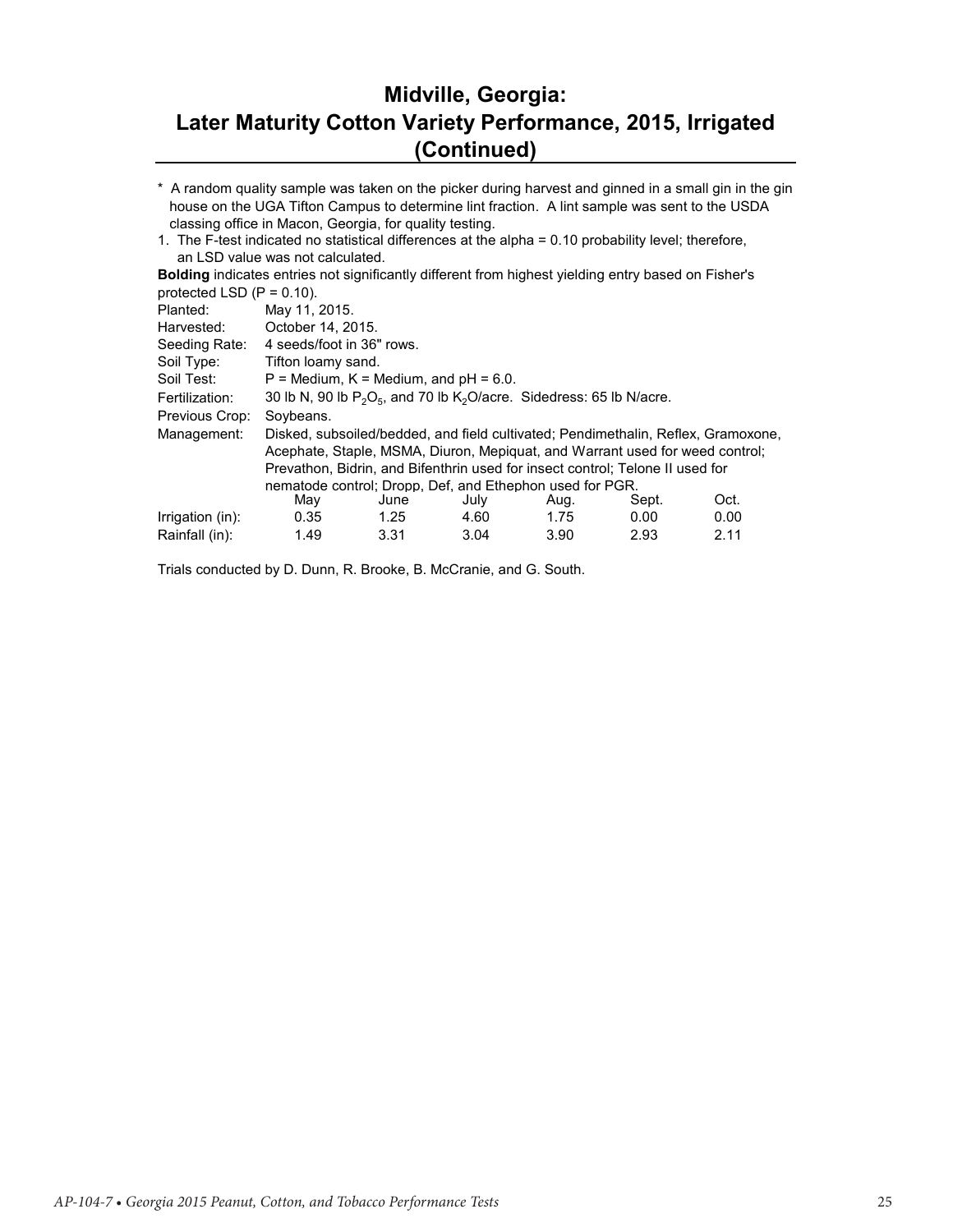# Midville, Georgia: Later Maturity Cotton Variety Performance, 2015, Irrigated (Continued)

\* A random quality sample was taken on the picker during harvest and ginned in a small gin in the gin house on the UGA Tifton Campus to determine lint fraction. A lint sample was sent to the USDA classing office in Macon, Georgia, for quality testing.

1. The F-test indicated no statistical differences at the alpha = 0.10 probability level; therefore, an LSD value was not calculated.

**Bolding** indicates entries not significantly different from highest yielding entry based on Fisher's protected LSD (P = 0.10).

Planted: May 11, 2015.

Harvested: October 14, 2015.

Seeding Rate: 4 seeds/foot in 36" rows.

Soil Type: Tifton loamy sand.

Soil Test: P = Medium, K = Medium, and pH = 6.0.

Fertilization: 30 lb N, 90 lb $P_2O_5$, and 70 lb $K_2O$/acre. Sidedress: 65 lb N/acre.

Previous Crop: Soybeans.

Management: Disked, subsoiled/bedded, and field cultivated; Pendimethalin, Reflex, Gramoxone, Acephate, Staple, MSMA, Diuron, Mepiquat, and Warrant used for weed control; Prevathon, Bidrin, and Bifenthrin used for insect control; Telone II used for nematode control; Dropp, Def, and Ethephon used for PGR.

| | May | June | July | Aug. | Sept. | Oct. |
|---|---|---|---|---|---|---|
| Irrigation (in): | 0.35 | 1.25 | 4.60 | 1.75 | 0.00 | 0.00 |
| Rainfall (in): | 1.49 | 3.31 | 3.04 | 3.90 | 2.93 | 2.11 |

Trials conducted by D. Dunn, R. Brooke, B. McCranie, and G. South.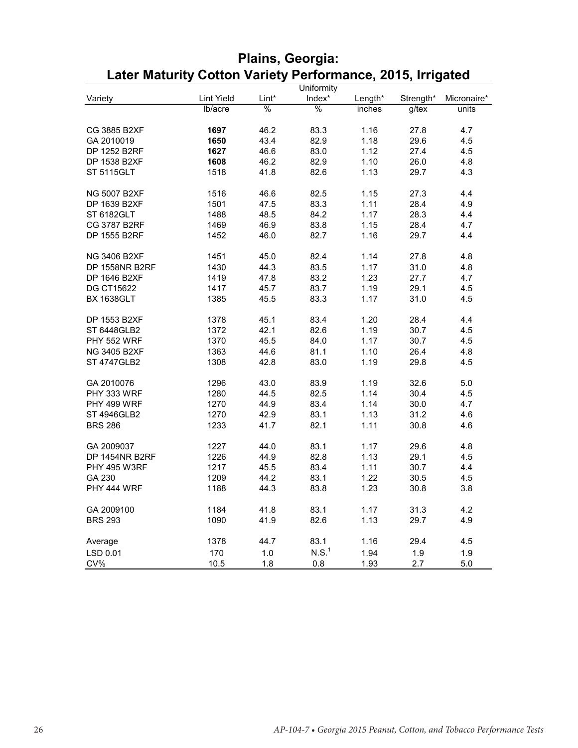# Plains, Georgia:
# Later Maturity Cotton Variety Performance, 2015, Irrigated

| Variety | Lint Yield | Lint* | Uniformity Index* | Length* | Strength* | Micronaire* |
|---|---|---|---|---|---|---|
| | lb/acre | % | % | inches | g/tex | units |
| CG 3885 B2XF | **1697** | 46.2 | 83.3 | 1.16 | 27.8 | 4.7 |
| GA 2010019 | **1650** | 43.4 | 82.9 | 1.18 | 29.6 | 4.5 |
| DP 1252 B2RF | **1627** | 46.6 | 83.0 | 1.12 | 27.4 | 4.5 |
| DP 1538 B2XF | **1608** | 46.2 | 82.9 | 1.10 | 26.0 | 4.8 |
| ST 5115GLT | 1518 | 41.8 | 82.6 | 1.13 | 29.7 | 4.3 |
| NG 5007 B2XF | 1516 | 46.6 | 82.5 | 1.15 | 27.3 | 4.4 |
| DP 1639 B2XF | 1501 | 47.5 | 83.3 | 1.11 | 28.4 | 4.9 |
| ST 6182GLT | 1488 | 48.5 | 84.2 | 1.17 | 28.3 | 4.4 |
| CG 3787 B2RF | 1469 | 46.9 | 83.8 | 1.15 | 28.4 | 4.7 |
| DP 1555 B2RF | 1452 | 46.0 | 82.7 | 1.16 | 29.7 | 4.4 |
| NG 3406 B2XF | 1451 | 45.0 | 82.4 | 1.14 | 27.8 | 4.8 |
| DP 1558NR B2RF | 1430 | 44.3 | 83.5 | 1.17 | 31.0 | 4.8 |
| DP 1646 B2XF | 1419 | 47.8 | 83.2 | 1.23 | 27.7 | 4.7 |
| DG CT15622 | 1417 | 45.7 | 83.7 | 1.19 | 29.1 | 4.5 |
| BX 1638GLT | 1385 | 45.5 | 83.3 | 1.17 | 31.0 | 4.5 |
| DP 1553 B2XF | 1378 | 45.1 | 83.4 | 1.20 | 28.4 | 4.4 |
| ST 6448GLB2 | 1372 | 42.1 | 82.6 | 1.19 | 30.7 | 4.5 |
| PHY 552 WRF | 1370 | 45.5 | 84.0 | 1.17 | 30.7 | 4.5 |
| NG 3405 B2XF | 1363 | 44.6 | 81.1 | 1.10 | 26.4 | 4.8 |
| ST 4747GLB2 | 1308 | 42.8 | 83.0 | 1.19 | 29.8 | 4.5 |
| GA 2010076 | 1296 | 43.0 | 83.9 | 1.19 | 32.6 | 5.0 |
| PHY 333 WRF | 1280 | 44.5 | 82.5 | 1.14 | 30.4 | 4.5 |
| PHY 499 WRF | 1270 | 44.9 | 83.4 | 1.14 | 30.0 | 4.7 |
| ST 4946GLB2 | 1270 | 42.9 | 83.1 | 1.13 | 31.2 | 4.6 |
| BRS 286 | 1233 | 41.7 | 82.1 | 1.11 | 30.8 | 4.6 |
| GA 2009037 | 1227 | 44.0 | 83.1 | 1.17 | 29.6 | 4.8 |
| DP 1454NR B2RF | 1226 | 44.9 | 82.8 | 1.13 | 29.1 | 4.5 |
| PHY 495 W3RF | 1217 | 45.5 | 83.4 | 1.11 | 30.7 | 4.4 |
| GA 230 | 1209 | 44.2 | 83.1 | 1.22 | 30.5 | 4.5 |
| PHY 444 WRF | 1188 | 44.3 | 83.8 | 1.23 | 30.8 | 3.8 |
| GA 2009100 | 1184 | 41.8 | 83.1 | 1.17 | 31.3 | 4.2 |
| BRS 293 | 1090 | 41.9 | 82.6 | 1.13 | 29.7 | 4.9 |
| Average | 1378 | 44.7 | 83.1 | 1.16 | 29.4 | 4.5 |
| LSD 0.01 | 170 | 1.0 | N.S.[1] | 1.94 | 1.9 | 1.9 |
| CV% | 10.5 | 1.8 | 0.8 | 1.93 | 2.7 | 5.0 |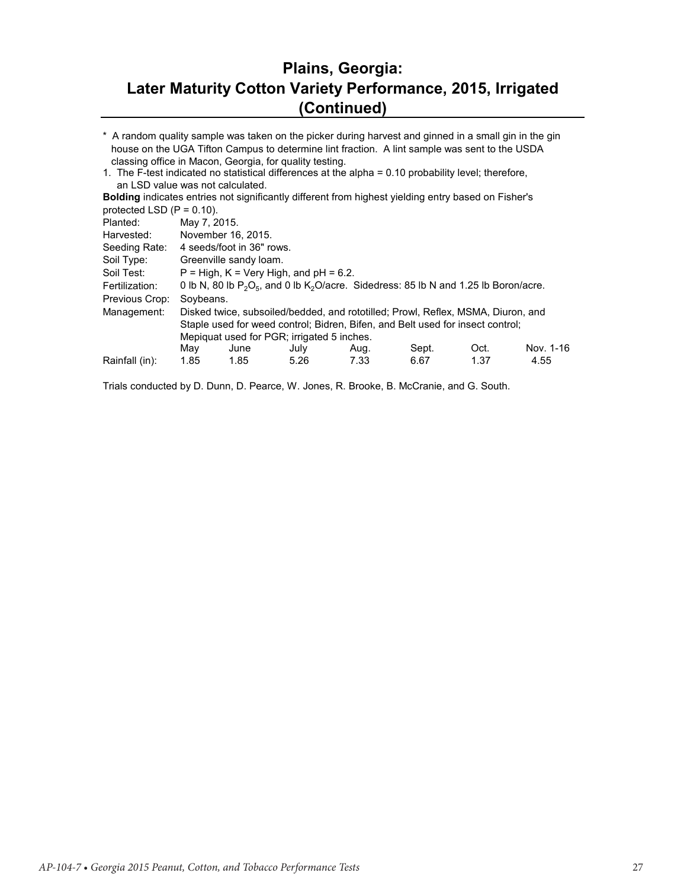# Plains, Georgia: Later Maturity Cotton Variety Performance, 2015, Irrigated (Continued)

\* A random quality sample was taken on the picker during harvest and ginned in a small gin in the gin house on the UGA Tifton Campus to determine lint fraction. A lint sample was sent to the USDA classing office in Macon, Georgia, for quality testing.

1. The F-test indicated no statistical differences at the alpha = 0.10 probability level; therefore, an LSD value was not calculated.

**Bolding** indicates entries not significantly different from highest yielding entry based on Fisher's protected LSD (P = 0.10).

| | |
|---|---|
| Planted: | May 7, 2015. |
| Harvested: | November 16, 2015. |
| Seeding Rate: | 4 seeds/foot in 36" rows. |
| Soil Type: | Greenville sandy loam. |
| Soil Test: | P = High, K = Very High, and pH = 6.2. |
| Fertilization: | 0 lb N, 80 lb $P_2O_5$, and 0 lb $K_2O$/acre. Sidedress: 85 lb N and 1.25 lb Boron/acre. |
| Previous Crop: | Soybeans. |
| Management: | Disked twice, subsoiled/bedded, and rototilled; Prowl, Reflex, MSMA, Diuron, and Staple used for weed control; Bidren, Bifen, and Belt used for insect control; Mepiquat used for PGR; irrigated 5 inches. |

| | May | June | July | Aug. | Sept. | Oct. | Nov. 1-16 |
|---|---|---|---|---|---|---|---|
| Rainfall (in): | 1.85 | 1.85 | 5.26 | 7.33 | 6.67 | 1.37 | 4.55 |

Trials conducted by D. Dunn, D. Pearce, W. Jones, R. Brooke, B. McCranie, and G. South.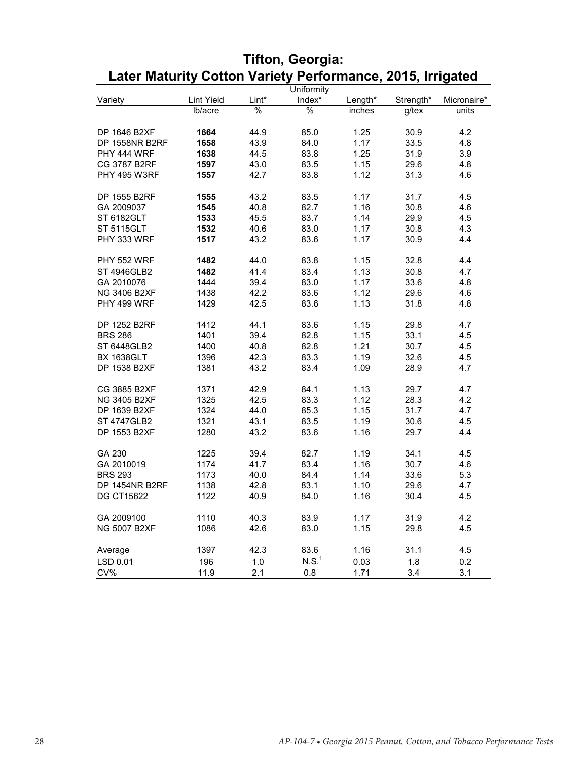# Tifton, Georgia: Later Maturity Cotton Variety Performance, 2015, Irrigated

| Variety | Lint Yield | Lint* | Uniformity Index* | Length* | Strength* | Micronaire* |
|---|---|---|---|---|---|---|
| | lb/acre | % | % | inches | g/tex | units |
| DP 1646 B2XF | **1664** | 44.9 | 85.0 | 1.25 | 30.9 | 4.2 |
| DP 1558NR B2RF | **1658** | 43.9 | 84.0 | 1.17 | 33.5 | 4.8 |
| PHY 444 WRF | **1638** | 44.5 | 83.8 | 1.25 | 31.9 | 3.9 |
| CG 3787 B2RF | **1597** | 43.0 | 83.5 | 1.15 | 29.6 | 4.8 |
| PHY 495 W3RF | **1557** | 42.7 | 83.8 | 1.12 | 31.3 | 4.6 |
| DP 1555 B2RF | **1555** | 43.2 | 83.5 | 1.17 | 31.7 | 4.5 |
| GA 2009037 | **1545** | 40.8 | 82.7 | 1.16 | 30.8 | 4.6 |
| ST 6182GLT | **1533** | 45.5 | 83.7 | 1.14 | 29.9 | 4.5 |
| ST 5115GLT | **1532** | 40.6 | 83.0 | 1.17 | 30.8 | 4.3 |
| PHY 333 WRF | **1517** | 43.2 | 83.6 | 1.17 | 30.9 | 4.4 |
| PHY 552 WRF | **1482** | 44.0 | 83.8 | 1.15 | 32.8 | 4.4 |
| ST 4946GLB2 | **1482** | 41.4 | 83.4 | 1.13 | 30.8 | 4.7 |
| GA 2010076 | 1444 | 39.4 | 83.0 | 1.17 | 33.6 | 4.8 |
| NG 3406 B2XF | 1438 | 42.2 | 83.6 | 1.12 | 29.6 | 4.6 |
| PHY 499 WRF | 1429 | 42.5 | 83.6 | 1.13 | 31.8 | 4.8 |
| DP 1252 B2RF | 1412 | 44.1 | 83.6 | 1.15 | 29.8 | 4.7 |
| BRS 286 | 1401 | 39.4 | 82.8 | 1.15 | 33.1 | 4.5 |
| ST 6448GLB2 | 1400 | 40.8 | 82.8 | 1.21 | 30.7 | 4.5 |
| BX 1638GLT | 1396 | 42.3 | 83.3 | 1.19 | 32.6 | 4.5 |
| DP 1538 B2XF | 1381 | 43.2 | 83.4 | 1.09 | 28.9 | 4.7 |
| CG 3885 B2XF | 1371 | 42.9 | 84.1 | 1.13 | 29.7 | 4.7 |
| NG 3405 B2XF | 1325 | 42.5 | 83.3 | 1.12 | 28.3 | 4.2 |
| DP 1639 B2XF | 1324 | 44.0 | 85.3 | 1.15 | 31.7 | 4.7 |
| ST 4747GLB2 | 1321 | 43.1 | 83.5 | 1.19 | 30.6 | 4.5 |
| DP 1553 B2XF | 1280 | 43.2 | 83.6 | 1.16 | 29.7 | 4.4 |
| GA 230 | 1225 | 39.4 | 82.7 | 1.19 | 34.1 | 4.5 |
| GA 2010019 | 1174 | 41.7 | 83.4 | 1.16 | 30.7 | 4.6 |
| BRS 293 | 1173 | 40.0 | 84.4 | 1.14 | 33.6 | 5.3 |
| DP 1454NR B2RF | 1138 | 42.8 | 83.1 | 1.10 | 29.6 | 4.7 |
| DG CT15622 | 1122 | 40.9 | 84.0 | 1.16 | 30.4 | 4.5 |
| GA 2009100 | 1110 | 40.3 | 83.9 | 1.17 | 31.9 | 4.2 |
| NG 5007 B2XF | 1086 | 42.6 | 83.0 | 1.15 | 29.8 | 4.5 |
| Average | 1397 | 42.3 | 83.6 | 1.16 | 31.1 | 4.5 |
| LSD 0.01 | 196 | 1.0 | N.S.[1] | 0.03 | 1.8 | 0.2 |
| CV% | 11.9 | 2.1 | 0.8 | 1.71 | 3.4 | 3.1 |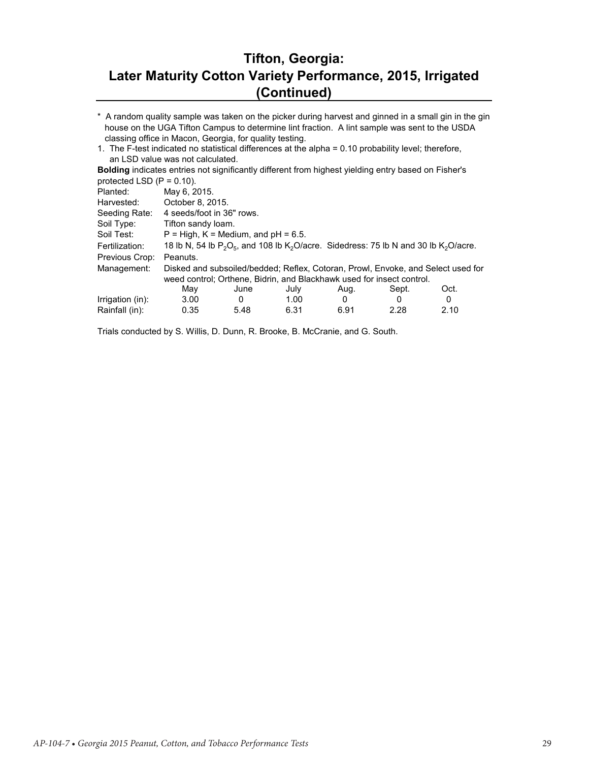# Tifton, Georgia: Later Maturity Cotton Variety Performance, 2015, Irrigated (Continued)

\* A random quality sample was taken on the picker during harvest and ginned in a small gin in the gin house on the UGA Tifton Campus to determine lint fraction. A lint sample was sent to the USDA classing office in Macon, Georgia, for quality testing.

1. The F-test indicated no statistical differences at the alpha = 0.10 probability level; therefore, an LSD value was not calculated.

**Bolding** indicates entries not significantly different from highest yielding entry based on Fisher's protected LSD (P = 0.10).

| | |
|---|---|
| Planted: | May 6, 2015. |
| Harvested: | October 8, 2015. |
| Seeding Rate: | 4 seeds/foot in 36" rows. |
| Soil Type: | Tifton sandy loam. |
| Soil Test: | P = High, K = Medium, and pH = 6.5. |
| Fertilization: | 18 lb N, 54 lb $P_2O_5$, and 108 lb $K_2O$/acre. Sidedress: 75 lb N and 30 lb $K_2O$/acre. |
| Previous Crop: | Peanuts. |
| Management: | Disked and subsoiled/bedded; Reflex, Cotoran, Prowl, Envoke, and Select used for weed control; Orthene, Bidrin, and Blackhawk used for insect control. |

| | May | June | July | Aug. | Sept. | Oct. |
|---|---|---|---|---|---|---|
| Irrigation (in): | 3.00 | 0 | 1.00 | 0 | 0 | 0 |
| Rainfall (in): | 0.35 | 5.48 | 6.31 | 6.91 | 2.28 | 2.10 |

Trials conducted by S. Willis, D. Dunn, R. Brooke, B. McCranie, and G. South.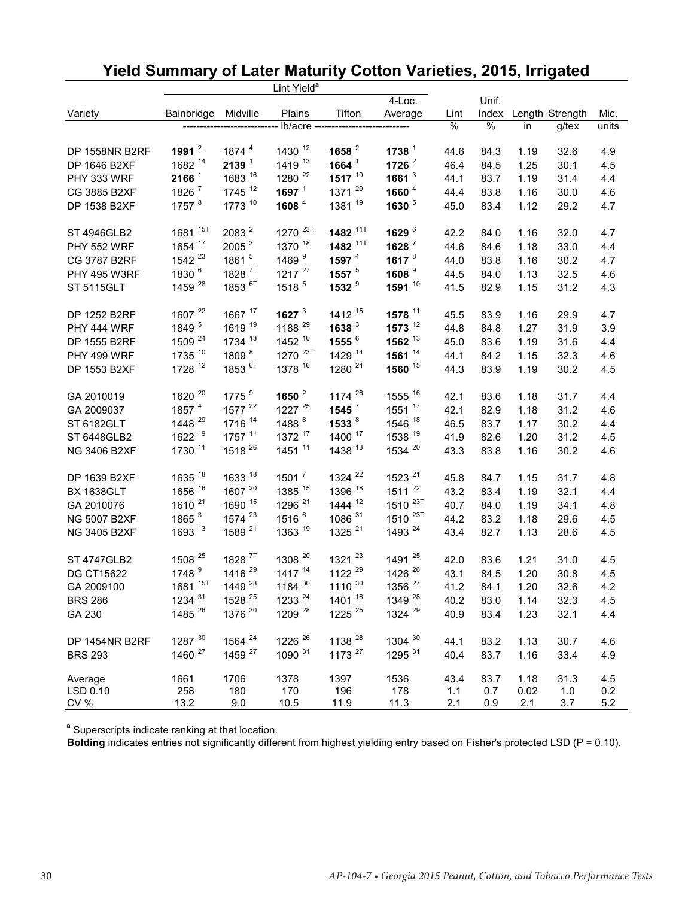## Yield Summary of Later Maturity Cotton Varieties, 2015, Irrigated

| Variety | Lint Yield[a] Bainbridge | Midville | Plains | Tifton | 4-Loc. Average | Lint | Unif. Index | Length | Strength | Mic. |
|---|---|---|---|---|---|---|---|---|---|---|
| | lb/acre | | | | | % | % | in | g/tex | units |
| DP 1558NR B2RF | **1991** [2] | 1874 [4] | 1430 [12] | **1658** [2] | **1738** [1] | 44.6 | 84.3 | 1.19 | 32.6 | 4.9 |
| DP 1646 B2XF | 1682 [14] | **2139** [1] | 1419 [13] | **1664** [1] | **1726** [2] | 46.4 | 84.5 | 1.25 | 30.1 | 4.5 |
| PHY 333 WRF | **2166** [1] | 1683 [16] | 1280 [22] | **1517** [10] | **1661** [3] | 44.1 | 83.7 | 1.19 | 31.4 | 4.4 |
| CG 3885 B2XF | 1826 [7] | 1745 [12] | **1697** [1] | 1371 [20] | **1660** [4] | 44.4 | 83.8 | 1.16 | 30.0 | 4.6 |
| DP 1538 B2XF | 1757 [8] | 1773 [10] | **1608** [4] | 1381 [19] | **1630** [5] | 45.0 | 83.4 | 1.12 | 29.2 | 4.7 |
| ST 4946GLB2 | 1681 [15T] | 2083 [2] | 1270 [23T] | **1482** [11T] | **1629** [6] | 42.2 | 84.0 | 1.16 | 32.0 | 4.7 |
| PHY 552 WRF | 1654 [17] | 2005 [3] | 1370 [18] | **1482** [11T] | **1628** [7] | 44.6 | 84.6 | 1.18 | 33.0 | 4.4 |
| CG 3787 B2RF | 1542 [23] | 1861 [5] | 1469 [9] | **1597** [4] | **1617** [8] | 44.0 | 83.8 | 1.16 | 30.2 | 4.7 |
| PHY 495 W3RF | 1830 [6] | 1828 [7T] | 1217 [27] | **1557** [5] | **1608** [9] | 44.5 | 84.0 | 1.13 | 32.5 | 4.6 |
| ST 5115GLT | 1459 [28] | 1853 [6T] | 1518 [5] | **1532** [9] | **1591** [10] | 41.5 | 82.9 | 1.15 | 31.2 | 4.3 |
| DP 1252 B2RF | 1607 [22] | 1667 [17] | **1627** [3] | 1412 [15] | **1578** [11] | 45.5 | 83.9 | 1.16 | 29.9 | 4.7 |
| PHY 444 WRF | 1849 [5] | 1619 [19] | 1188 [29] | **1638** [3] | **1573** [12] | 44.8 | 84.8 | 1.27 | 31.9 | 3.9 |
| DP 1555 B2RF | 1509 [24] | 1734 [13] | 1452 [10] | **1555** [6] | **1562** [13] | 45.0 | 83.6 | 1.19 | 31.6 | 4.4 |
| PHY 499 WRF | 1735 [10] | 1809 [8] | 1270 [23T] | 1429 [14] | **1561** [14] | 44.1 | 84.2 | 1.15 | 32.3 | 4.6 |
| DP 1553 B2XF | 1728 [12] | 1853 [6T] | 1378 [16] | 1280 [24] | **1560** [15] | 44.3 | 83.9 | 1.19 | 30.2 | 4.5 |
| GA 2010019 | 1620 [20] | 1775 [9] | **1650** [2] | 1174 [26] | 1555 [16] | 42.1 | 83.6 | 1.18 | 31.7 | 4.4 |
| GA 2009037 | 1857 [4] | 1577 [22] | 1227 [25] | **1545** [7] | 1551 [17] | 42.1 | 82.9 | 1.18 | 31.2 | 4.6 |
| ST 6182GLT | 1448 [29] | 1716 [14] | 1488 [8] | **1533** [8] | 1546 [18] | 46.5 | 83.7 | 1.17 | 30.2 | 4.4 |
| ST 6448GLB2 | 1622 [19] | 1757 [11] | 1372 [17] | 1400 [17] | 1538 [19] | 41.9 | 82.6 | 1.20 | 31.2 | 4.5 |
| NG 3406 B2XF | 1730 [11] | 1518 [26] | 1451 [11] | 1438 [13] | 1534 [20] | 43.3 | 83.8 | 1.16 | 30.2 | 4.6 |
| DP 1639 B2XF | 1635 [18] | 1633 [18] | 1501 [7] | 1324 [22] | 1523 [21] | 45.8 | 84.7 | 1.15 | 31.7 | 4.8 |
| BX 1638GLT | 1656 [16] | 1607 [20] | 1385 [15] | 1396 [18] | 1511 [22] | 43.2 | 83.4 | 1.19 | 32.1 | 4.4 |
| GA 2010076 | 1610 [21] | 1590 [15] | 1296 [21] | 1444 [12] | 1510 [23T] | 40.7 | 84.0 | 1.19 | 34.1 | 4.8 |
| NG 5007 B2XF | 1865 [3] | 1574 [23] | 1516 [6] | 1086 [31] | 1510 [23T] | 44.2 | 83.2 | 1.18 | 29.6 | 4.5 |
| NG 3405 B2XF | 1693 [13] | 1589 [21] | 1363 [19] | 1325 [21] | 1493 [24] | 43.4 | 82.7 | 1.13 | 28.6 | 4.5 |
| ST 4747GLB2 | 1508 [25] | 1828 [7T] | 1308 [20] | 1321 [23] | 1491 [25] | 42.0 | 83.6 | 1.21 | 31.0 | 4.5 |
| DG CT15622 | 1748 [9] | 1416 [29] | 1417 [14] | 1122 [29] | 1426 [26] | 43.1 | 84.5 | 1.20 | 30.8 | 4.5 |
| GA 2009100 | 1681 [15T] | 1449 [28] | 1184 [30] | 1110 [30] | 1356 [27] | 41.2 | 84.1 | 1.20 | 32.6 | 4.2 |
| BRS 286 | 1234 [31] | 1528 [25] | 1233 [24] | 1401 [16] | 1349 [28] | 40.2 | 83.0 | 1.14 | 32.3 | 4.5 |
| GA 230 | 1485 [26] | 1376 [30] | 1209 [28] | 1225 [25] | 1324 [29] | 40.9 | 83.4 | 1.23 | 32.1 | 4.4 |
| DP 1454NR B2RF | 1287 [30] | 1564 [24] | 1226 [26] | 1138 [28] | 1304 [30] | 44.1 | 83.2 | 1.13 | 30.7 | 4.6 |
| BRS 293 | 1460 [27] | 1459 [27] | 1090 [31] | 1173 [27] | 1295 [31] | 40.4 | 83.7 | 1.16 | 33.4 | 4.9 |
| Average | 1661 | 1706 | 1378 | 1397 | 1536 | 43.4 | 83.7 | 1.18 | 31.3 | 4.5 |
| LSD 0.10 | 258 | 180 | 170 | 196 | 178 | 1.1 | 0.7 | 0.02 | 1.0 | 0.2 |
| CV % | 13.2 | 9.0 | 10.5 | 11.9 | 11.3 | 2.1 | 0.9 | 2.1 | 3.7 | 5.2 |

[a] Superscripts indicate ranking at that location.

**Bolding** indicates entries not significantly different from highest yielding entry based on Fisher's protected LSD (P = 0.10).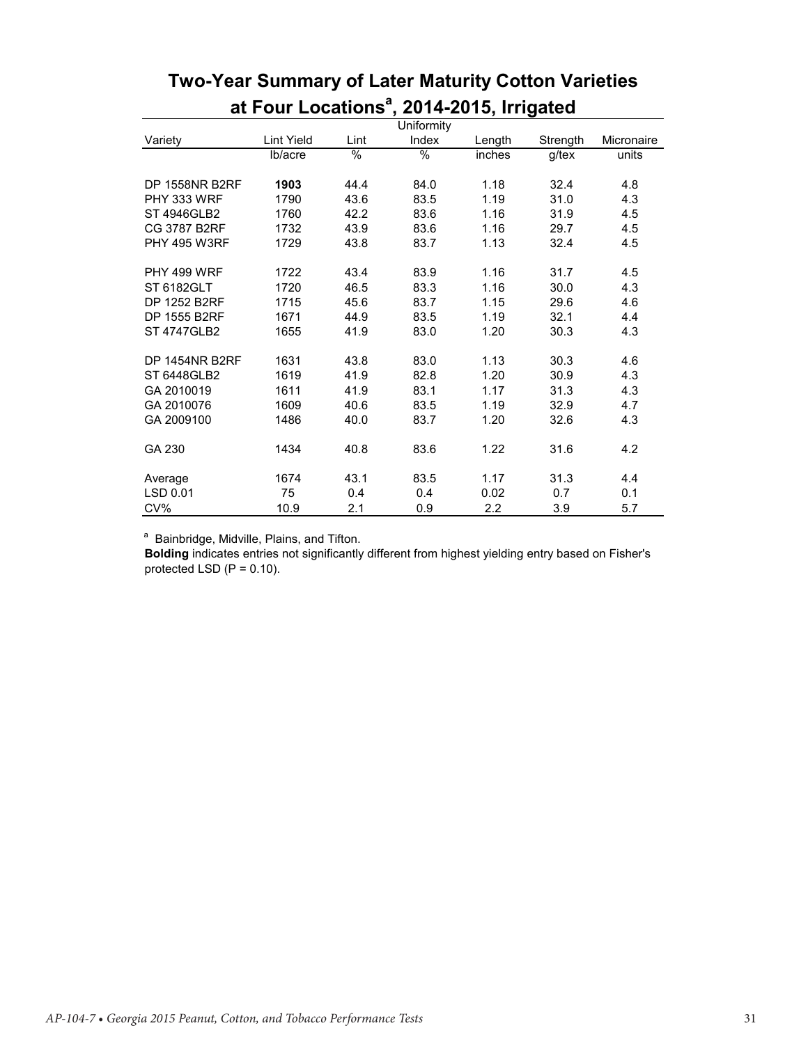## Two-Year Summary of Later Maturity Cotton Varieties at Four Locations[a], 2014-2015, Irrigated

| Variety | Lint Yield | Lint | Uniformity Index | Length | Strength | Micronaire |
|---|---|---|---|---|---|---|
| | lb/acre | % | % | inches | g/tex | units |
| DP 1558NR B2RF | **1903** | 44.4 | 84.0 | 1.18 | 32.4 | 4.8 |
| PHY 333 WRF | 1790 | 43.6 | 83.5 | 1.19 | 31.0 | 4.3 |
| ST 4946GLB2 | 1760 | 42.2 | 83.6 | 1.16 | 31.9 | 4.5 |
| CG 3787 B2RF | 1732 | 43.9 | 83.6 | 1.16 | 29.7 | 4.5 |
| PHY 495 W3RF | 1729 | 43.8 | 83.7 | 1.13 | 32.4 | 4.5 |
| PHY 499 WRF | 1722 | 43.4 | 83.9 | 1.16 | 31.7 | 4.5 |
| ST 6182GLT | 1720 | 46.5 | 83.3 | 1.16 | 30.0 | 4.3 |
| DP 1252 B2RF | 1715 | 45.6 | 83.7 | 1.15 | 29.6 | 4.6 |
| DP 1555 B2RF | 1671 | 44.9 | 83.5 | 1.19 | 32.1 | 4.4 |
| ST 4747GLB2 | 1655 | 41.9 | 83.0 | 1.20 | 30.3 | 4.3 |
| DP 1454NR B2RF | 1631 | 43.8 | 83.0 | 1.13 | 30.3 | 4.6 |
| ST 6448GLB2 | 1619 | 41.9 | 82.8 | 1.20 | 30.9 | 4.3 |
| GA 2010019 | 1611 | 41.9 | 83.1 | 1.17 | 31.3 | 4.3 |
| GA 2010076 | 1609 | 40.6 | 83.5 | 1.19 | 32.9 | 4.7 |
| GA 2009100 | 1486 | 40.0 | 83.7 | 1.20 | 32.6 | 4.3 |
| GA 230 | 1434 | 40.8 | 83.6 | 1.22 | 31.6 | 4.2 |
| Average | 1674 | 43.1 | 83.5 | 1.17 | 31.3 | 4.4 |
| LSD 0.01 | 75 | 0.4 | 0.4 | 0.02 | 0.7 | 0.1 |
| CV% | 10.9 | 2.1 | 0.9 | 2.2 | 3.9 | 5.7 |

[a] Bainbridge, Midville, Plains, and Tifton.

**Bolding** indicates entries not significantly different from highest yielding entry based on Fisher's protected LSD (P = 0.10).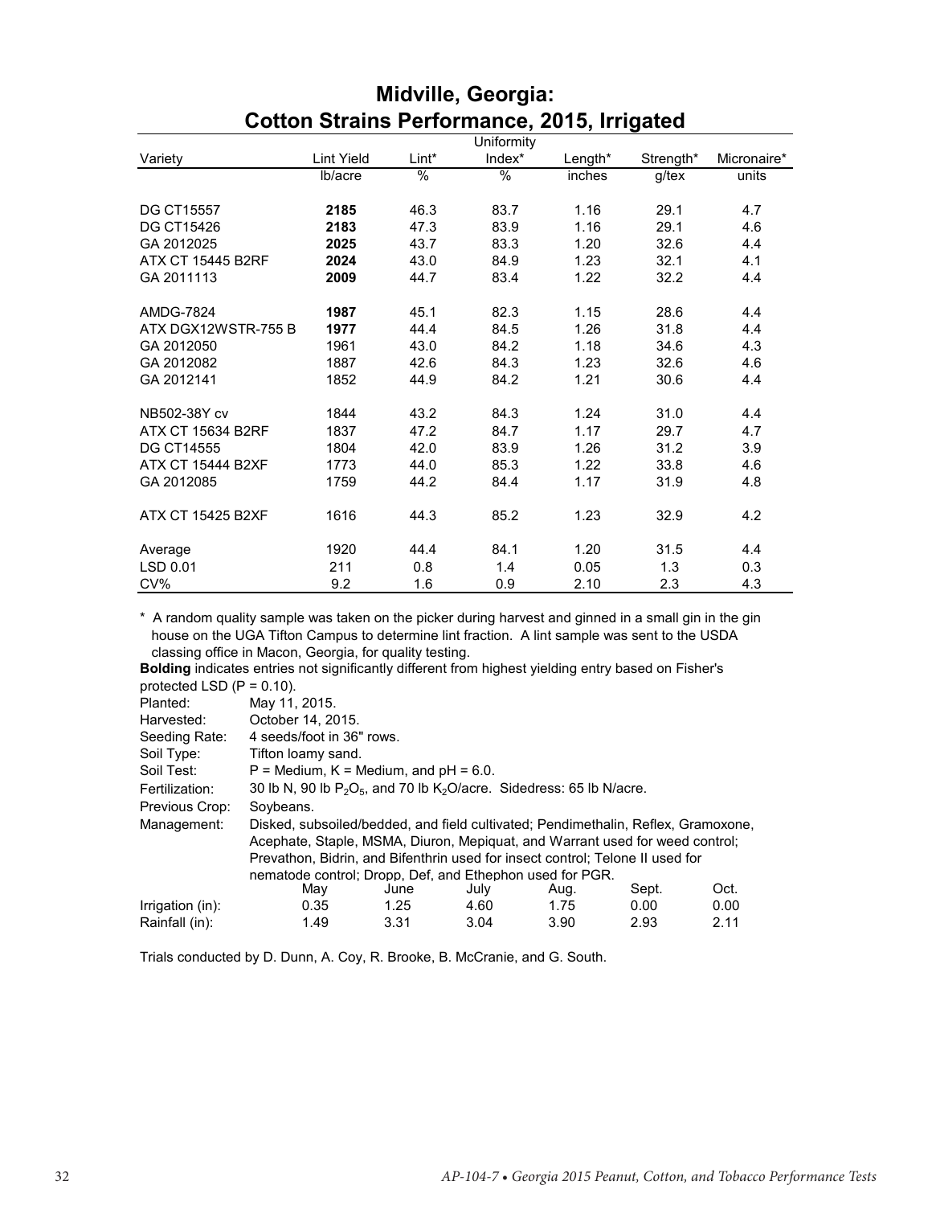# Midville, Georgia: Cotton Strains Performance, 2015, Irrigated

| Variety | Lint Yield | Lint* | Uniformity Index* | Length* | Strength* | Micronaire* |
|---|---|---|---|---|---|---|
| | lb/acre | % | % | inches | g/tex | units |
| DG CT15557 | **2185** | 46.3 | 83.7 | 1.16 | 29.1 | 4.7 |
| DG CT15426 | **2183** | 47.3 | 83.9 | 1.16 | 29.1 | 4.6 |
| GA 2012025 | **2025** | 43.7 | 83.3 | 1.20 | 32.6 | 4.4 |
| ATX CT 15445 B2RF | **2024** | 43.0 | 84.9 | 1.23 | 32.1 | 4.1 |
| GA 2011113 | **2009** | 44.7 | 83.4 | 1.22 | 32.2 | 4.4 |
| AMDG-7824 | **1987** | 45.1 | 82.3 | 1.15 | 28.6 | 4.4 |
| ATX DGX12WSTR-755 B | **1977** | 44.4 | 84.5 | 1.26 | 31.8 | 4.4 |
| GA 2012050 | 1961 | 43.0 | 84.2 | 1.18 | 34.6 | 4.3 |
| GA 2012082 | 1887 | 42.6 | 84.3 | 1.23 | 32.6 | 4.6 |
| GA 2012141 | 1852 | 44.9 | 84.2 | 1.21 | 30.6 | 4.4 |
| NB502-38Y cv | 1844 | 43.2 | 84.3 | 1.24 | 31.0 | 4.4 |
| ATX CT 15634 B2RF | 1837 | 47.2 | 84.7 | 1.17 | 29.7 | 4.7 |
| DG CT14555 | 1804 | 42.0 | 83.9 | 1.26 | 31.2 | 3.9 |
| ATX CT 15444 B2XF | 1773 | 44.0 | 85.3 | 1.22 | 33.8 | 4.6 |
| GA 2012085 | 1759 | 44.2 | 84.4 | 1.17 | 31.9 | 4.8 |
| ATX CT 15425 B2XF | 1616 | 44.3 | 85.2 | 1.23 | 32.9 | 4.2 |
| Average | 1920 | 44.4 | 84.1 | 1.20 | 31.5 | 4.4 |
| LSD 0.01 | 211 | 0.8 | 1.4 | 0.05 | 1.3 | 0.3 |
| CV% | 9.2 | 1.6 | 0.9 | 2.10 | 2.3 | 4.3 |

* A random quality sample was taken on the picker during harvest and ginned in a small gin in the gin house on the UGA Tifton Campus to determine lint fraction. A lint sample was sent to the USDA classing office in Macon, Georgia, for quality testing.

**Bolding** indicates entries not significantly different from highest yielding entry based on Fisher's protected LSD (P = 0.10).

Planted: May 11, 2015.
Harvested: October 14, 2015.
Seeding Rate: 4 seeds/foot in 36" rows.
Soil Type: Tifton loamy sand.
Soil Test: P = Medium, K = Medium, and pH = 6.0.
Fertilization: 30 lb N, 90 lb $P_2O_5$, and 70 lb $K_2O$/acre. Sidedress: 65 lb N/acre.
Previous Crop: Soybeans.
Management: Disked, subsoiled/bedded, and field cultivated; Pendimethalin, Reflex, Gramoxone, Acephate, Staple, MSMA, Diuron, Mepiquat, and Warrant used for weed control; Prevathon, Bidrin, and Bifenthrin used for insect control; Telone II used for nematode control; Dropp, Def, and Ethephon used for PGR.

| | May | June | July | Aug. | Sept. | Oct. |
|---|---|---|---|---|---|---|
| Irrigation (in): | 0.35 | 1.25 | 4.60 | 1.75 | 0.00 | 0.00 |
| Rainfall (in): | 1.49 | 3.31 | 3.04 | 3.90 | 2.93 | 2.11 |

Trials conducted by D. Dunn, A. Coy, R. Brooke, B. McCranie, and G. South.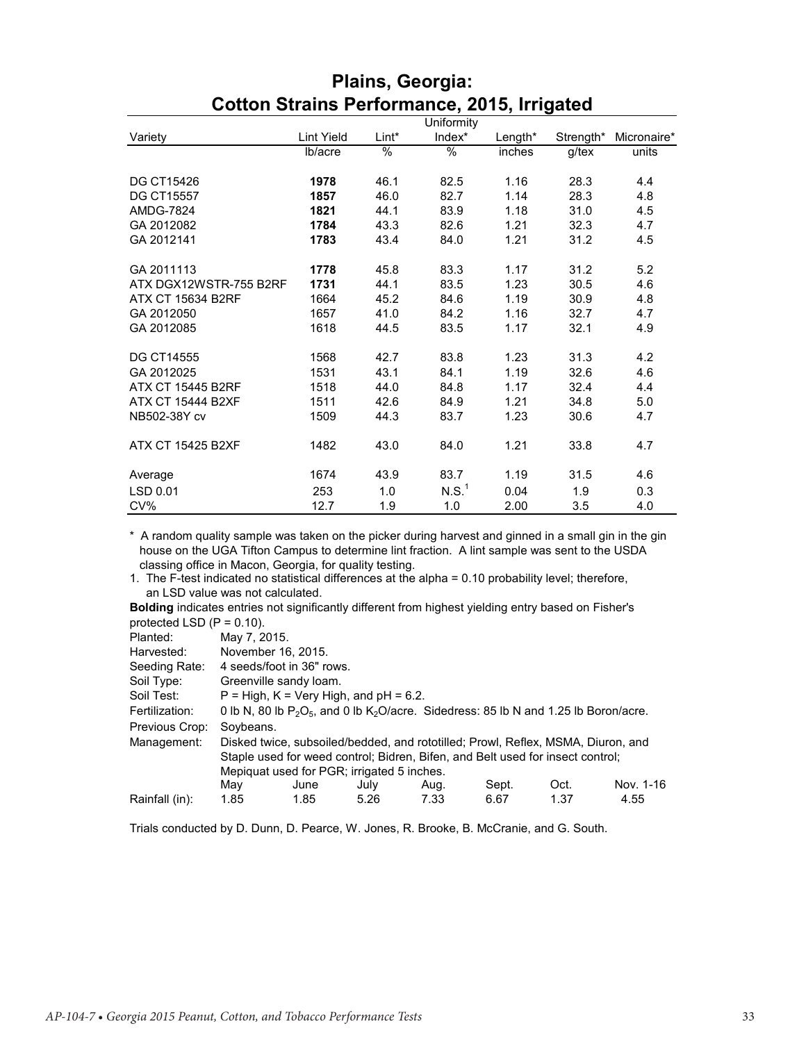# Plains, Georgia: Cotton Strains Performance, 2015, Irrigated

| Variety | Lint Yield | Lint* | Uniformity Index* | Length* | Strength* | Micronaire* |
|---|---|---|---|---|---|---|
| | lb/acre | % | % | inches | g/tex | units |
| DG CT15426 | **1978** | 46.1 | 82.5 | 1.16 | 28.3 | 4.4 |
| DG CT15557 | **1857** | 46.0 | 82.7 | 1.14 | 28.3 | 4.8 |
| AMDG-7824 | **1821** | 44.1 | 83.9 | 1.18 | 31.0 | 4.5 |
| GA 2012082 | **1784** | 43.3 | 82.6 | 1.21 | 32.3 | 4.7 |
| GA 2012141 | **1783** | 43.4 | 84.0 | 1.21 | 31.2 | 4.5 |
| GA 2011113 | **1778** | 45.8 | 83.3 | 1.17 | 31.2 | 5.2 |
| ATX DGX12WSTR-755 B2RF | **1731** | 44.1 | 83.5 | 1.23 | 30.5 | 4.6 |
| ATX CT 15634 B2RF | 1664 | 45.2 | 84.6 | 1.19 | 30.9 | 4.8 |
| GA 2012050 | 1657 | 41.0 | 84.2 | 1.16 | 32.7 | 4.7 |
| GA 2012085 | 1618 | 44.5 | 83.5 | 1.17 | 32.1 | 4.9 |
| DG CT14555 | 1568 | 42.7 | 83.8 | 1.23 | 31.3 | 4.2 |
| GA 2012025 | 1531 | 43.1 | 84.1 | 1.19 | 32.6 | 4.6 |
| ATX CT 15445 B2RF | 1518 | 44.0 | 84.8 | 1.17 | 32.4 | 4.4 |
| ATX CT 15444 B2XF | 1511 | 42.6 | 84.9 | 1.21 | 34.8 | 5.0 |
| NB502-38Y cv | 1509 | 44.3 | 83.7 | 1.23 | 30.6 | 4.7 |
| ATX CT 15425 B2XF | 1482 | 43.0 | 84.0 | 1.21 | 33.8 | 4.7 |
| Average | 1674 | 43.9 | 83.7 | 1.19 | 31.5 | 4.6 |
| LSD 0.01 | 253 | 1.0 | N.S.[1] | 0.04 | 1.9 | 0.3 |
| CV% | 12.7 | 1.9 | 1.0 | 2.00 | 3.5 | 4.0 |

\* A random quality sample was taken on the picker during harvest and ginned in a small gin in the gin house on the UGA Tifton Campus to determine lint fraction. A lint sample was sent to the USDA classing office in Macon, Georgia, for quality testing.

1. The F-test indicated no statistical differences at the alpha = 0.10 probability level; therefore, an LSD value was not calculated.

**Bolding** indicates entries not significantly different from highest yielding entry based on Fisher's protected LSD (P = 0.10).

Planted: May 7, 2015.
Harvested: November 16, 2015.
Seeding Rate: 4 seeds/foot in 36" rows.
Soil Type: Greenville sandy loam.
Soil Test: P = High, K = Very High, and pH = 6.2.
Fertilization: 0 lb N, 80 lb $P_2O_5$, and 0 lb $K_2O$/acre. Sidedress: 85 lb N and 1.25 lb Boron/acre.
Previous Crop: Soybeans.
Management: Disked twice, subsoiled/bedded, and rototilled; Prowl, Reflex, MSMA, Diuron, and Staple used for weed control; Bidren, Bifen, and Belt used for insect control; Mepiquat used for PGR; irrigated 5 inches.

| | May | June | July | Aug. | Sept. | Oct. | Nov. 1-16 |
|---|---|---|---|---|---|---|---|
| Rainfall (in): | 1.85 | 1.85 | 5.26 | 7.33 | 6.67 | 1.37 | 4.55 |

Trials conducted by D. Dunn, D. Pearce, W. Jones, R. Brooke, B. McCranie, and G. South.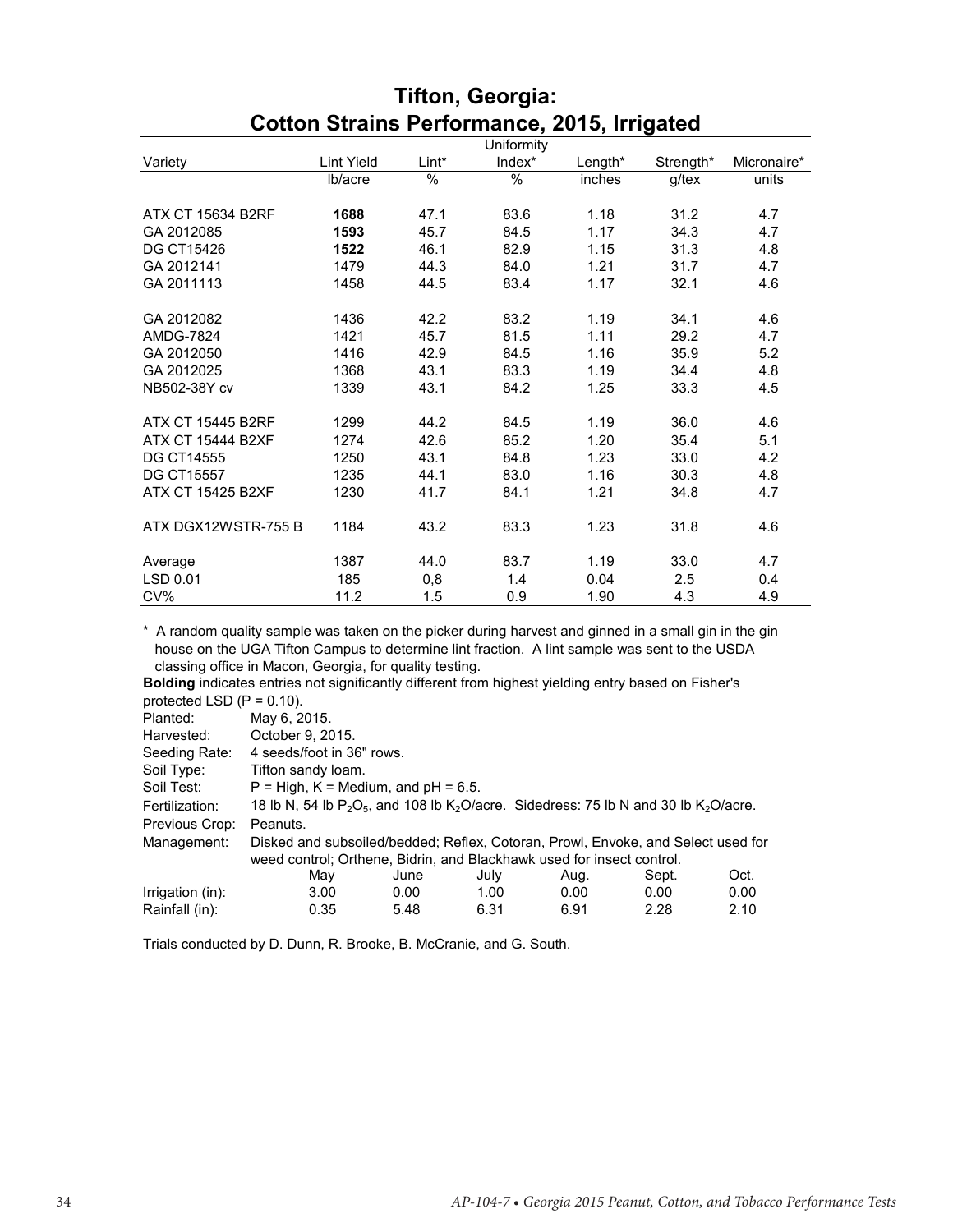# Tifton, Georgia:
# Cotton Strains Performance, 2015, Irrigated

| Variety | Lint Yield | Lint* | Uniformity Index* | Length* | Strength* | Micronaire* |
|---|---|---|---|---|---|---|
| | lb/acre | % | % | inches | g/tex | units |
| ATX CT 15634 B2RF | **1688** | 47.1 | 83.6 | 1.18 | 31.2 | 4.7 |
| GA 2012085 | **1593** | 45.7 | 84.5 | 1.17 | 34.3 | 4.7 |
| DG CT15426 | **1522** | 46.1 | 82.9 | 1.15 | 31.3 | 4.8 |
| GA 2012141 | 1479 | 44.3 | 84.0 | 1.21 | 31.7 | 4.7 |
| GA 2011113 | 1458 | 44.5 | 83.4 | 1.17 | 32.1 | 4.6 |
| GA 2012082 | 1436 | 42.2 | 83.2 | 1.19 | 34.1 | 4.6 |
| AMDG-7824 | 1421 | 45.7 | 81.5 | 1.11 | 29.2 | 4.7 |
| GA 2012050 | 1416 | 42.9 | 84.5 | 1.16 | 35.9 | 5.2 |
| GA 2012025 | 1368 | 43.1 | 83.3 | 1.19 | 34.4 | 4.8 |
| NB502-38Y cv | 1339 | 43.1 | 84.2 | 1.25 | 33.3 | 4.5 |
| ATX CT 15445 B2RF | 1299 | 44.2 | 84.5 | 1.19 | 36.0 | 4.6 |
| ATX CT 15444 B2XF | 1274 | 42.6 | 85.2 | 1.20 | 35.4 | 5.1 |
| DG CT14555 | 1250 | 43.1 | 84.8 | 1.23 | 33.0 | 4.2 |
| DG CT15557 | 1235 | 44.1 | 83.0 | 1.16 | 30.3 | 4.8 |
| ATX CT 15425 B2XF | 1230 | 41.7 | 84.1 | 1.21 | 34.8 | 4.7 |
| ATX DGX12WSTR-755 B | 1184 | 43.2 | 83.3 | 1.23 | 31.8 | 4.6 |
| Average | 1387 | 44.0 | 83.7 | 1.19 | 33.0 | 4.7 |
| LSD 0.01 | 185 | 0,8 | 1.4 | 0.04 | 2.5 | 0.4 |
| CV% | 11.2 | 1.5 | 0.9 | 1.90 | 4.3 | 4.9 |

\* A random quality sample was taken on the picker during harvest and ginned in a small gin in the gin house on the UGA Tifton Campus to determine lint fraction. A lint sample was sent to the USDA classing office in Macon, Georgia, for quality testing.

**Bolding** indicates entries not significantly different from highest yielding entry based on Fisher's protected LSD (P = 0.10).

Planted: May 6, 2015.

Harvested: October 9, 2015.

Seeding Rate: 4 seeds/foot in 36" rows.

Soil Type: Tifton sandy loam.

Soil Test: P = High, K = Medium, and pH = 6.5.

Fertilization: 18 lb N, 54 lb $P_2O_5$, and 108 lb $K_2O$/acre. Sidedress: 75 lb N and 30 lb $K_2O$/acre.

Previous Crop: Peanuts.

Management: Disked and subsoiled/bedded; Reflex, Cotoran, Prowl, Envoke, and Select used for weed control; Orthene, Bidrin, and Blackhawk used for insect control.

| | May | June | July | Aug. | Sept. | Oct. |
|---|---|---|---|---|---|---|
| Irrigation (in): | 3.00 | 0.00 | 1.00 | 0.00 | 0.00 | 0.00 |
| Rainfall (in): | 0.35 | 5.48 | 6.31 | 6.91 | 2.28 | 2.10 |

Trials conducted by D. Dunn, R. Brooke, B. McCranie, and G. South.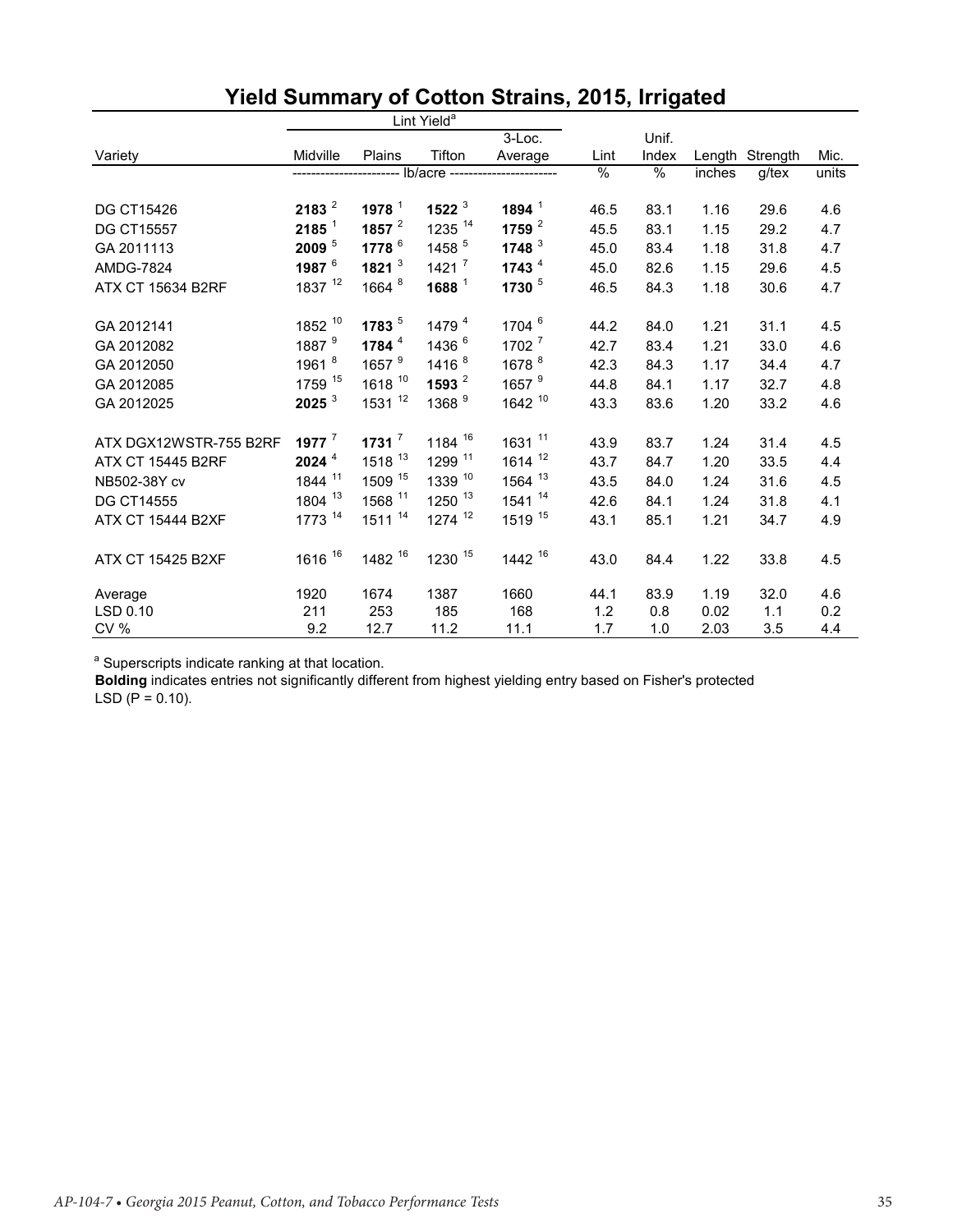# Yield Summary of Cotton Strains, 2015, Irrigated

| Variety | Lint Yield[a] | | | | Lint | Unif. Index | Length | Strength | Mic. |
|---|---|---|---|---|---|---|---|---|---|
| | Midville | Plains | Tifton | 3-Loc. Average | | | | | |
| | ---------- lb/acre ---------- | | | | % | % | inches | g/tex | units |
| DG CT15426 | **2183** [2] | **1978** [1] | **1522** [3] | **1894** [1] | 46.5 | 83.1 | 1.16 | 29.6 | 4.6 |
| DG CT15557 | **2185** [1] | **1857** [2] | 1235 [14] | **1759** [2] | 45.5 | 83.1 | 1.15 | 29.2 | 4.7 |
| GA 2011113 | **2009** [5] | **1778** [6] | 1458 [5] | **1748** [3] | 45.0 | 83.4 | 1.18 | 31.8 | 4.7 |
| AMDG-7824 | **1987** [6] | **1821** [3] | 1421 [7] | **1743** [4] | 45.0 | 82.6 | 1.15 | 29.6 | 4.5 |
| ATX CT 15634 B2RF | 1837 [12] | 1664 [8] | **1688** [1] | **1730** [5] | 46.5 | 84.3 | 1.18 | 30.6 | 4.7 |
| GA 2012141 | 1852 [10] | **1783** [5] | 1479 [4] | 1704 [6] | 44.2 | 84.0 | 1.21 | 31.1 | 4.5 |
| GA 2012082 | 1887 [9] | **1784** [4] | 1436 [6] | 1702 [7] | 42.7 | 83.4 | 1.21 | 33.0 | 4.6 |
| GA 2012050 | 1961 [8] | 1657 [9] | 1416 [8] | 1678 [8] | 42.3 | 84.3 | 1.17 | 34.4 | 4.7 |
| GA 2012085 | 1759 [15] | 1618 [10] | **1593** [2] | 1657 [9] | 44.8 | 84.1 | 1.17 | 32.7 | 4.8 |
| GA 2012025 | **2025** [3] | 1531 [12] | 1368 [9] | 1642 [10] | 43.3 | 83.6 | 1.20 | 33.2 | 4.6 |
| ATX DGX12WSTR-755 B2RF | **1977** [7] | **1731** [7] | 1184 [16] | 1631 [11] | 43.9 | 83.7 | 1.24 | 31.4 | 4.5 |
| ATX CT 15445 B2RF | **2024** [4] | 1518 [13] | 1299 [11] | 1614 [12] | 43.7 | 84.7 | 1.20 | 33.5 | 4.4 |
| NB502-38Y cv | 1844 [11] | 1509 [15] | 1339 [10] | 1564 [13] | 43.5 | 84.0 | 1.24 | 31.6 | 4.5 |
| DG CT14555 | 1804 [13] | 1568 [11] | 1250 [13] | 1541 [14] | 42.6 | 84.1 | 1.24 | 31.8 | 4.1 |
| ATX CT 15444 B2XF | 1773 [14] | 1511 [14] | 1274 [12] | 1519 [15] | 43.1 | 85.1 | 1.21 | 34.7 | 4.9 |
| ATX CT 15425 B2XF | 1616 [16] | 1482 [16] | 1230 [15] | 1442 [16] | 43.0 | 84.4 | 1.22 | 33.8 | 4.5 |
| Average | 1920 | 1674 | 1387 | 1660 | 44.1 | 83.9 | 1.19 | 32.0 | 4.6 |
| LSD 0.10 | 211 | 253 | 185 | 168 | 1.2 | 0.8 | 0.02 | 1.1 | 0.2 |
| CV % | 9.2 | 12.7 | 11.2 | 11.1 | 1.7 | 1.0 | 2.03 | 3.5 | 4.4 |

[a] Superscripts indicate ranking at that location.
**Bolding** indicates entries not significantly different from highest yielding entry based on Fisher's protected LSD (P = 0.10).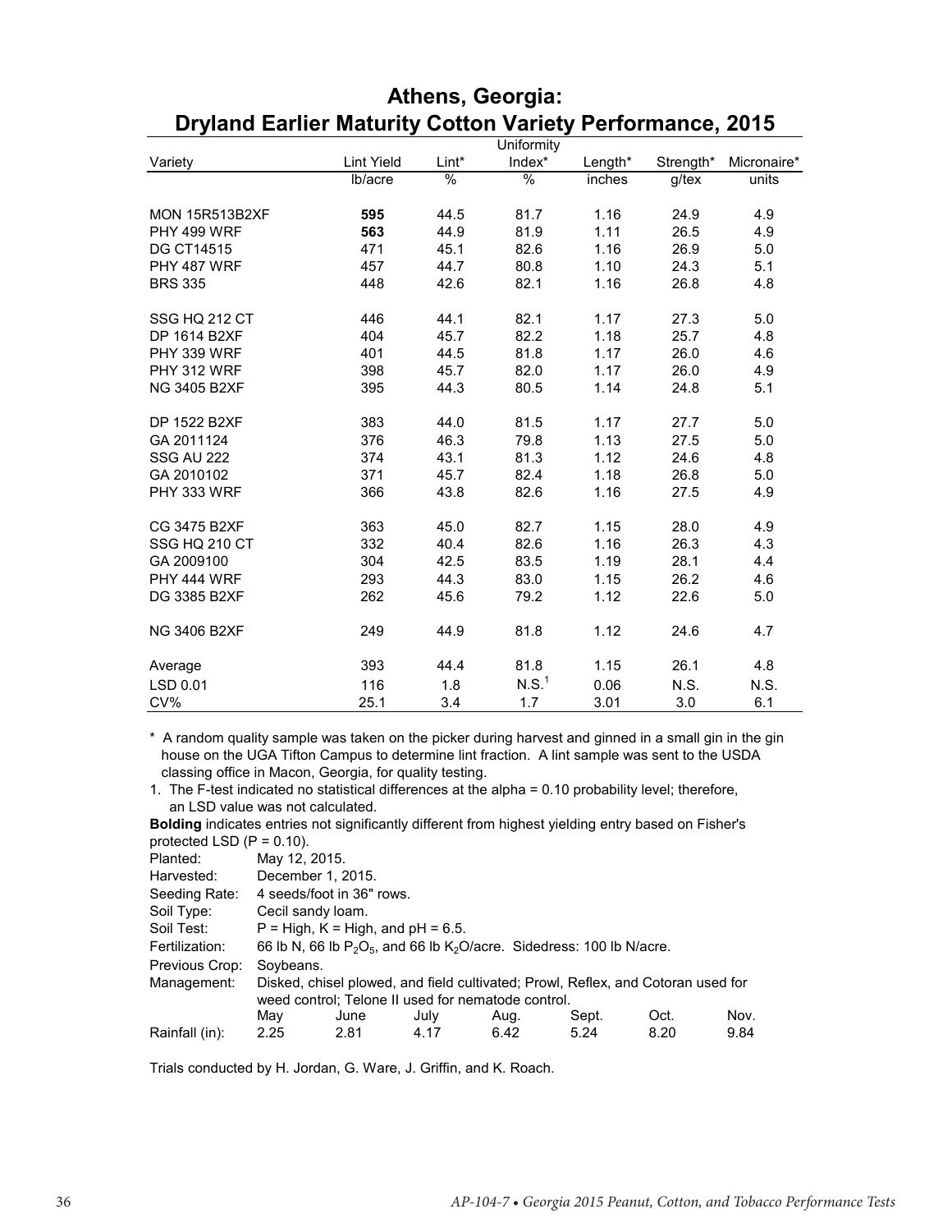# Athens, Georgia:
# Dryland Earlier Maturity Cotton Variety Performance, 2015

| Variety | Lint Yield | Lint* | Uniformity Index* | Length* | Strength* | Micronaire* |
|---|---|---|---|---|---|---|
| | lb/acre | % | % | inches | g/tex | units |
| MON 15R513B2XF | **595** | 44.5 | 81.7 | 1.16 | 24.9 | 4.9 |
| PHY 499 WRF | **563** | 44.9 | 81.9 | 1.11 | 26.5 | 4.9 |
| DG CT14515 | 471 | 45.1 | 82.6 | 1.16 | 26.9 | 5.0 |
| PHY 487 WRF | 457 | 44.7 | 80.8 | 1.10 | 24.3 | 5.1 |
| BRS 335 | 448 | 42.6 | 82.1 | 1.16 | 26.8 | 4.8 |
| SSG HQ 212 CT | 446 | 44.1 | 82.1 | 1.17 | 27.3 | 5.0 |
| DP 1614 B2XF | 404 | 45.7 | 82.2 | 1.18 | 25.7 | 4.8 |
| PHY 339 WRF | 401 | 44.5 | 81.8 | 1.17 | 26.0 | 4.6 |
| PHY 312 WRF | 398 | 45.7 | 82.0 | 1.17 | 26.0 | 4.9 |
| NG 3405 B2XF | 395 | 44.3 | 80.5 | 1.14 | 24.8 | 5.1 |
| DP 1522 B2XF | 383 | 44.0 | 81.5 | 1.17 | 27.7 | 5.0 |
| GA 2011124 | 376 | 46.3 | 79.8 | 1.13 | 27.5 | 5.0 |
| SSG AU 222 | 374 | 43.1 | 81.3 | 1.12 | 24.6 | 4.8 |
| GA 2010102 | 371 | 45.7 | 82.4 | 1.18 | 26.8 | 5.0 |
| PHY 333 WRF | 366 | 43.8 | 82.6 | 1.16 | 27.5 | 4.9 |
| CG 3475 B2XF | 363 | 45.0 | 82.7 | 1.15 | 28.0 | 4.9 |
| SSG HQ 210 CT | 332 | 40.4 | 82.6 | 1.16 | 26.3 | 4.3 |
| GA 2009100 | 304 | 42.5 | 83.5 | 1.19 | 28.1 | 4.4 |
| PHY 444 WRF | 293 | 44.3 | 83.0 | 1.15 | 26.2 | 4.6 |
| DG 3385 B2XF | 262 | 45.6 | 79.2 | 1.12 | 22.6 | 5.0 |
| NG 3406 B2XF | 249 | 44.9 | 81.8 | 1.12 | 24.6 | 4.7 |
| Average | 393 | 44.4 | 81.8 | 1.15 | 26.1 | 4.8 |
| LSD 0.01 | 116 | 1.8 | N.S.[1] | 0.06 | N.S. | N.S. |
| CV% | 25.1 | 3.4 | 1.7 | 3.01 | 3.0 | 6.1 |

\* A random quality sample was taken on the picker during harvest and ginned in a small gin in the gin house on the UGA Tifton Campus to determine lint fraction. A lint sample was sent to the USDA classing office in Macon, Georgia, for quality testing.

1. The F-test indicated no statistical differences at the alpha = 0.10 probability level; therefore, an LSD value was not calculated.

**Bolding** indicates entries not significantly different from highest yielding entry based on Fisher's protected LSD (P = 0.10).

Planted: May 12, 2015.
Harvested: December 1, 2015.
Seeding Rate: 4 seeds/foot in 36" rows.
Soil Type: Cecil sandy loam.
Soil Test: P = High, K = High, and pH = 6.5.
Fertilization: 66 lb N, 66 lb $P_2O_5$, and 66 lb $K_2O$/acre. Sidedress: 100 lb N/acre.
Previous Crop: Soybeans.
Management: Disked, chisel plowed, and field cultivated; Prowl, Reflex, and Cotoran used for weed control; Telone II used for nematode control.

| | May | June | July | Aug. | Sept. | Oct. | Nov. |
|---|---|---|---|---|---|---|---|
| Rainfall (in): | 2.25 | 2.81 | 4.17 | 6.42 | 5.24 | 8.20 | 9.84 |

Trials conducted by H. Jordan, G. Ware, J. Griffin, and K. Roach.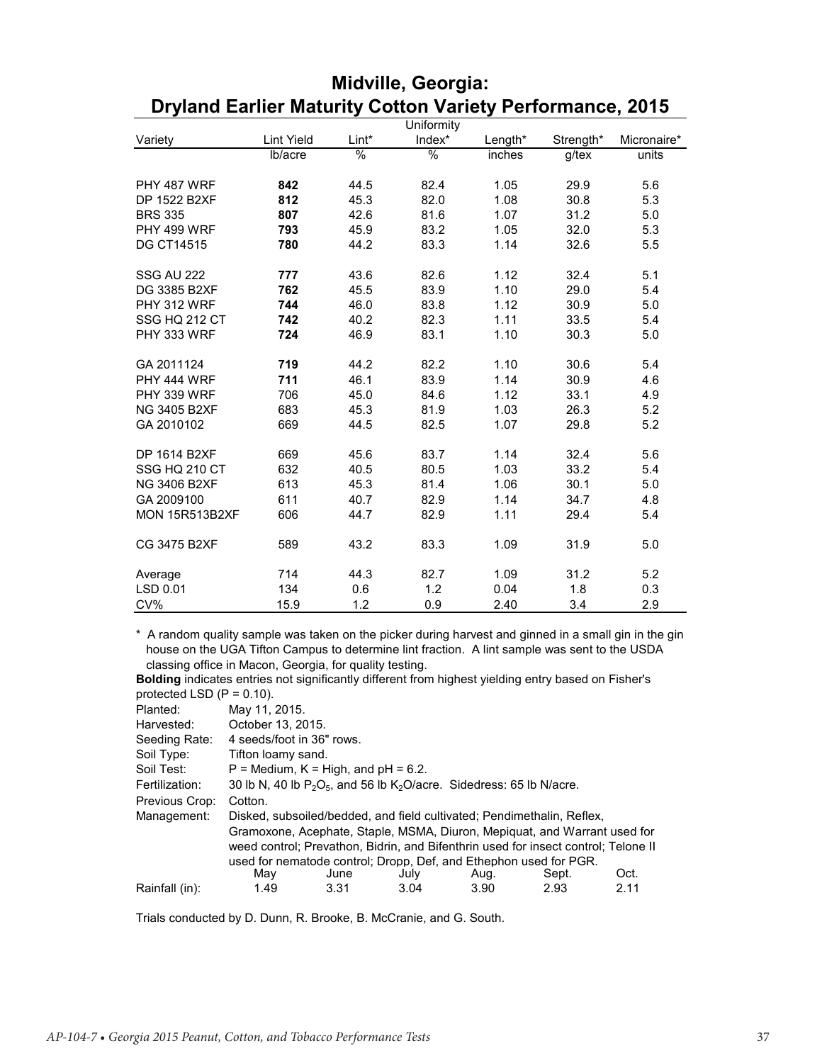# Midville, Georgia:
# Dryland Earlier Maturity Cotton Variety Performance, 2015

| Variety | Lint Yield | Lint* | Uniformity Index* | Length* | Strength* | Micronaire* |
|---|---|---|---|---|---|---|
| | lb/acre | % | % | inches | g/tex | units |
| PHY 487 WRF | **842** | 44.5 | 82.4 | 1.05 | 29.9 | 5.6 |
| DP 1522 B2XF | **812** | 45.3 | 82.0 | 1.08 | 30.8 | 5.3 |
| BRS 335 | **807** | 42.6 | 81.6 | 1.07 | 31.2 | 5.0 |
| PHY 499 WRF | **793** | 45.9 | 83.2 | 1.05 | 32.0 | 5.3 |
| DG CT14515 | **780** | 44.2 | 83.3 | 1.14 | 32.6 | 5.5 |
| SSG AU 222 | **777** | 43.6 | 82.6 | 1.12 | 32.4 | 5.1 |
| DG 3385 B2XF | **762** | 45.5 | 83.9 | 1.10 | 29.0 | 5.4 |
| PHY 312 WRF | **744** | 46.0 | 83.8 | 1.12 | 30.9 | 5.0 |
| SSG HQ 212 CT | **742** | 40.2 | 82.3 | 1.11 | 33.5 | 5.4 |
| PHY 333 WRF | **724** | 46.9 | 83.1 | 1.10 | 30.3 | 5.0 |
| GA 2011124 | **719** | 44.2 | 82.2 | 1.10 | 30.6 | 5.4 |
| PHY 444 WRF | **711** | 46.1 | 83.9 | 1.14 | 30.9 | 4.6 |
| PHY 339 WRF | 706 | 45.0 | 84.6 | 1.12 | 33.1 | 4.9 |
| NG 3405 B2XF | 683 | 45.3 | 81.9 | 1.03 | 26.3 | 5.2 |
| GA 2010102 | 669 | 44.5 | 82.5 | 1.07 | 29.8 | 5.2 |
| DP 1614 B2XF | 669 | 45.6 | 83.7 | 1.14 | 32.4 | 5.6 |
| SSG HQ 210 CT | 632 | 40.5 | 80.5 | 1.03 | 33.2 | 5.4 |
| NG 3406 B2XF | 613 | 45.3 | 81.4 | 1.06 | 30.1 | 5.0 |
| GA 2009100 | 611 | 40.7 | 82.9 | 1.14 | 34.7 | 4.8 |
| MON 15R513B2XF | 606 | 44.7 | 82.9 | 1.11 | 29.4 | 5.4 |
| CG 3475 B2XF | 589 | 43.2 | 83.3 | 1.09 | 31.9 | 5.0 |
| Average | 714 | 44.3 | 82.7 | 1.09 | 31.2 | 5.2 |
| LSD 0.01 | 134 | 0.6 | 1.2 | 0.04 | 1.8 | 0.3 |
| CV% | 15.9 | 1.2 | 0.9 | 2.40 | 3.4 | 2.9 |

\* A random quality sample was taken on the picker during harvest and ginned in a small gin in the gin house on the UGA Tifton Campus to determine lint fraction. A lint sample was sent to the USDA classing office in Macon, Georgia, for quality testing.

**Bolding** indicates entries not significantly different from highest yielding entry based on Fisher's protected LSD (P = 0.10).

Planted: May 11, 2015.
Harvested: October 13, 2015.
Seeding Rate: 4 seeds/foot in 36" rows.
Soil Type: Tifton loamy sand.
Soil Test: P = Medium, K = High, and pH = 6.2.
Fertilization: 30 lb N, 40 lb $P_2O_5$, and 56 lb $K_2O$/acre. Sidedress: 65 lb N/acre.
Previous Crop: Cotton.
Management: Disked, subsoiled/bedded, and field cultivated; Pendimethalin, Reflex, Gramoxone, Acephate, Staple, MSMA, Diuron, Mepiquat, and Warrant used for weed control; Prevathon, Bidrin, and Bifenthrin used for insect control; Telone II used for nematode control; Dropp, Def, and Ethephon used for PGR.

| | May | June | July | Aug. | Sept. | Oct. |
|---|---|---|---|---|---|---|
| Rainfall (in): | 1.49 | 3.31 | 3.04 | 3.90 | 2.93 | 2.11 |

Trials conducted by D. Dunn, R. Brooke, B. McCranie, and G. South.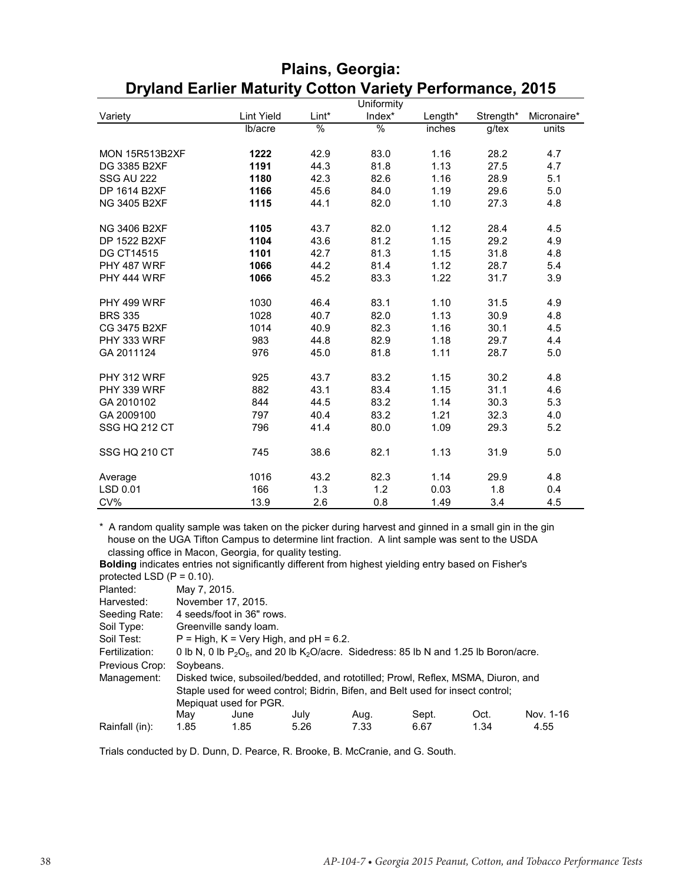# Plains, Georgia: Dryland Earlier Maturity Cotton Variety Performance, 2015

| Variety | Lint Yield | Lint* | Uniformity Index* | Length* | Strength* | Micronaire* |
|---|---|---|---|---|---|---|
| | lb/acre | % | % | inches | g/tex | units |
| MON 15R513B2XF | **1222** | 42.9 | 83.0 | 1.16 | 28.2 | 4.7 |
| DG 3385 B2XF | **1191** | 44.3 | 81.8 | 1.13 | 27.5 | 4.7 |
| SSG AU 222 | **1180** | 42.3 | 82.6 | 1.16 | 28.9 | 5.1 |
| DP 1614 B2XF | **1166** | 45.6 | 84.0 | 1.19 | 29.6 | 5.0 |
| NG 3405 B2XF | **1115** | 44.1 | 82.0 | 1.10 | 27.3 | 4.8 |
| NG 3406 B2XF | **1105** | 43.7 | 82.0 | 1.12 | 28.4 | 4.5 |
| DP 1522 B2XF | **1104** | 43.6 | 81.2 | 1.15 | 29.2 | 4.9 |
| DG CT14515 | **1101** | 42.7 | 81.3 | 1.15 | 31.8 | 4.8 |
| PHY 487 WRF | **1066** | 44.2 | 81.4 | 1.12 | 28.7 | 5.4 |
| PHY 444 WRF | **1066** | 45.2 | 83.3 | 1.22 | 31.7 | 3.9 |
| PHY 499 WRF | 1030 | 46.4 | 83.1 | 1.10 | 31.5 | 4.9 |
| BRS 335 | 1028 | 40.7 | 82.0 | 1.13 | 30.9 | 4.8 |
| CG 3475 B2XF | 1014 | 40.9 | 82.3 | 1.16 | 30.1 | 4.5 |
| PHY 333 WRF | 983 | 44.8 | 82.9 | 1.18 | 29.7 | 4.4 |
| GA 2011124 | 976 | 45.0 | 81.8 | 1.11 | 28.7 | 5.0 |
| PHY 312 WRF | 925 | 43.7 | 83.2 | 1.15 | 30.2 | 4.8 |
| PHY 339 WRF | 882 | 43.1 | 83.4 | 1.15 | 31.1 | 4.6 |
| GA 2010102 | 844 | 44.5 | 83.2 | 1.14 | 30.3 | 5.3 |
| GA 2009100 | 797 | 40.4 | 83.2 | 1.21 | 32.3 | 4.0 |
| SSG HQ 212 CT | 796 | 41.4 | 80.0 | 1.09 | 29.3 | 5.2 |
| SSG HQ 210 CT | 745 | 38.6 | 82.1 | 1.13 | 31.9 | 5.0 |
| Average | 1016 | 43.2 | 82.3 | 1.14 | 29.9 | 4.8 |
| LSD 0.01 | 166 | 1.3 | 1.2 | 0.03 | 1.8 | 0.4 |
| CV% | 13.9 | 2.6 | 0.8 | 1.49 | 3.4 | 4.5 |

\* A random quality sample was taken on the picker during harvest and ginned in a small gin in the gin house on the UGA Tifton Campus to determine lint fraction. A lint sample was sent to the USDA classing office in Macon, Georgia, for quality testing.

**Bolding** indicates entries not significantly different from highest yielding entry based on Fisher's protected LSD (P = 0.10).

Planted: May 7, 2015.

Harvested: November 17, 2015.

Seeding Rate: 4 seeds/foot in 36" rows.

Soil Type: Greenville sandy loam.

Soil Test: P = High, K = Very High, and pH = 6.2.

Fertilization: 0 lb N, 0 lb $P_2O_5$, and 20 lb $K_2O$/acre. Sidedress: 85 lb N and 1.25 lb Boron/acre.

Previous Crop: Soybeans.

Management: Disked twice, subsoiled/bedded, and rototilled; Prowl, Reflex, MSMA, Diuron, and Staple used for weed control; Bidrin, Bifen, and Belt used for insect control; Mepiquat used for PGR.

| | May | June | July | Aug. | Sept. | Oct. | Nov. 1-16 |
|---|---|---|---|---|---|---|---|
| Rainfall (in): | 1.85 | 1.85 | 5.26 | 7.33 | 6.67 | 1.34 | 4.55 |

Trials conducted by D. Dunn, D. Pearce, R. Brooke, B. McCranie, and G. South.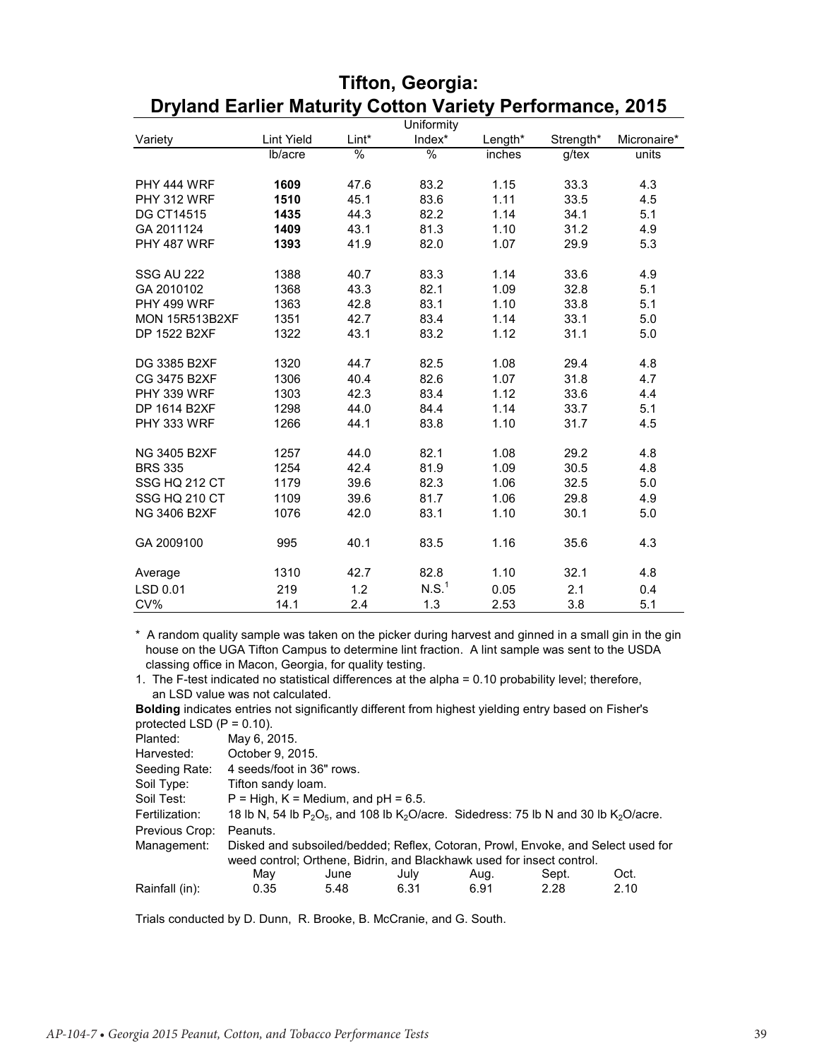# Tifton, Georgia:
# Dryland Earlier Maturity Cotton Variety Performance, 2015

| Variety | Lint Yield | Lint* | Uniformity Index* | Length* | Strength* | Micronaire* |
|---|---|---|---|---|---|---|
| | lb/acre | % | % | inches | g/tex | units |
| PHY 444 WRF | **1609** | 47.6 | 83.2 | 1.15 | 33.3 | 4.3 |
| PHY 312 WRF | **1510** | 45.1 | 83.6 | 1.11 | 33.5 | 4.5 |
| DG CT14515 | **1435** | 44.3 | 82.2 | 1.14 | 34.1 | 5.1 |
| GA 2011124 | **1409** | 43.1 | 81.3 | 1.10 | 31.2 | 4.9 |
| PHY 487 WRF | **1393** | 41.9 | 82.0 | 1.07 | 29.9 | 5.3 |
| SSG AU 222 | 1388 | 40.7 | 83.3 | 1.14 | 33.6 | 4.9 |
| GA 2010102 | 1368 | 43.3 | 82.1 | 1.09 | 32.8 | 5.1 |
| PHY 499 WRF | 1363 | 42.8 | 83.1 | 1.10 | 33.8 | 5.1 |
| MON 15R513B2XF | 1351 | 42.7 | 83.4 | 1.14 | 33.1 | 5.0 |
| DP 1522 B2XF | 1322 | 43.1 | 83.2 | 1.12 | 31.1 | 5.0 |
| DG 3385 B2XF | 1320 | 44.7 | 82.5 | 1.08 | 29.4 | 4.8 |
| CG 3475 B2XF | 1306 | 40.4 | 82.6 | 1.07 | 31.8 | 4.7 |
| PHY 339 WRF | 1303 | 42.3 | 83.4 | 1.12 | 33.6 | 4.4 |
| DP 1614 B2XF | 1298 | 44.0 | 84.4 | 1.14 | 33.7 | 5.1 |
| PHY 333 WRF | 1266 | 44.1 | 83.8 | 1.10 | 31.7 | 4.5 |
| NG 3405 B2XF | 1257 | 44.0 | 82.1 | 1.08 | 29.2 | 4.8 |
| BRS 335 | 1254 | 42.4 | 81.9 | 1.09 | 30.5 | 4.8 |
| SSG HQ 212 CT | 1179 | 39.6 | 82.3 | 1.06 | 32.5 | 5.0 |
| SSG HQ 210 CT | 1109 | 39.6 | 81.7 | 1.06 | 29.8 | 4.9 |
| NG 3406 B2XF | 1076 | 42.0 | 83.1 | 1.10 | 30.1 | 5.0 |
| GA 2009100 | 995 | 40.1 | 83.5 | 1.16 | 35.6 | 4.3 |
| Average | 1310 | 42.7 | 82.8 | 1.10 | 32.1 | 4.8 |
| LSD 0.01 | 219 | 1.2 | N.S.[1] | 0.05 | 2.1 | 0.4 |
| CV% | 14.1 | 2.4 | 1.3 | 2.53 | 3.8 | 5.1 |

\* A random quality sample was taken on the picker during harvest and ginned in a small gin in the gin house on the UGA Tifton Campus to determine lint fraction. A lint sample was sent to the USDA classing office in Macon, Georgia, for quality testing.

1. The F-test indicated no statistical differences at the alpha = 0.10 probability level; therefore, an LSD value was not calculated.

**Bolding** indicates entries not significantly different from highest yielding entry based on Fisher's protected LSD (P = 0.10).

Planted: May 6, 2015.
Harvested: October 9, 2015.
Seeding Rate: 4 seeds/foot in 36" rows.
Soil Type: Tifton sandy loam.
Soil Test: P = High, K = Medium, and pH = 6.5.
Fertilization: 18 lb N, 54 lb $P_2O_5$, and 108 lb $K_2O$/acre. Sidedress: 75 lb N and 30 lb $K_2O$/acre.
Previous Crop: Peanuts.
Management: Disked and subsoiled/bedded; Reflex, Cotoran, Prowl, Envoke, and Select used for weed control; Orthene, Bidrin, and Blackhawk used for insect control.

| | May | June | July | Aug. | Sept. | Oct. |
|---|---|---|---|---|---|---|
| Rainfall (in): | 0.35 | 5.48 | 6.31 | 6.91 | 2.28 | 2.10 |

Trials conducted by D. Dunn, R. Brooke, B. McCranie, and G. South.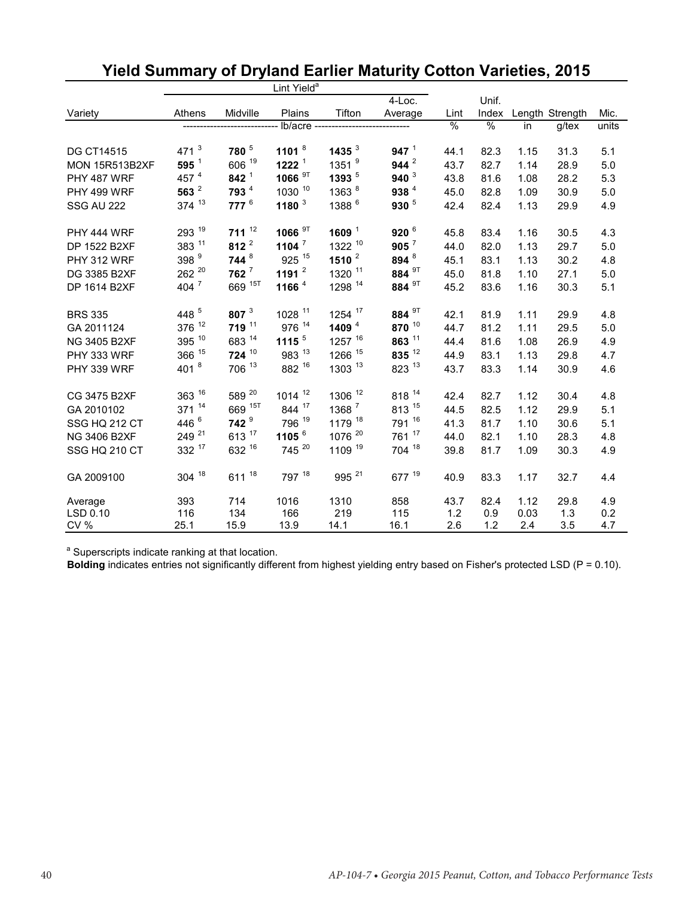# Yield Summary of Dryland Earlier Maturity Cotton Varieties, 2015

| | Lint Yield[a] | | | | | | | | | |
|---|---|---|---|---|---|---|---|---|---|---|
| Variety | Athens | Midville | Plains | Tifton | 4-Loc. Average | Lint | Unif. Index | Length | Strength | Mic. |
| | lb/acre | | | | | % | % | in | g/tex | units |
| DG CT14515 | 471 [3] | **780** [5] | **1101** [8] | **1435** [3] | **947** [1] | 44.1 | 82.3 | 1.15 | 31.3 | 5.1 |
| MON 15R513B2XF | **595** [1] | 606 [19] | **1222** [1] | 1351 [9] | **944** [2] | 43.7 | 82.7 | 1.14 | 28.9 | 5.0 |
| PHY 487 WRF | 457 [4] | **842** [1] | **1066** [9T] | **1393** [5] | **940** [3] | 43.8 | 81.6 | 1.08 | 28.2 | 5.3 |
| PHY 499 WRF | **563** [2] | **793** [4] | 1030 [10] | 1363 [8] | **938** [4] | 45.0 | 82.8 | 1.09 | 30.9 | 5.0 |
| SSG AU 222 | 374 [13] | **777** [6] | **1180** [3] | 1388 [6] | **930** [5] | 42.4 | 82.4 | 1.13 | 29.9 | 4.9 |
| PHY 444 WRF | 293 [19] | **711** [12] | **1066** [9T] | **1609** [1] | **920** [6] | 45.8 | 83.4 | 1.16 | 30.5 | 4.3 |
| DP 1522 B2XF | 383 [11] | **812** [2] | **1104** [7] | 1322 [10] | **905** [7] | 44.0 | 82.0 | 1.13 | 29.7 | 5.0 |
| PHY 312 WRF | 398 [9] | **744** [8] | 925 [15] | **1510** [2] | **894** [8] | 45.1 | 83.1 | 1.13 | 30.2 | 4.8 |
| DG 3385 B2XF | 262 [20] | **762** [7] | **1191** [2] | 1320 [11] | **884** [9T] | 45.0 | 81.8 | 1.10 | 27.1 | 5.0 |
| DP 1614 B2XF | 404 [7] | 669 [15T] | **1166** [4] | 1298 [14] | **884** [9T] | 45.2 | 83.6 | 1.16 | 30.3 | 5.1 |
| BRS 335 | 448 [5] | **807** [3] | 1028 [11] | 1254 [17] | **884** [9T] | 42.1 | 81.9 | 1.11 | 29.9 | 4.8 |
| GA 2011124 | 376 [12] | **719** [11] | 976 [14] | **1409** [4] | **870** [10] | 44.7 | 81.2 | 1.11 | 29.5 | 5.0 |
| NG 3405 B2XF | 395 [10] | 683 [14] | **1115** [5] | 1257 [16] | **863** [11] | 44.4 | 81.6 | 1.08 | 26.9 | 4.9 |
| PHY 333 WRF | 366 [15] | **724** [10] | 983 [13] | 1266 [15] | **835** [12] | 44.9 | 83.1 | 1.13 | 29.8 | 4.7 |
| PHY 339 WRF | 401 [8] | 706 [13] | 882 [16] | 1303 [13] | 823 [13] | 43.7 | 83.3 | 1.14 | 30.9 | 4.6 |
| CG 3475 B2XF | 363 [16] | 589 [20] | 1014 [12] | 1306 [12] | 818 [14] | 42.4 | 82.7 | 1.12 | 30.4 | 4.8 |
| GA 2010102 | 371 [14] | 669 [15T] | 844 [17] | 1368 [7] | 813 [15] | 44.5 | 82.5 | 1.12 | 29.9 | 5.1 |
| SSG HQ 212 CT | 446 [6] | **742** [9] | 796 [19] | 1179 [18] | 791 [16] | 41.3 | 81.7 | 1.10 | 30.6 | 5.1 |
| NG 3406 B2XF | 249 [21] | 613 [17] | **1105** [6] | 1076 [20] | 761 [17] | 44.0 | 82.1 | 1.10 | 28.3 | 4.8 |
| SSG HQ 210 CT | 332 [17] | 632 [16] | 745 [20] | 1109 [19] | 704 [18] | 39.8 | 81.7 | 1.09 | 30.3 | 4.9 |
| GA 2009100 | 304 [18] | 611 [18] | 797 [18] | 995 [21] | 677 [19] | 40.9 | 83.3 | 1.17 | 32.7 | 4.4 |
| Average | 393 | 714 | 1016 | 1310 | 858 | 43.7 | 82.4 | 1.12 | 29.8 | 4.9 |
| LSD 0.10 | 116 | 134 | 166 | 219 | 115 | 1.2 | 0.9 | 0.03 | 1.3 | 0.2 |
| CV % | 25.1 | 15.9 | 13.9 | 14.1 | 16.1 | 2.6 | 1.2 | 2.4 | 3.5 | 4.7 |

[a] Superscripts indicate ranking at that location.

**Bolding** indicates entries not significantly different from highest yielding entry based on Fisher's protected LSD (P = 0.10).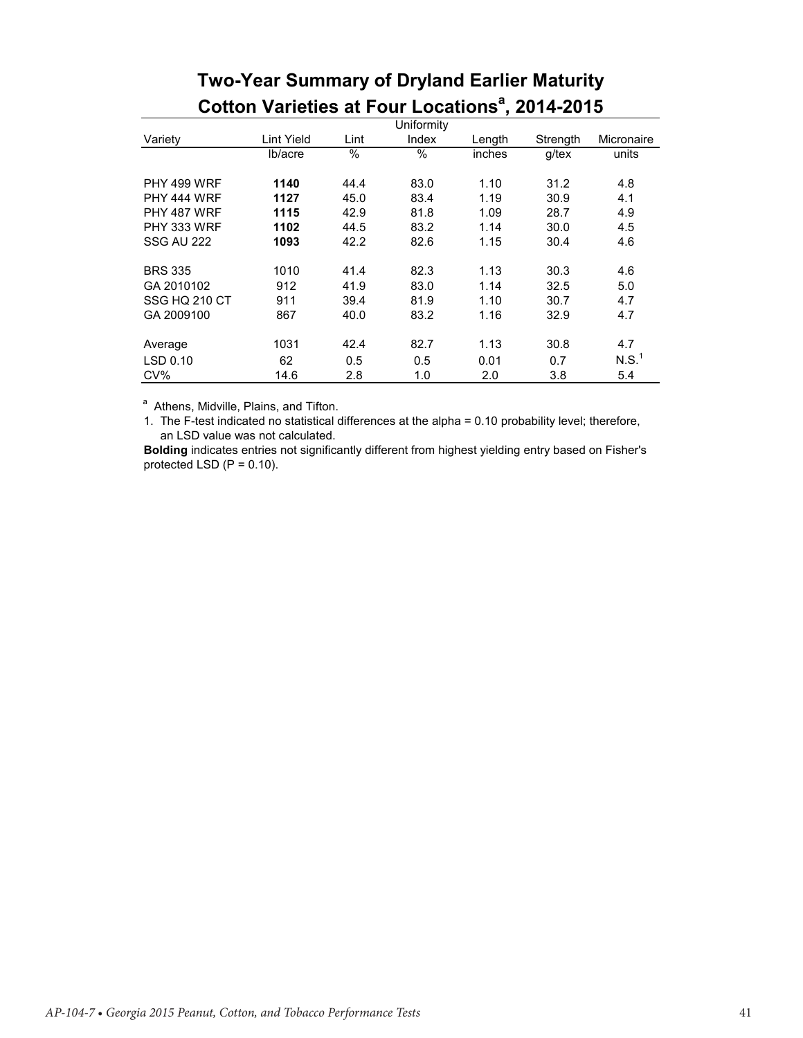# Two-Year Summary of Dryland Earlier Maturity Cotton Varieties at Four Locations[a], 2014-2015

| Variety | Lint Yield | Lint | Uniformity Index | Length | Strength | Micronaire |
|---|---|---|---|---|---|---|
| | lb/acre | % | % | inches | g/tex | units |
| PHY 499 WRF | **1140** | 44.4 | 83.0 | 1.10 | 31.2 | 4.8 |
| PHY 444 WRF | **1127** | 45.0 | 83.4 | 1.19 | 30.9 | 4.1 |
| PHY 487 WRF | **1115** | 42.9 | 81.8 | 1.09 | 28.7 | 4.9 |
| PHY 333 WRF | **1102** | 44.5 | 83.2 | 1.14 | 30.0 | 4.5 |
| SSG AU 222 | **1093** | 42.2 | 82.6 | 1.15 | 30.4 | 4.6 |
| BRS 335 | 1010 | 41.4 | 82.3 | 1.13 | 30.3 | 4.6 |
| GA 2010102 | 912 | 41.9 | 83.0 | 1.14 | 32.5 | 5.0 |
| SSG HQ 210 CT | 911 | 39.4 | 81.9 | 1.10 | 30.7 | 4.7 |
| GA 2009100 | 867 | 40.0 | 83.2 | 1.16 | 32.9 | 4.7 |
| Average | 1031 | 42.4 | 82.7 | 1.13 | 30.8 | 4.7 |
| LSD 0.10 | 62 | 0.5 | 0.5 | 0.01 | 0.7 | N.S.[1] |
| CV% | 14.6 | 2.8 | 1.0 | 2.0 | 3.8 | 5.4 |

[a] Athens, Midville, Plains, and Tifton.

1. The F-test indicated no statistical differences at the alpha = 0.10 probability level; therefore, an LSD value was not calculated.

**Bolding** indicates entries not significantly different from highest yielding entry based on Fisher's protected LSD (P = 0.10).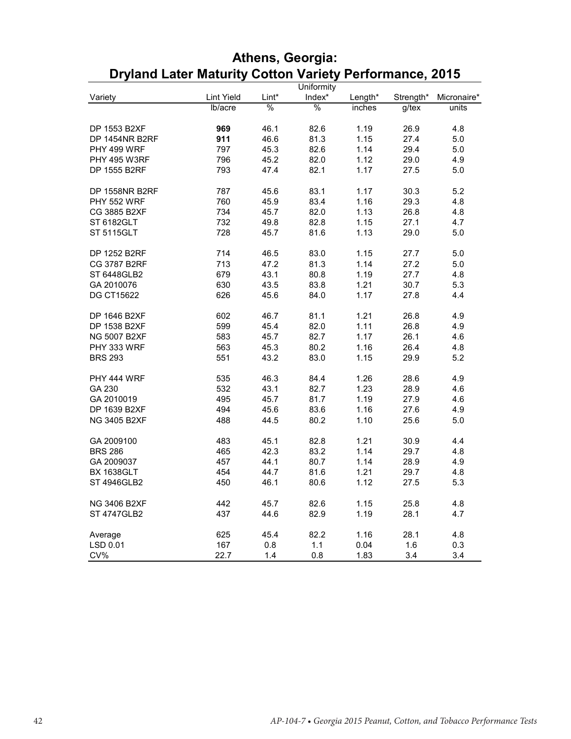# Athens, Georgia: Dryland Later Maturity Cotton Variety Performance, 2015

| Variety | Lint Yield | Lint* | Uniformity Index* | Length* | Strength* | Micronaire* |
|---|---|---|---|---|---|---|
| | lb/acre | % | % | inches | g/tex | units |
| DP 1553 B2XF | **969** | 46.1 | 82.6 | 1.19 | 26.9 | 4.8 |
| DP 1454NR B2RF | **911** | 46.6 | 81.3 | 1.15 | 27.4 | 5.0 |
| PHY 499 WRF | 797 | 45.3 | 82.6 | 1.14 | 29.4 | 5.0 |
| PHY 495 W3RF | 796 | 45.2 | 82.0 | 1.12 | 29.0 | 4.9 |
| DP 1555 B2RF | 793 | 47.4 | 82.1 | 1.17 | 27.5 | 5.0 |
| DP 1558NR B2RF | 787 | 45.6 | 83.1 | 1.17 | 30.3 | 5.2 |
| PHY 552 WRF | 760 | 45.9 | 83.4 | 1.16 | 29.3 | 4.8 |
| CG 3885 B2XF | 734 | 45.7 | 82.0 | 1.13 | 26.8 | 4.8 |
| ST 6182GLT | 732 | 49.8 | 82.8 | 1.15 | 27.1 | 4.7 |
| ST 5115GLT | 728 | 45.7 | 81.6 | 1.13 | 29.0 | 5.0 |
| DP 1252 B2RF | 714 | 46.5 | 83.0 | 1.15 | 27.7 | 5.0 |
| CG 3787 B2RF | 713 | 47.2 | 81.3 | 1.14 | 27.2 | 5.0 |
| ST 6448GLB2 | 679 | 43.1 | 80.8 | 1.19 | 27.7 | 4.8 |
| GA 2010076 | 630 | 43.5 | 83.8 | 1.21 | 30.7 | 5.3 |
| DG CT15622 | 626 | 45.6 | 84.0 | 1.17 | 27.8 | 4.4 |
| DP 1646 B2XF | 602 | 46.7 | 81.1 | 1.21 | 26.8 | 4.9 |
| DP 1538 B2XF | 599 | 45.4 | 82.0 | 1.11 | 26.8 | 4.9 |
| NG 5007 B2XF | 583 | 45.7 | 82.7 | 1.17 | 26.1 | 4.6 |
| PHY 333 WRF | 563 | 45.3 | 80.2 | 1.16 | 26.4 | 4.8 |
| BRS 293 | 551 | 43.2 | 83.0 | 1.15 | 29.9 | 5.2 |
| PHY 444 WRF | 535 | 46.3 | 84.4 | 1.26 | 28.6 | 4.9 |
| GA 230 | 532 | 43.1 | 82.7 | 1.23 | 28.9 | 4.6 |
| GA 2010019 | 495 | 45.7 | 81.7 | 1.19 | 27.9 | 4.6 |
| DP 1639 B2XF | 494 | 45.6 | 83.6 | 1.16 | 27.6 | 4.9 |
| NG 3405 B2XF | 488 | 44.5 | 80.2 | 1.10 | 25.6 | 5.0 |
| GA 2009100 | 483 | 45.1 | 82.8 | 1.21 | 30.9 | 4.4 |
| BRS 286 | 465 | 42.3 | 83.2 | 1.14 | 29.7 | 4.8 |
| GA 2009037 | 457 | 44.1 | 80.7 | 1.14 | 28.9 | 4.9 |
| BX 1638GLT | 454 | 44.7 | 81.6 | 1.21 | 29.7 | 4.8 |
| ST 4946GLB2 | 450 | 46.1 | 80.6 | 1.12 | 27.5 | 5.3 |
| NG 3406 B2XF | 442 | 45.7 | 82.6 | 1.15 | 25.8 | 4.8 |
| ST 4747GLB2 | 437 | 44.6 | 82.9 | 1.19 | 28.1 | 4.7 |
| Average | 625 | 45.4 | 82.2 | 1.16 | 28.1 | 4.8 |
| LSD 0.01 | 167 | 0.8 | 1.1 | 0.04 | 1.6 | 0.3 |
| CV% | 22.7 | 1.4 | 0.8 | 1.83 | 3.4 | 3.4 |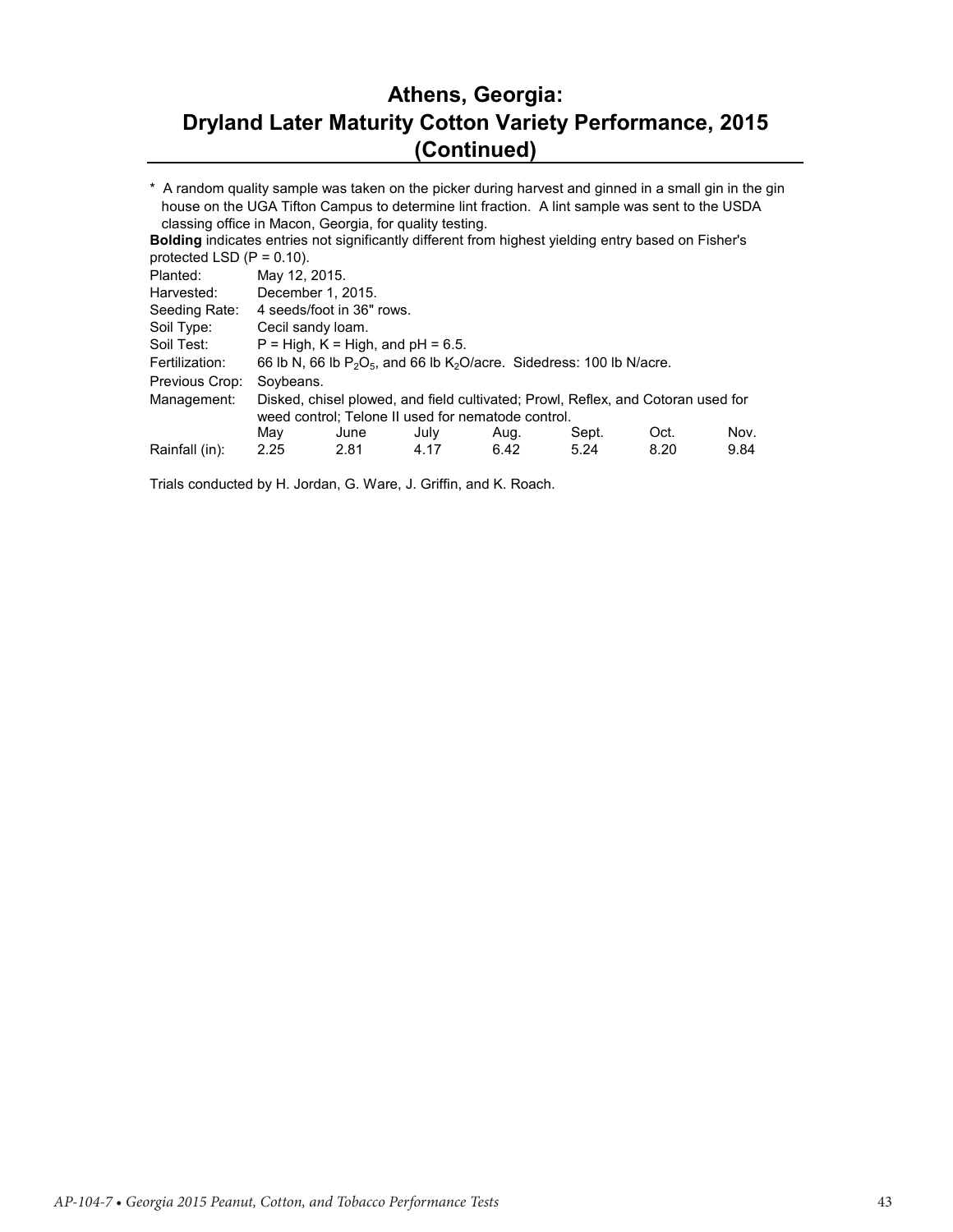# Athens, Georgia: Dryland Later Maturity Cotton Variety Performance, 2015 (Continued)

* A random quality sample was taken on the picker during harvest and ginned in a small gin in the gin house on the UGA Tifton Campus to determine lint fraction. A lint sample was sent to the USDA classing office in Macon, Georgia, for quality testing.

**Bolding** indicates entries not significantly different from highest yielding entry based on Fisher's protected LSD ($P = 0.10$).

| | | | | | | | |
|---|---|---|---|---|---|---|---|
| Planted: | May 12, 2015. | | | | | | |
| Harvested: | December 1, 2015. | | | | | | |
| Seeding Rate: | 4 seeds/foot in 36" rows. | | | | | | |
| Soil Type: | Cecil sandy loam. | | | | | | |
| Soil Test: | P = High, K = High, and pH = 6.5. | | | | | | |
| Fertilization: | 66 lb N, 66 lb $P_2O_5$, and 66 lb $K_2O$/acre. Sidedress: 100 lb N/acre. | | | | | | |
| Previous Crop: | Soybeans. | | | | | | |
| Management: | Disked, chisel plowed, and field cultivated; Prowl, Reflex, and Cotoran used for weed control; Telone II used for nematode control. | | | | | | |
| | May | June | July | Aug. | Sept. | Oct. | Nov. |
| Rainfall (in): | 2.25 | 2.81 | 4.17 | 6.42 | 5.24 | 8.20 | 9.84 |

Trials conducted by H. Jordan, G. Ware, J. Griffin, and K. Roach.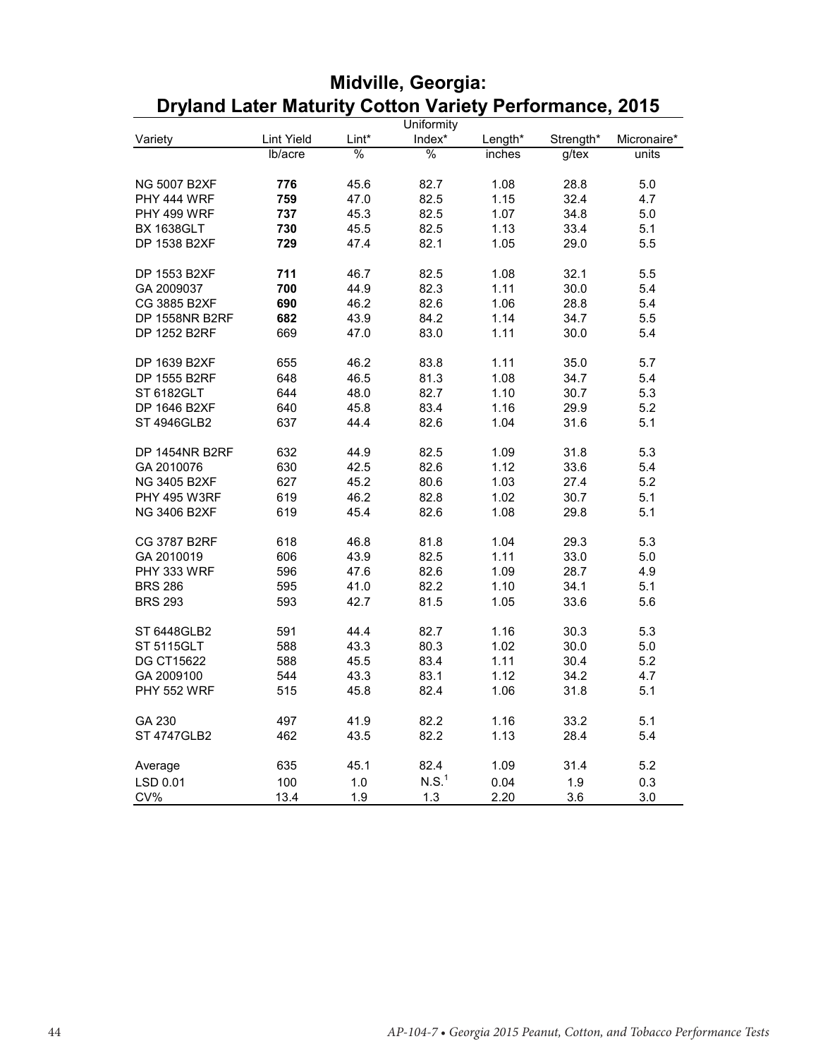# Midville, Georgia: Dryland Later Maturity Cotton Variety Performance, 2015

| Variety | Lint Yield | Lint* | Uniformity Index* | Length* | Strength* | Micronaire* |
|---|---|---|---|---|---|---|
| | lb/acre | % | % | inches | g/tex | units |
| NG 5007 B2XF | **776** | 45.6 | 82.7 | 1.08 | 28.8 | 5.0 |
| PHY 444 WRF | **759** | 47.0 | 82.5 | 1.15 | 32.4 | 4.7 |
| PHY 499 WRF | **737** | 45.3 | 82.5 | 1.07 | 34.8 | 5.0 |
| BX 1638GLT | **730** | 45.5 | 82.5 | 1.13 | 33.4 | 5.1 |
| DP 1538 B2XF | **729** | 47.4 | 82.1 | 1.05 | 29.0 | 5.5 |
| DP 1553 B2XF | **711** | 46.7 | 82.5 | 1.08 | 32.1 | 5.5 |
| GA 2009037 | **700** | 44.9 | 82.3 | 1.11 | 30.0 | 5.4 |
| CG 3885 B2XF | **690** | 46.2 | 82.6 | 1.06 | 28.8 | 5.4 |
| DP 1558NR B2RF | **682** | 43.9 | 84.2 | 1.14 | 34.7 | 5.5 |
| DP 1252 B2RF | 669 | 47.0 | 83.0 | 1.11 | 30.0 | 5.4 |
| DP 1639 B2XF | 655 | 46.2 | 83.8 | 1.11 | 35.0 | 5.7 |
| DP 1555 B2RF | 648 | 46.5 | 81.3 | 1.08 | 34.7 | 5.4 |
| ST 6182GLT | 644 | 48.0 | 82.7 | 1.10 | 30.7 | 5.3 |
| DP 1646 B2XF | 640 | 45.8 | 83.4 | 1.16 | 29.9 | 5.2 |
| ST 4946GLB2 | 637 | 44.4 | 82.6 | 1.04 | 31.6 | 5.1 |
| DP 1454NR B2RF | 632 | 44.9 | 82.5 | 1.09 | 31.8 | 5.3 |
| GA 2010076 | 630 | 42.5 | 82.6 | 1.12 | 33.6 | 5.4 |
| NG 3405 B2XF | 627 | 45.2 | 80.6 | 1.03 | 27.4 | 5.2 |
| PHY 495 W3RF | 619 | 46.2 | 82.8 | 1.02 | 30.7 | 5.1 |
| NG 3406 B2XF | 619 | 45.4 | 82.6 | 1.08 | 29.8 | 5.1 |
| CG 3787 B2RF | 618 | 46.8 | 81.8 | 1.04 | 29.3 | 5.3 |
| GA 2010019 | 606 | 43.9 | 82.5 | 1.11 | 33.0 | 5.0 |
| PHY 333 WRF | 596 | 47.6 | 82.6 | 1.09 | 28.7 | 4.9 |
| BRS 286 | 595 | 41.0 | 82.2 | 1.10 | 34.1 | 5.1 |
| BRS 293 | 593 | 42.7 | 81.5 | 1.05 | 33.6 | 5.6 |
| ST 6448GLB2 | 591 | 44.4 | 82.7 | 1.16 | 30.3 | 5.3 |
| ST 5115GLT | 588 | 43.3 | 80.3 | 1.02 | 30.0 | 5.0 |
| DG CT15622 | 588 | 45.5 | 83.4 | 1.11 | 30.4 | 5.2 |
| GA 2009100 | 544 | 43.3 | 83.1 | 1.12 | 34.2 | 4.7 |
| PHY 552 WRF | 515 | 45.8 | 82.4 | 1.06 | 31.8 | 5.1 |
| GA 230 | 497 | 41.9 | 82.2 | 1.16 | 33.2 | 5.1 |
| ST 4747GLB2 | 462 | 43.5 | 82.2 | 1.13 | 28.4 | 5.4 |
| Average | 635 | 45.1 | 82.4 | 1.09 | 31.4 | 5.2 |
| LSD 0.01 | 100 | 1.0 | N.S.[1] | 0.04 | 1.9 | 0.3 |
| CV% | 13.4 | 1.9 | 1.3 | 2.20 | 3.6 | 3.0 |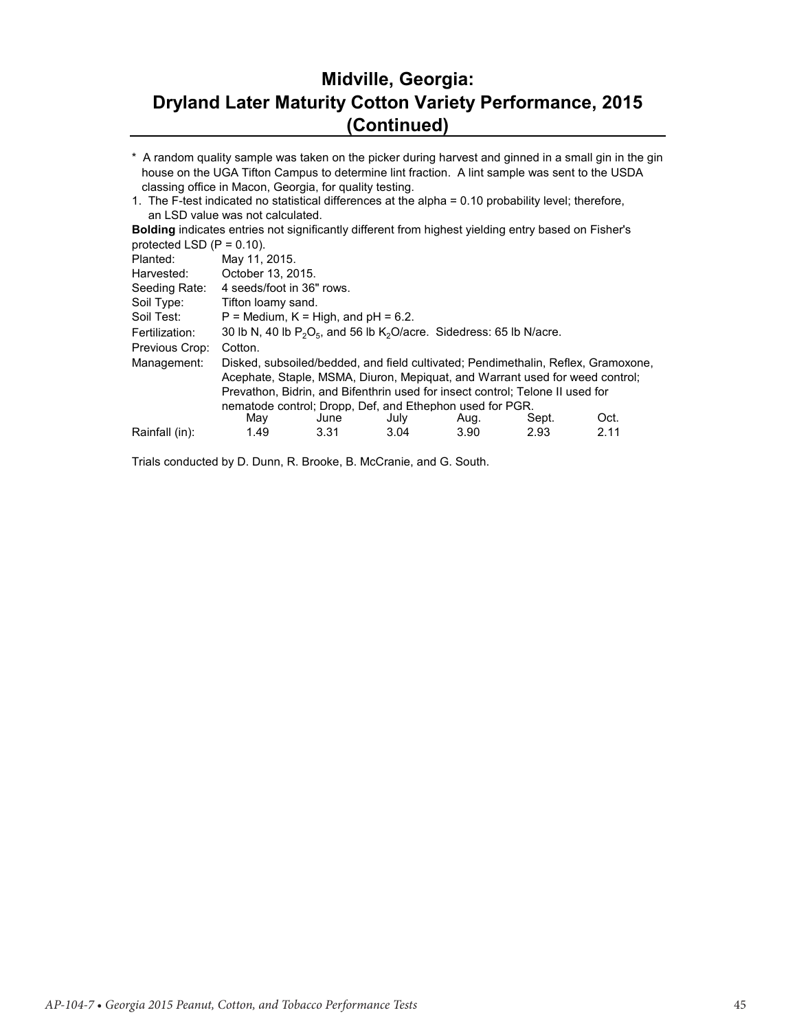# Midville, Georgia: Dryland Later Maturity Cotton Variety Performance, 2015 (Continued)

\* A random quality sample was taken on the picker during harvest and ginned in a small gin in the gin house on the UGA Tifton Campus to determine lint fraction. A lint sample was sent to the USDA classing office in Macon, Georgia, for quality testing.

1. The F-test indicated no statistical differences at the alpha = 0.10 probability level; therefore, an LSD value was not calculated.

**Bolding** indicates entries not significantly different from highest yielding entry based on Fisher's protected LSD (P = 0.10).

| | |
|---|---|
| Planted: | May 11, 2015. |
| Harvested: | October 13, 2015. |
| Seeding Rate: | 4 seeds/foot in 36" rows. |
| Soil Type: | Tifton loamy sand. |
| Soil Test: | P = Medium, K = High, and pH = 6.2. |
| Fertilization: | 30 lb N, 40 lb $P_2O_5$, and 56 lb $K_2O$/acre. Sidedress: 65 lb N/acre. |
| Previous Crop: | Cotton. |
| Management: | Disked, subsoiled/bedded, and field cultivated; Pendimethalin, Reflex, Gramoxone, Acephate, Staple, MSMA, Diuron, Mepiquat, and Warrant used for weed control; Prevathon, Bidrin, and Bifenthrin used for insect control; Telone II used for nematode control; Dropp, Def, and Ethephon used for PGR. |

| | May | June | July | Aug. | Sept. | Oct. |
|---|---|---|---|---|---|---|
| Rainfall (in): | 1.49 | 3.31 | 3.04 | 3.90 | 2.93 | 2.11 |

Trials conducted by D. Dunn, R. Brooke, B. McCranie, and G. South.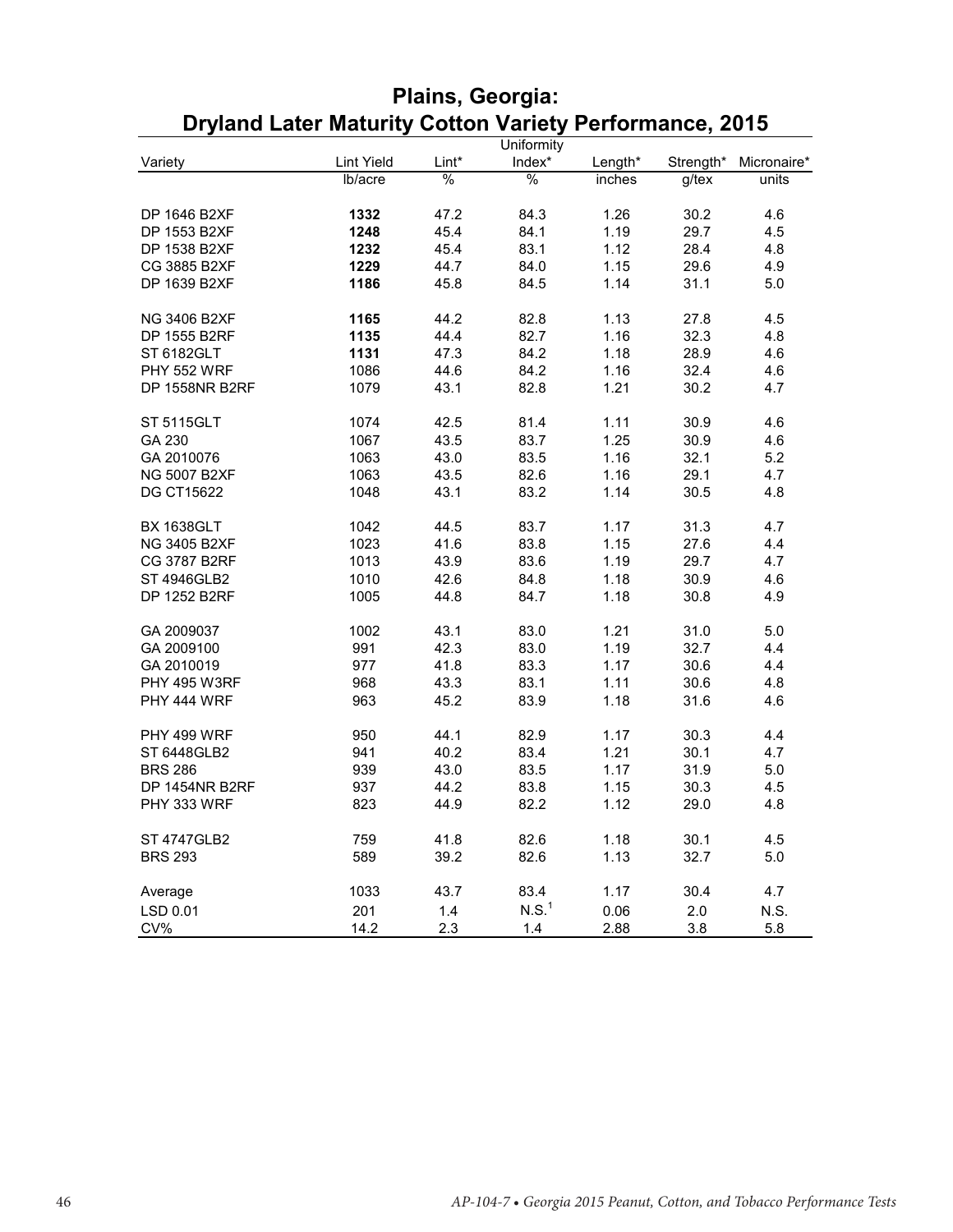# Plains, Georgia: Dryland Later Maturity Cotton Variety Performance, 2015

| Variety | Lint Yield | Lint* | Uniformity Index* | Length* | Strength* | Micronaire* |
|---|---|---|---|---|---|---|
| | lb/acre | % | % | inches | g/tex | units |
| DP 1646 B2XF | **1332** | 47.2 | 84.3 | 1.26 | 30.2 | 4.6 |
| DP 1553 B2XF | **1248** | 45.4 | 84.1 | 1.19 | 29.7 | 4.5 |
| DP 1538 B2XF | **1232** | 45.4 | 83.1 | 1.12 | 28.4 | 4.8 |
| CG 3885 B2XF | **1229** | 44.7 | 84.0 | 1.15 | 29.6 | 4.9 |
| DP 1639 B2XF | **1186** | 45.8 | 84.5 | 1.14 | 31.1 | 5.0 |
| NG 3406 B2XF | **1165** | 44.2 | 82.8 | 1.13 | 27.8 | 4.5 |
| DP 1555 B2RF | **1135** | 44.4 | 82.7 | 1.16 | 32.3 | 4.8 |
| ST 6182GLT | **1131** | 47.3 | 84.2 | 1.18 | 28.9 | 4.6 |
| PHY 552 WRF | 1086 | 44.6 | 84.2 | 1.16 | 32.4 | 4.6 |
| DP 1558NR B2RF | 1079 | 43.1 | 82.8 | 1.21 | 30.2 | 4.7 |
| ST 5115GLT | 1074 | 42.5 | 81.4 | 1.11 | 30.9 | 4.6 |
| GA 230 | 1067 | 43.5 | 83.7 | 1.25 | 30.9 | 4.6 |
| GA 2010076 | 1063 | 43.0 | 83.5 | 1.16 | 32.1 | 5.2 |
| NG 5007 B2XF | 1063 | 43.5 | 82.6 | 1.16 | 29.1 | 4.7 |
| DG CT15622 | 1048 | 43.1 | 83.2 | 1.14 | 30.5 | 4.8 |
| BX 1638GLT | 1042 | 44.5 | 83.7 | 1.17 | 31.3 | 4.7 |
| NG 3405 B2XF | 1023 | 41.6 | 83.8 | 1.15 | 27.6 | 4.4 |
| CG 3787 B2RF | 1013 | 43.9 | 83.6 | 1.19 | 29.7 | 4.7 |
| ST 4946GLB2 | 1010 | 42.6 | 84.8 | 1.18 | 30.9 | 4.6 |
| DP 1252 B2RF | 1005 | 44.8 | 84.7 | 1.18 | 30.8 | 4.9 |
| GA 2009037 | 1002 | 43.1 | 83.0 | 1.21 | 31.0 | 5.0 |
| GA 2009100 | 991 | 42.3 | 83.0 | 1.19 | 32.7 | 4.4 |
| GA 2010019 | 977 | 41.8 | 83.3 | 1.17 | 30.6 | 4.4 |
| PHY 495 W3RF | 968 | 43.3 | 83.1 | 1.11 | 30.6 | 4.8 |
| PHY 444 WRF | 963 | 45.2 | 83.9 | 1.18 | 31.6 | 4.6 |
| PHY 499 WRF | 950 | 44.1 | 82.9 | 1.17 | 30.3 | 4.4 |
| ST 6448GLB2 | 941 | 40.2 | 83.4 | 1.21 | 30.1 | 4.7 |
| BRS 286 | 939 | 43.0 | 83.5 | 1.17 | 31.9 | 5.0 |
| DP 1454NR B2RF | 937 | 44.2 | 83.8 | 1.15 | 30.3 | 4.5 |
| PHY 333 WRF | 823 | 44.9 | 82.2 | 1.12 | 29.0 | 4.8 |
| ST 4747GLB2 | 759 | 41.8 | 82.6 | 1.18 | 30.1 | 4.5 |
| BRS 293 | 589 | 39.2 | 82.6 | 1.13 | 32.7 | 5.0 |
| Average | 1033 | 43.7 | 83.4 | 1.17 | 30.4 | 4.7 |
| LSD 0.01 | 201 | 1.4 | N.S.[1] | 0.06 | 2.0 | N.S. |
| CV% | 14.2 | 2.3 | 1.4 | 2.88 | 3.8 | 5.8 |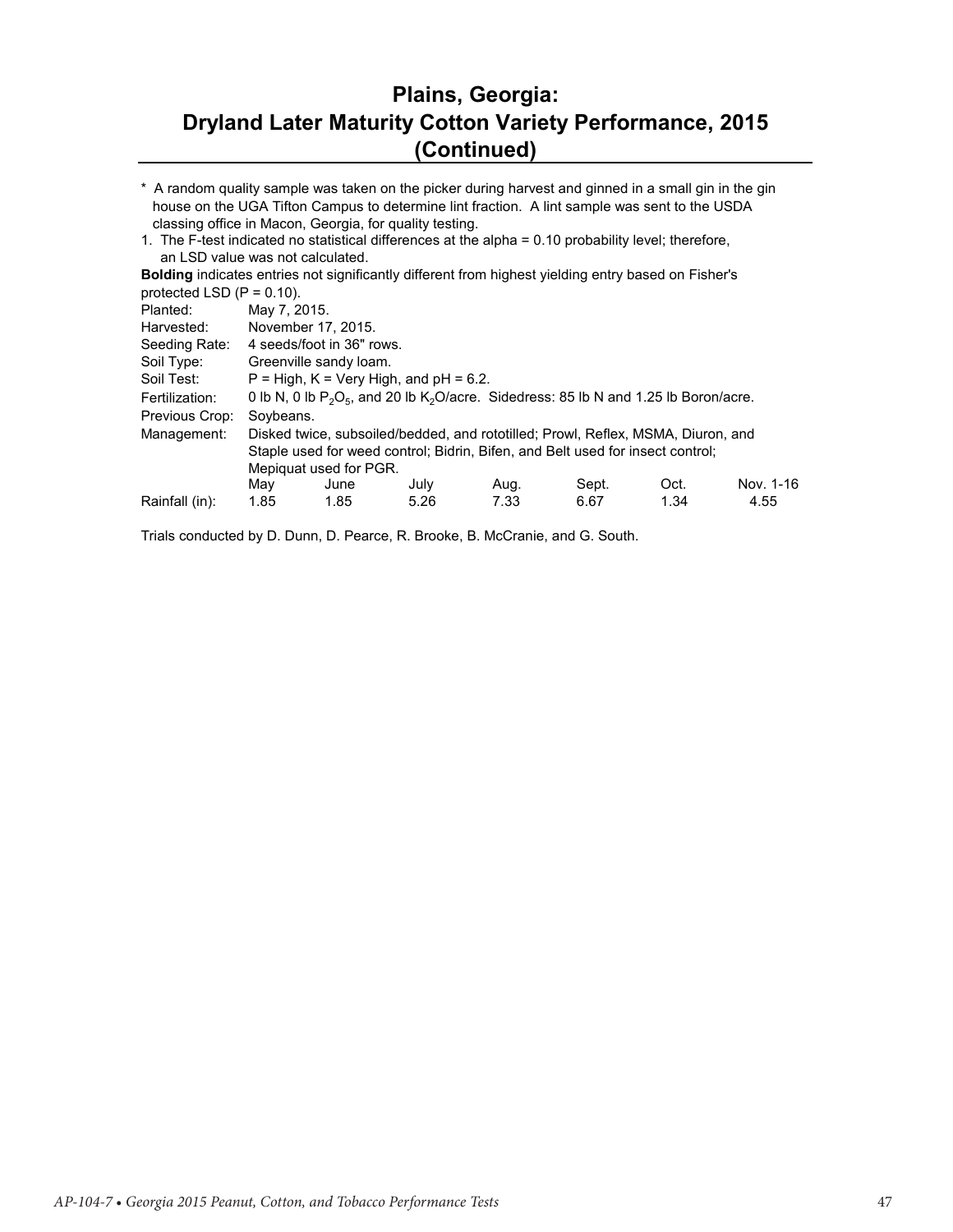# Plains, Georgia: Dryland Later Maturity Cotton Variety Performance, 2015 (Continued)

\* A random quality sample was taken on the picker during harvest and ginned in a small gin in the gin house on the UGA Tifton Campus to determine lint fraction. A lint sample was sent to the USDA classing office in Macon, Georgia, for quality testing.

1. The F-test indicated no statistical differences at the alpha = 0.10 probability level; therefore, an LSD value was not calculated.

**Bolding** indicates entries not significantly different from highest yielding entry based on Fisher's protected LSD (P = 0.10).

| | |
|---|---|
| Planted: | May 7, 2015. |
| Harvested: | November 17, 2015. |
| Seeding Rate: | 4 seeds/foot in 36" rows. |
| Soil Type: | Greenville sandy loam. |
| Soil Test: | P = High, K = Very High, and pH = 6.2. |
| Fertilization: | 0 lb N, 0 lb $P_2O_5$, and 20 lb $K_2O$/acre. Sidedress: 85 lb N and 1.25 lb Boron/acre. |
| Previous Crop: | Soybeans. |
| Management: | Disked twice, subsoiled/bedded, and rototilled; Prowl, Reflex, MSMA, Diuron, and Staple used for weed control; Bidrin, Bifen, and Belt used for insect control; Mepiquat used for PGR. |

| | May | June | July | Aug. | Sept. | Oct. | Nov. 1-16 |
|---|---|---|---|---|---|---|---|
| Rainfall (in): | 1.85 | 1.85 | 5.26 | 7.33 | 6.67 | 1.34 | 4.55 |

Trials conducted by D. Dunn, D. Pearce, R. Brooke, B. McCranie, and G. South.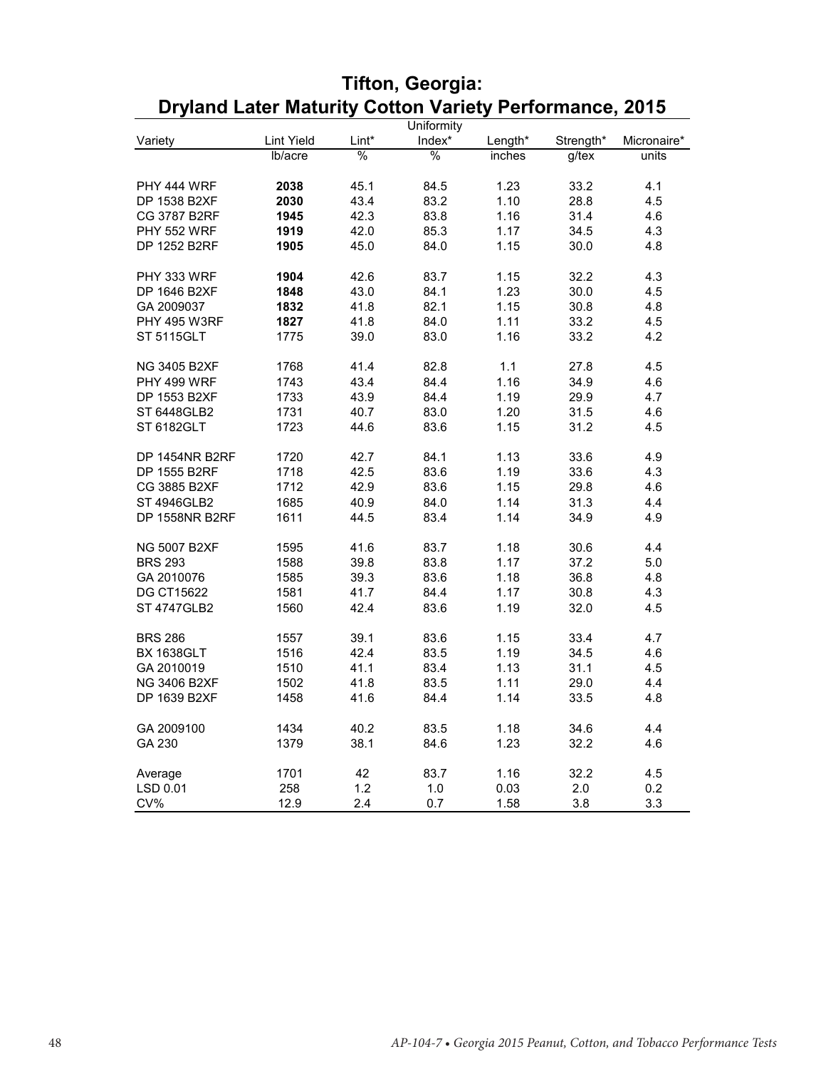# Tifton, Georgia:
# Dryland Later Maturity Cotton Variety Performance, 2015

| Variety | Lint Yield | Lint* | Uniformity Index* | Length* | Strength* | Micronaire* |
|---|---|---|---|---|---|---|
| | lb/acre | % | % | inches | g/tex | units |
| PHY 444 WRF | **2038** | 45.1 | 84.5 | 1.23 | 33.2 | 4.1 |
| DP 1538 B2XF | **2030** | 43.4 | 83.2 | 1.10 | 28.8 | 4.5 |
| CG 3787 B2RF | **1945** | 42.3 | 83.8 | 1.16 | 31.4 | 4.6 |
| PHY 552 WRF | **1919** | 42.0 | 85.3 | 1.17 | 34.5 | 4.3 |
| DP 1252 B2RF | **1905** | 45.0 | 84.0 | 1.15 | 30.0 | 4.8 |
| PHY 333 WRF | **1904** | 42.6 | 83.7 | 1.15 | 32.2 | 4.3 |
| DP 1646 B2XF | **1848** | 43.0 | 84.1 | 1.23 | 30.0 | 4.5 |
| GA 2009037 | **1832** | 41.8 | 82.1 | 1.15 | 30.8 | 4.8 |
| PHY 495 W3RF | **1827** | 41.8 | 84.0 | 1.11 | 33.2 | 4.5 |
| ST 5115GLT | 1775 | 39.0 | 83.0 | 1.16 | 33.2 | 4.2 |
| NG 3405 B2XF | 1768 | 41.4 | 82.8 | 1.1 | 27.8 | 4.5 |
| PHY 499 WRF | 1743 | 43.4 | 84.4 | 1.16 | 34.9 | 4.6 |
| DP 1553 B2XF | 1733 | 43.9 | 84.4 | 1.19 | 29.9 | 4.7 |
| ST 6448GLB2 | 1731 | 40.7 | 83.0 | 1.20 | 31.5 | 4.6 |
| ST 6182GLT | 1723 | 44.6 | 83.6 | 1.15 | 31.2 | 4.5 |
| DP 1454NR B2RF | 1720 | 42.7 | 84.1 | 1.13 | 33.6 | 4.9 |
| DP 1555 B2RF | 1718 | 42.5 | 83.6 | 1.19 | 33.6 | 4.3 |
| CG 3885 B2XF | 1712 | 42.9 | 83.6 | 1.15 | 29.8 | 4.6 |
| ST 4946GLB2 | 1685 | 40.9 | 84.0 | 1.14 | 31.3 | 4.4 |
| DP 1558NR B2RF | 1611 | 44.5 | 83.4 | 1.14 | 34.9 | 4.9 |
| NG 5007 B2XF | 1595 | 41.6 | 83.7 | 1.18 | 30.6 | 4.4 |
| BRS 293 | 1588 | 39.8 | 83.8 | 1.17 | 37.2 | 5.0 |
| GA 2010076 | 1585 | 39.3 | 83.6 | 1.18 | 36.8 | 4.8 |
| DG CT15622 | 1581 | 41.7 | 84.4 | 1.17 | 30.8 | 4.3 |
| ST 4747GLB2 | 1560 | 42.4 | 83.6 | 1.19 | 32.0 | 4.5 |
| BRS 286 | 1557 | 39.1 | 83.6 | 1.15 | 33.4 | 4.7 |
| BX 1638GLT | 1516 | 42.4 | 83.5 | 1.19 | 34.5 | 4.6 |
| GA 2010019 | 1510 | 41.1 | 83.4 | 1.13 | 31.1 | 4.5 |
| NG 3406 B2XF | 1502 | 41.8 | 83.5 | 1.11 | 29.0 | 4.4 |
| DP 1639 B2XF | 1458 | 41.6 | 84.4 | 1.14 | 33.5 | 4.8 |
| GA 2009100 | 1434 | 40.2 | 83.5 | 1.18 | 34.6 | 4.4 |
| GA 230 | 1379 | 38.1 | 84.6 | 1.23 | 32.2 | 4.6 |
| Average | 1701 | 42 | 83.7 | 1.16 | 32.2 | 4.5 |
| LSD 0.01 | 258 | 1.2 | 1.0 | 0.03 | 2.0 | 0.2 |
| CV% | 12.9 | 2.4 | 0.7 | 1.58 | 3.8 | 3.3 |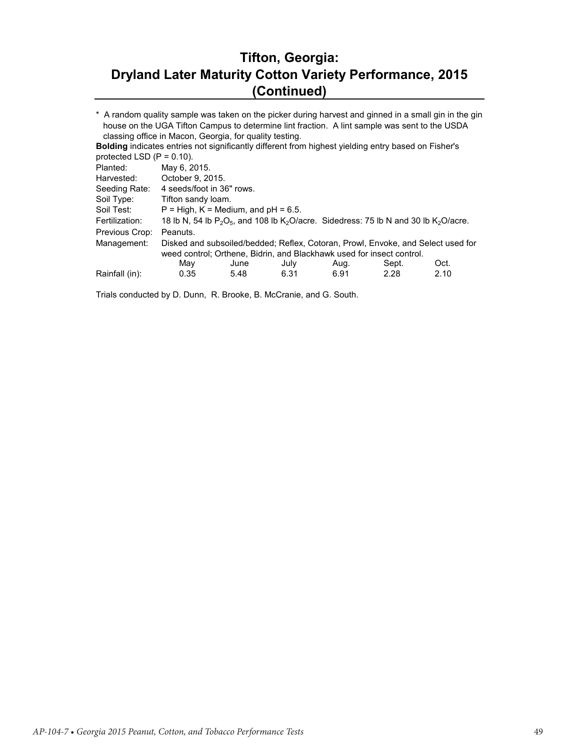# Tifton, Georgia: Dryland Later Maturity Cotton Variety Performance, 2015 (Continued)

\* A random quality sample was taken on the picker during harvest and ginned in a small gin in the gin house on the UGA Tifton Campus to determine lint fraction. A lint sample was sent to the USDA classing office in Macon, Georgia, for quality testing.

**Bolding** indicates entries not significantly different from highest yielding entry based on Fisher's protected LSD (P = 0.10).

| | |
|---|---|
| Planted: | May 6, 2015. |
| Harvested: | October 9, 2015. |
| Seeding Rate: | 4 seeds/foot in 36" rows. |
| Soil Type: | Tifton sandy loam. |
| Soil Test: | P = High, K = Medium, and pH = 6.5. |
| Fertilization: | 18 lb N, 54 lb $P_2O_5$, and 108 lb $K_2O$/acre. Sidedress: 75 lb N and 30 lb $K_2O$/acre. |
| Previous Crop: | Peanuts. |
| Management: | Disked and subsoiled/bedded; Reflex, Cotoran, Prowl, Envoke, and Select used for weed control; Orthene, Bidrin, and Blackhawk used for insect control. |

| | May | June | July | Aug. | Sept. | Oct. |
|---|---|---|---|---|---|---|
| Rainfall (in): | 0.35 | 5.48 | 6.31 | 6.91 | 2.28 | 2.10 |

Trials conducted by D. Dunn, R. Brooke, B. McCranie, and G. South.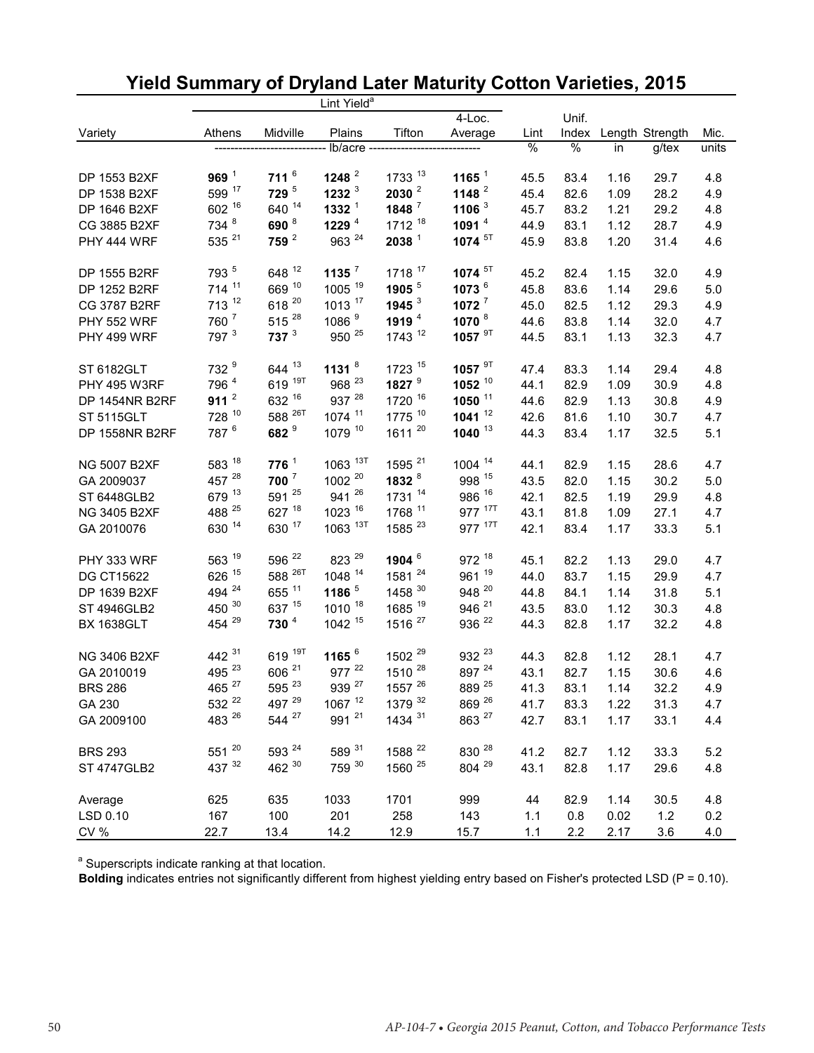# Yield Summary of Dryland Later Maturity Cotton Varieties, 2015

| Variety | Lint Yield[a] Athens | Midville | Plains | Tifton | 4-Loc. Average | Lint | Unif. Index | Length | Strength | Mic. |
|---|---|---|---|---|---|---|---|---|---|---|
| | lb/acre | | | | | % | % | in | g/tex | units |
| DP 1553 B2XF | **969** [1] | **711** [6] | **1248** [2] | 1733 [13] | **1165** [1] | 45.5 | 83.4 | 1.16 | 29.7 | 4.8 |
| DP 1538 B2XF | 599 [17] | **729** [5] | **1232** [3] | **2030** [2] | **1148** [2] | 45.4 | 82.6 | 1.09 | 28.2 | 4.9 |
| DP 1646 B2XF | 602 [16] | 640 [14] | **1332** [1] | **1848** [7] | **1106** [3] | 45.7 | 83.2 | 1.21 | 29.2 | 4.8 |
| CG 3885 B2XF | 734 [8] | **690** [8] | **1229** [4] | 1712 [18] | **1091** [4] | 44.9 | 83.1 | 1.12 | 28.7 | 4.9 |
| PHY 444 WRF | 535 [21] | **759** [2] | 963 [24] | **2038** [1] | **1074** [5T] | 45.9 | 83.8 | 1.20 | 31.4 | 4.6 |
| DP 1555 B2RF | 793 [5] | 648 [12] | **1135** [7] | 1718 [17] | **1074** [5T] | 45.2 | 82.4 | 1.15 | 32.0 | 4.9 |
| DP 1252 B2RF | 714 [11] | 669 [10] | 1005 [19] | **1905** [5] | **1073** [6] | 45.8 | 83.6 | 1.14 | 29.6 | 5.0 |
| CG 3787 B2RF | 713 [12] | 618 [20] | 1013 [17] | **1945** [3] | **1072** [7] | 45.0 | 82.5 | 1.12 | 29.3 | 4.9 |
| PHY 552 WRF | 760 [7] | 515 [28] | 1086 [9] | **1919** [4] | **1070** [8] | 44.6 | 83.8 | 1.14 | 32.0 | 4.7 |
| PHY 499 WRF | 797 [3] | **737** [3] | 950 [25] | 1743 [12] | **1057** [9T] | 44.5 | 83.1 | 1.13 | 32.3 | 4.7 |
| ST 6182GLT | 732 [9] | 644 [13] | **1131** [8] | 1723 [15] | **1057** [9T] | 47.4 | 83.3 | 1.14 | 29.4 | 4.8 |
| PHY 495 W3RF | 796 [4] | 619 [19T] | 968 [23] | **1827** [9] | **1052** [10] | 44.1 | 82.9 | 1.09 | 30.9 | 4.8 |
| DP 1454NR B2RF | **911** [2] | 632 [16] | 937 [28] | 1720 [16] | **1050** [11] | 44.6 | 82.9 | 1.13 | 30.8 | 4.9 |
| ST 5115GLT | 728 [10] | 588 [26T] | 1074 [11] | 1775 [10] | **1041** [12] | 42.6 | 81.6 | 1.10 | 30.7 | 4.7 |
| DP 1558NR B2RF | 787 [6] | **682** [9] | 1079 [10] | 1611 [20] | **1040** [13] | 44.3 | 83.4 | 1.17 | 32.5 | 5.1 |
| NG 5007 B2XF | 583 [18] | **776** [1] | 1063 [13T] | 1595 [21] | 1004 [14] | 44.1 | 82.9 | 1.15 | 28.6 | 4.7 |
| GA 2009037 | 457 [28] | **700** [7] | 1002 [20] | **1832** [8] | 998 [15] | 43.5 | 82.0 | 1.15 | 30.2 | 5.0 |
| ST 6448GLB2 | 679 [13] | 591 [25] | 941 [26] | 1731 [14] | 986 [16] | 42.1 | 82.5 | 1.19 | 29.9 | 4.8 |
| NG 3405 B2XF | 488 [25] | 627 [18] | 1023 [16] | 1768 [11] | 977 [17T] | 43.1 | 81.8 | 1.09 | 27.1 | 4.7 |
| GA 2010076 | 630 [14] | 630 [17] | 1063 [13T] | 1585 [23] | 977 [17T] | 42.1 | 83.4 | 1.17 | 33.3 | 5.1 |
| PHY 333 WRF | 563 [19] | 596 [22] | 823 [29] | **1904** [6] | 972 [18] | 45.1 | 82.2 | 1.13 | 29.0 | 4.7 |
| DG CT15622 | 626 [15] | 588 [26T] | 1048 [14] | 1581 [24] | 961 [19] | 44.0 | 83.7 | 1.15 | 29.9 | 4.7 |
| DP 1639 B2XF | 494 [24] | 655 [11] | **1186** [5] | 1458 [30] | 948 [20] | 44.8 | 84.1 | 1.14 | 31.8 | 5.1 |
| ST 4946GLB2 | 450 [30] | 637 [15] | 1010 [18] | 1685 [19] | 946 [21] | 43.5 | 83.0 | 1.12 | 30.3 | 4.8 |
| BX 1638GLT | 454 [29] | **730** [4] | 1042 [15] | 1516 [27] | 936 [22] | 44.3 | 82.8 | 1.17 | 32.2 | 4.8 |
| NG 3406 B2XF | 442 [31] | 619 [19T] | **1165** [6] | 1502 [29] | 932 [23] | 44.3 | 82.8 | 1.12 | 28.1 | 4.7 |
| GA 2010019 | 495 [23] | 606 [21] | 977 [22] | 1510 [28] | 897 [24] | 43.1 | 82.7 | 1.15 | 30.6 | 4.6 |
| BRS 286 | 465 [27] | 595 [23] | 939 [27] | 1557 [26] | 889 [25] | 41.3 | 83.1 | 1.14 | 32.2 | 4.9 |
| GA 230 | 532 [22] | 497 [29] | 1067 [12] | 1379 [32] | 869 [26] | 41.7 | 83.3 | 1.22 | 31.3 | 4.7 |
| GA 2009100 | 483 [26] | 544 [27] | 991 [21] | 1434 [31] | 863 [27] | 42.7 | 83.1 | 1.17 | 33.1 | 4.4 |
| BRS 293 | 551 [20] | 593 [24] | 589 [31] | 1588 [22] | 830 [28] | 41.2 | 82.7 | 1.12 | 33.3 | 5.2 |
| ST 4747GLB2 | 437 [32] | 462 [30] | 759 [30] | 1560 [25] | 804 [29] | 43.1 | 82.8 | 1.17 | 29.6 | 4.8 |
| Average | 625 | 635 | 1033 | 1701 | 999 | 44 | 82.9 | 1.14 | 30.5 | 4.8 |
| LSD 0.10 | 167 | 100 | 201 | 258 | 143 | 1.1 | 0.8 | 0.02 | 1.2 | 0.2 |
| CV % | 22.7 | 13.4 | 14.2 | 12.9 | 15.7 | 1.1 | 2.2 | 2.17 | 3.6 | 4.0 |

[a] Superscripts indicate ranking at that location.

**Bolding** indicates entries not significantly different from highest yielding entry based on Fisher's protected LSD (P = 0.10).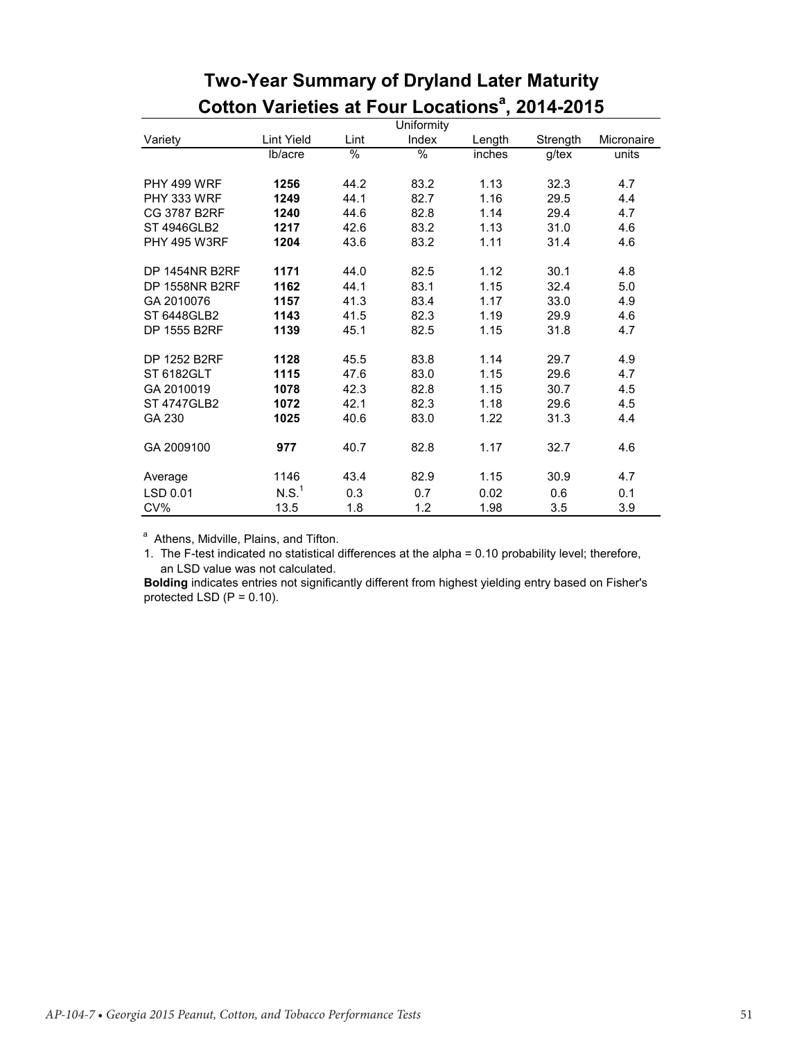## Two-Year Summary of Dryland Later Maturity Cotton Varieties at Four Locations[a], 2014-2015

| Variety | Lint Yield | Lint | Uniformity Index | Length | Strength | Micronaire |
|---|---|---|---|---|---|---|
| | lb/acre | % | % | inches | g/tex | units |
| PHY 499 WRF | **1256** | 44.2 | 83.2 | 1.13 | 32.3 | 4.7 |
| PHY 333 WRF | **1249** | 44.1 | 82.7 | 1.16 | 29.5 | 4.4 |
| CG 3787 B2RF | **1240** | 44.6 | 82.8 | 1.14 | 29.4 | 4.7 |
| ST 4946GLB2 | **1217** | 42.6 | 83.2 | 1.13 | 31.0 | 4.6 |
| PHY 495 W3RF | **1204** | 43.6 | 83.2 | 1.11 | 31.4 | 4.6 |
| DP 1454NR B2RF | **1171** | 44.0 | 82.5 | 1.12 | 30.1 | 4.8 |
| DP 1558NR B2RF | **1162** | 44.1 | 83.1 | 1.15 | 32.4 | 5.0 |
| GA 2010076 | **1157** | 41.3 | 83.4 | 1.17 | 33.0 | 4.9 |
| ST 6448GLB2 | **1143** | 41.5 | 82.3 | 1.19 | 29.9 | 4.6 |
| DP 1555 B2RF | **1139** | 45.1 | 82.5 | 1.15 | 31.8 | 4.7 |
| DP 1252 B2RF | **1128** | 45.5 | 83.8 | 1.14 | 29.7 | 4.9 |
| ST 6182GLT | **1115** | 47.6 | 83.0 | 1.15 | 29.6 | 4.7 |
| GA 2010019 | **1078** | 42.3 | 82.8 | 1.15 | 30.7 | 4.5 |
| ST 4747GLB2 | **1072** | 42.1 | 82.3 | 1.18 | 29.6 | 4.5 |
| GA 230 | **1025** | 40.6 | 83.0 | 1.22 | 31.3 | 4.4 |
| GA 2009100 | **977** | 40.7 | 82.8 | 1.17 | 32.7 | 4.6 |
| Average | 1146 | 43.4 | 82.9 | 1.15 | 30.9 | 4.7 |
| LSD 0.01 | N.S.[1] | 0.3 | 0.7 | 0.02 | 0.6 | 0.1 |
| CV% | 13.5 | 1.8 | 1.2 | 1.98 | 3.5 | 3.9 |

[a] Athens, Midville, Plains, and Tifton.

1. The F-test indicated no statistical differences at the alpha = 0.10 probability level; therefore, an LSD value was not calculated.

**Bolding** indicates entries not significantly different from highest yielding entry based on Fisher's protected LSD (P = 0.10).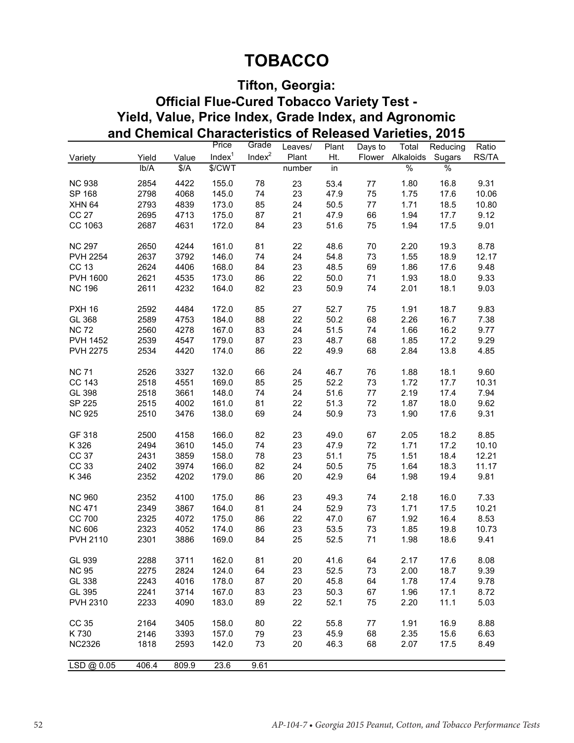# TOBACCO

## Tifton, Georgia: Official Flue-Cured Tobacco Variety Test - Yield, Value, Price Index, Grade Index, and Agronomic and Chemical Characteristics of Released Varieties, 2015

| Variety | Yield | Value | Price Index[1] | Grade Index[2] | Leaves/ Plant | Plant Ht. | Days to Flower | Total Alkaloids | Reducing Sugars | Ratio RS/TA |
|---|---|---|---|---|---|---|---|---|---|---|
| | lb/A | $/A | $/CWT | | number | in | | % | % | |
| NC 938 | 2854 | 4422 | 155.0 | 78 | 23 | 53.4 | 77 | 1.80 | 16.8 | 9.31 |
| SP 168 | 2798 | 4068 | 145.0 | 74 | 23 | 47.9 | 75 | 1.75 | 17.6 | 10.06 |
| XHN 64 | 2793 | 4839 | 173.0 | 85 | 24 | 50.5 | 77 | 1.71 | 18.5 | 10.80 |
| CC 27 | 2695 | 4713 | 175.0 | 87 | 21 | 47.9 | 66 | 1.94 | 17.7 | 9.12 |
| CC 1063 | 2687 | 4631 | 172.0 | 84 | 23 | 51.6 | 75 | 1.94 | 17.5 | 9.01 |
| NC 297 | 2650 | 4244 | 161.0 | 81 | 22 | 48.6 | 70 | 2.20 | 19.3 | 8.78 |
| PVH 2254 | 2637 | 3792 | 146.0 | 74 | 24 | 54.8 | 73 | 1.55 | 18.9 | 12.17 |
| CC 13 | 2624 | 4406 | 168.0 | 84 | 23 | 48.5 | 69 | 1.86 | 17.6 | 9.48 |
| PVH 1600 | 2621 | 4535 | 173.0 | 86 | 22 | 50.0 | 71 | 1.93 | 18.0 | 9.33 |
| NC 196 | 2611 | 4232 | 164.0 | 82 | 23 | 50.9 | 74 | 2.01 | 18.1 | 9.03 |
| PXH 16 | 2592 | 4484 | 172.0 | 85 | 27 | 52.7 | 75 | 1.91 | 18.7 | 9.83 |
| GL 368 | 2589 | 4753 | 184.0 | 88 | 22 | 50.2 | 68 | 2.26 | 16.7 | 7.38 |
| NC 72 | 2560 | 4278 | 167.0 | 83 | 24 | 51.5 | 74 | 1.66 | 16.2 | 9.77 |
| PVH 1452 | 2539 | 4547 | 179.0 | 87 | 23 | 48.7 | 68 | 1.85 | 17.2 | 9.29 |
| PVH 2275 | 2534 | 4420 | 174.0 | 86 | 22 | 49.9 | 68 | 2.84 | 13.8 | 4.85 |
| NC 71 | 2526 | 3327 | 132.0 | 66 | 24 | 46.7 | 76 | 1.88 | 18.1 | 9.60 |
| CC 143 | 2518 | 4551 | 169.0 | 85 | 25 | 52.2 | 73 | 1.72 | 17.7 | 10.31 |
| GL 398 | 2518 | 3661 | 148.0 | 74 | 24 | 51.6 | 77 | 2.19 | 17.4 | 7.94 |
| SP 225 | 2515 | 4002 | 161.0 | 81 | 22 | 51.3 | 72 | 1.87 | 18.0 | 9.62 |
| NC 925 | 2510 | 3476 | 138.0 | 69 | 24 | 50.9 | 73 | 1.90 | 17.6 | 9.31 |
| GF 318 | 2500 | 4158 | 166.0 | 82 | 23 | 49.0 | 67 | 2.05 | 18.2 | 8.85 |
| K 326 | 2494 | 3610 | 145.0 | 74 | 23 | 47.9 | 72 | 1.71 | 17.2 | 10.10 |
| CC 37 | 2431 | 3859 | 158.0 | 78 | 23 | 51.1 | 75 | 1.51 | 18.4 | 12.21 |
| CC 33 | 2402 | 3974 | 166.0 | 82 | 24 | 50.5 | 75 | 1.64 | 18.3 | 11.17 |
| K 346 | 2352 | 4202 | 179.0 | 86 | 20 | 42.9 | 64 | 1.98 | 19.4 | 9.81 |
| NC 960 | 2352 | 4100 | 175.0 | 86 | 23 | 49.3 | 74 | 2.18 | 16.0 | 7.33 |
| NC 471 | 2349 | 3867 | 164.0 | 81 | 24 | 52.9 | 73 | 1.71 | 17.5 | 10.21 |
| CC 700 | 2325 | 4072 | 175.0 | 86 | 22 | 47.0 | 67 | 1.92 | 16.4 | 8.53 |
| NC 606 | 2323 | 4052 | 174.0 | 86 | 23 | 53.5 | 73 | 1.85 | 19.8 | 10.73 |
| PVH 2110 | 2301 | 3886 | 169.0 | 84 | 25 | 52.5 | 71 | 1.98 | 18.6 | 9.41 |
| GL 939 | 2288 | 3711 | 162.0 | 81 | 20 | 41.6 | 64 | 2.17 | 17.6 | 8.08 |
| NC 95 | 2275 | 2824 | 124.0 | 64 | 23 | 52.5 | 73 | 2.00 | 18.7 | 9.39 |
| GL 338 | 2243 | 4016 | 178.0 | 87 | 20 | 45.8 | 64 | 1.78 | 17.4 | 9.78 |
| GL 395 | 2241 | 3714 | 167.0 | 83 | 23 | 50.3 | 67 | 1.96 | 17.1 | 8.72 |
| PVH 2310 | 2233 | 4090 | 183.0 | 89 | 22 | 52.1 | 75 | 2.20 | 11.1 | 5.03 |
| CC 35 | 2164 | 3405 | 158.0 | 80 | 22 | 55.8 | 77 | 1.91 | 16.9 | 8.88 |
| K 730 | 2146 | 3393 | 157.0 | 79 | 23 | 45.9 | 68 | 2.35 | 15.6 | 6.63 |
| NC2326 | 1818 | 2593 | 142.0 | 73 | 20 | 46.3 | 68 | 2.07 | 17.5 | 8.49 |
| LSD @ 0.05 | 406.4 | 809.9 | 23.6 | 9.61 | | | | | | |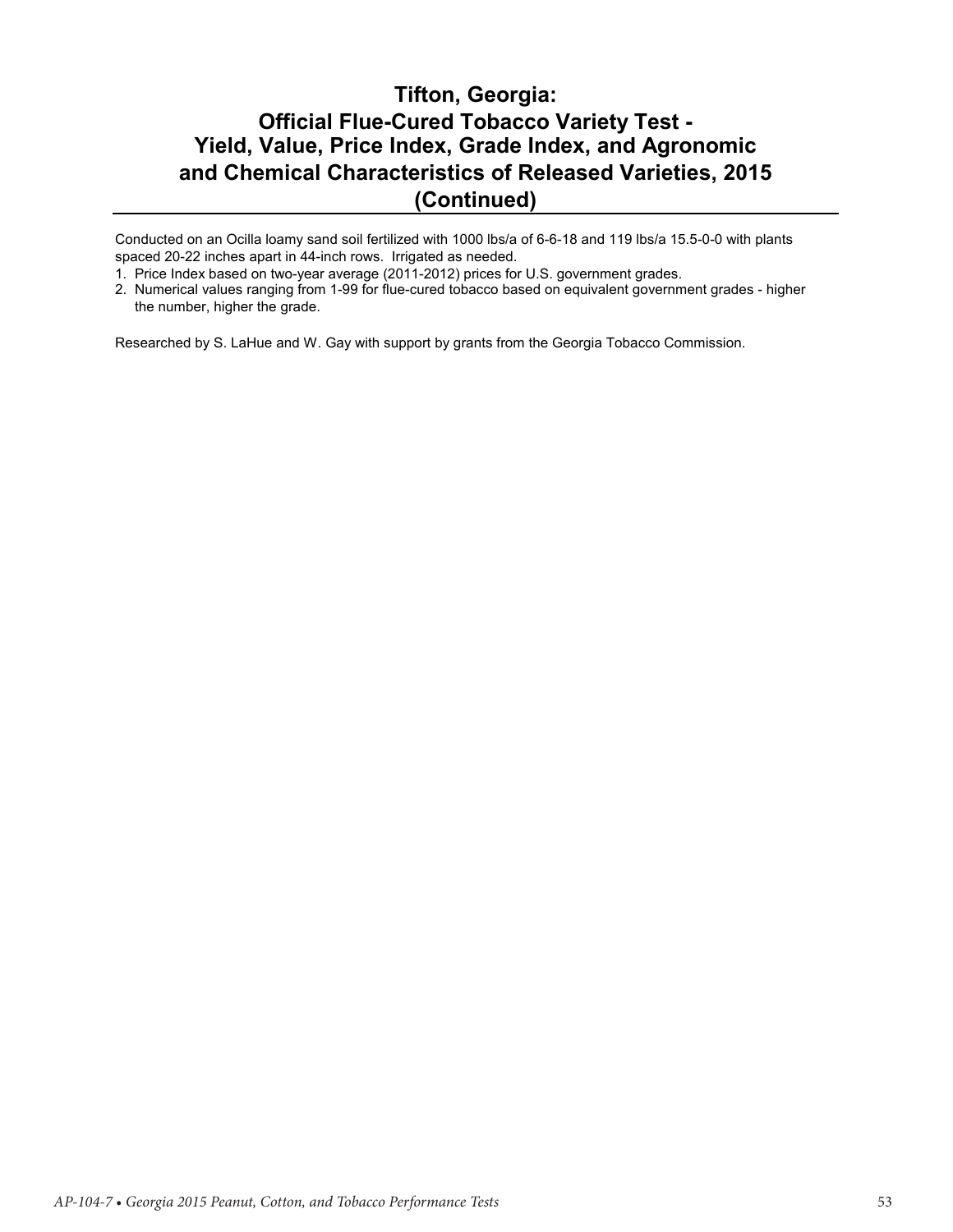# Tifton, Georgia: Official Flue-Cured Tobacco Variety Test - Yield, Value, Price Index, Grade Index, and Agronomic and Chemical Characteristics of Released Varieties, 2015 (Continued)

Conducted on an Ocilla loamy sand soil fertilized with 1000 lbs/a of 6-6-18 and 119 lbs/a 15.5-0-0 with plants spaced 20-22 inches apart in 44-inch rows. Irrigated as needed.

1. Price Index based on two-year average (2011-2012) prices for U.S. government grades.
2. Numerical values ranging from 1-99 for flue-cured tobacco based on equivalent government grades - higher the number, higher the grade.

Researched by S. LaHue and W. Gay with support by grants from the Georgia Tobacco Commission.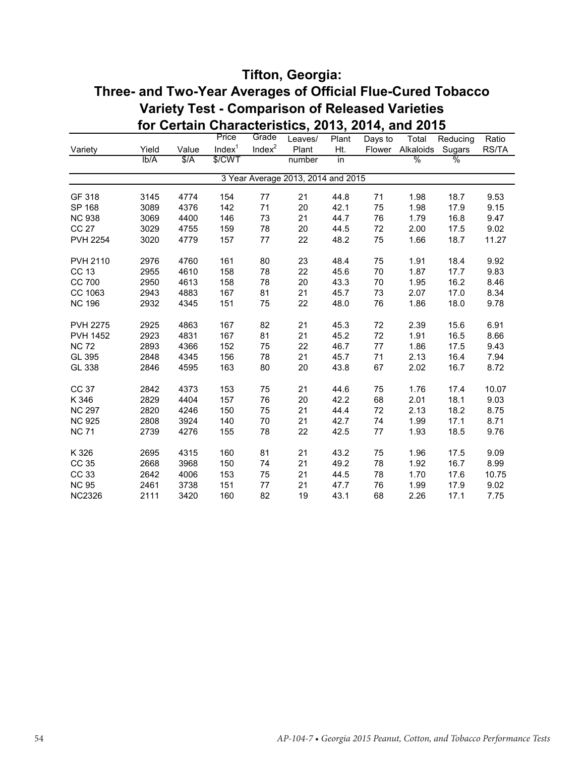# Tifton, Georgia:
# Three- and Two-Year Averages of Official Flue-Cured Tobacco Variety Test - Comparison of Released Varieties for Certain Characteristics, 2013, 2014, and 2015

| Variety | Yield | Value | Price Index[1] | Grade Index[2] | Leaves/ Plant | Plant Ht. | Days to Flower | Total Alkaloids | Reducing Sugars | Ratio RS/TA |
|---|---|---|---|---|---|---|---|---|---|---|
| | lb/A | $/A | $/CWT | | number | in | | % | % | |
| 3 Year Average 2013, 2014 and 2015 | | | | | | | | | | |
| GF 318 | 3145 | 4774 | 154 | 77 | 21 | 44.8 | 71 | 1.98 | 18.7 | 9.53 |
| SP 168 | 3089 | 4376 | 142 | 71 | 20 | 42.1 | 75 | 1.98 | 17.9 | 9.15 |
| NC 938 | 3069 | 4400 | 146 | 73 | 21 | 44.7 | 76 | 1.79 | 16.8 | 9.47 |
| CC 27 | 3029 | 4755 | 159 | 78 | 20 | 44.5 | 72 | 2.00 | 17.5 | 9.02 |
| PVH 2254 | 3020 | 4779 | 157 | 77 | 22 | 48.2 | 75 | 1.66 | 18.7 | 11.27 |
| PVH 2110 | 2976 | 4760 | 161 | 80 | 23 | 48.4 | 75 | 1.91 | 18.4 | 9.92 |
| CC 13 | 2955 | 4610 | 158 | 78 | 22 | 45.6 | 70 | 1.87 | 17.7 | 9.83 |
| CC 700 | 2950 | 4613 | 158 | 78 | 20 | 43.3 | 70 | 1.95 | 16.2 | 8.46 |
| CC 1063 | 2943 | 4883 | 167 | 81 | 21 | 45.7 | 73 | 2.07 | 17.0 | 8.34 |
| NC 196 | 2932 | 4345 | 151 | 75 | 22 | 48.0 | 76 | 1.86 | 18.0 | 9.78 |
| PVH 2275 | 2925 | 4863 | 167 | 82 | 21 | 45.3 | 72 | 2.39 | 15.6 | 6.91 |
| PVH 1452 | 2923 | 4831 | 167 | 81 | 21 | 45.2 | 72 | 1.91 | 16.5 | 8.66 |
| NC 72 | 2893 | 4366 | 152 | 75 | 22 | 46.7 | 77 | 1.86 | 17.5 | 9.43 |
| GL 395 | 2848 | 4345 | 156 | 78 | 21 | 45.7 | 71 | 2.13 | 16.4 | 7.94 |
| GL 338 | 2846 | 4595 | 163 | 80 | 20 | 43.8 | 67 | 2.02 | 16.7 | 8.72 |
| CC 37 | 2842 | 4373 | 153 | 75 | 21 | 44.6 | 75 | 1.76 | 17.4 | 10.07 |
| K 346 | 2829 | 4404 | 157 | 76 | 20 | 42.2 | 68 | 2.01 | 18.1 | 9.03 |
| NC 297 | 2820 | 4246 | 150 | 75 | 21 | 44.4 | 72 | 2.13 | 18.2 | 8.75 |
| NC 925 | 2808 | 3924 | 140 | 70 | 21 | 42.7 | 74 | 1.99 | 17.1 | 8.71 |
| NC 71 | 2739 | 4276 | 155 | 78 | 22 | 42.5 | 77 | 1.93 | 18.5 | 9.76 |
| K 326 | 2695 | 4315 | 160 | 81 | 21 | 43.2 | 75 | 1.96 | 17.5 | 9.09 |
| CC 35 | 2668 | 3968 | 150 | 74 | 21 | 49.2 | 78 | 1.92 | 16.7 | 8.99 |
| CC 33 | 2642 | 4006 | 153 | 75 | 21 | 44.5 | 78 | 1.70 | 17.6 | 10.75 |
| NC 95 | 2461 | 3738 | 151 | 77 | 21 | 47.7 | 76 | 1.99 | 17.9 | 9.02 |
| NC2326 | 2111 | 3420 | 160 | 82 | 19 | 43.1 | 68 | 2.26 | 17.1 | 7.75 |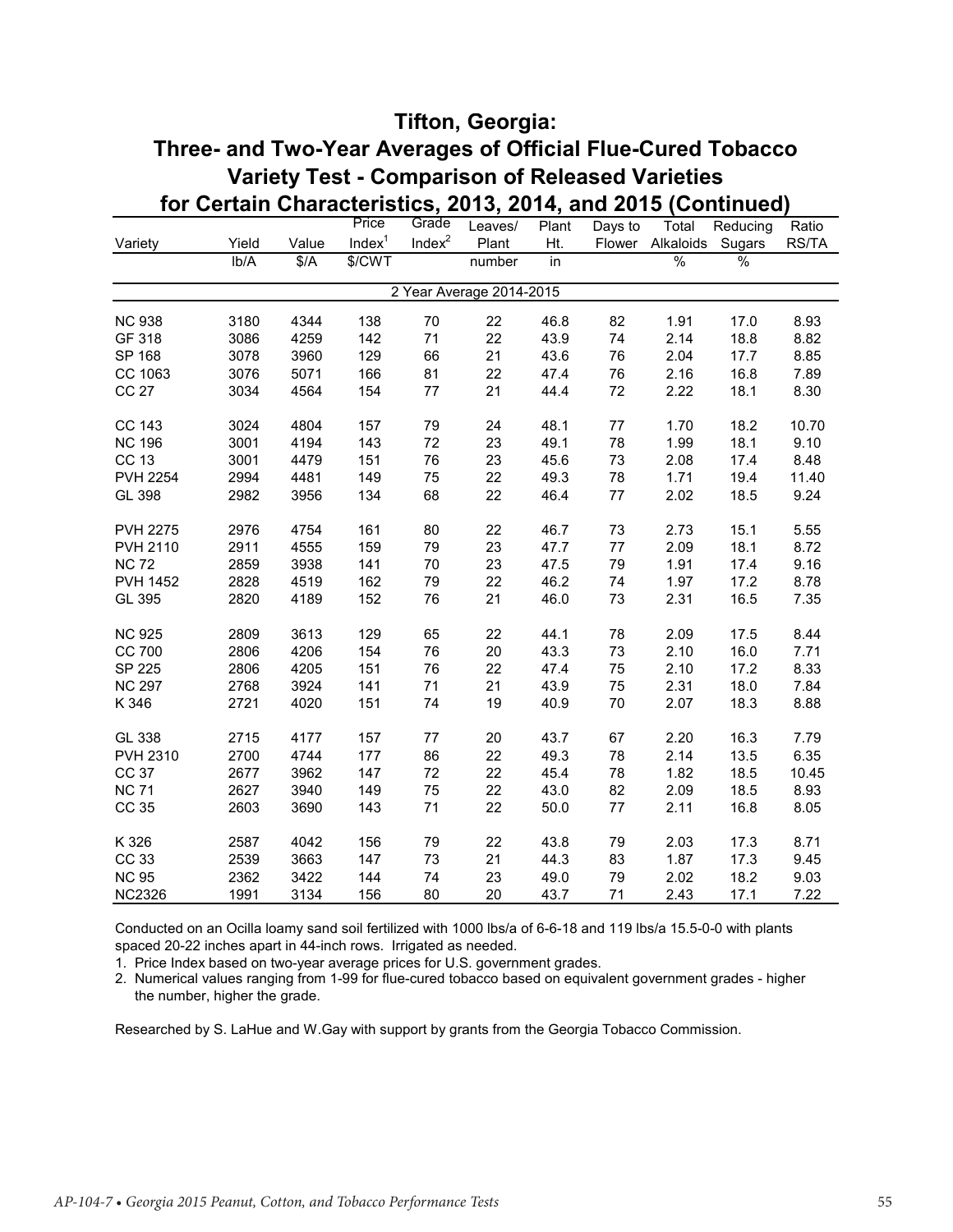# Tifton, Georgia:
## Three- and Two-Year Averages of Official Flue-Cured Tobacco Variety Test - Comparison of Released Varieties for Certain Characteristics, 2013, 2014, and 2015 (Continued)

| Variety | Yield | Value | Price Index[1] | Grade Index[2] | Leaves/ Plant | Plant Ht. | Days to Flower | Total Alkaloids | Reducing Sugars | Ratio RS/TA |
|---|---|---|---|---|---|---|---|---|---|---|
| | lb/A | $/A | $/CWT | | number | in | | % | % | |
| | | | | 2 Year Average 2014-2015 | | | | | | |
| NC 938 | 3180 | 4344 | 138 | 70 | 22 | 46.8 | 82 | 1.91 | 17.0 | 8.93 |
| GF 318 | 3086 | 4259 | 142 | 71 | 22 | 43.9 | 74 | 2.14 | 18.8 | 8.82 |
| SP 168 | 3078 | 3960 | 129 | 66 | 21 | 43.6 | 76 | 2.04 | 17.7 | 8.85 |
| CC 1063 | 3076 | 5071 | 166 | 81 | 22 | 47.4 | 76 | 2.16 | 16.8 | 7.89 |
| CC 27 | 3034 | 4564 | 154 | 77 | 21 | 44.4 | 72 | 2.22 | 18.1 | 8.30 |
| CC 143 | 3024 | 4804 | 157 | 79 | 24 | 48.1 | 77 | 1.70 | 18.2 | 10.70 |
| NC 196 | 3001 | 4194 | 143 | 72 | 23 | 49.1 | 78 | 1.99 | 18.1 | 9.10 |
| CC 13 | 3001 | 4479 | 151 | 76 | 23 | 45.6 | 73 | 2.08 | 17.4 | 8.48 |
| PVH 2254 | 2994 | 4481 | 149 | 75 | 22 | 49.3 | 78 | 1.71 | 19.4 | 11.40 |
| GL 398 | 2982 | 3956 | 134 | 68 | 22 | 46.4 | 77 | 2.02 | 18.5 | 9.24 |
| PVH 2275 | 2976 | 4754 | 161 | 80 | 22 | 46.7 | 73 | 2.73 | 15.1 | 5.55 |
| PVH 2110 | 2911 | 4555 | 159 | 79 | 23 | 47.7 | 77 | 2.09 | 18.1 | 8.72 |
| NC 72 | 2859 | 3938 | 141 | 70 | 23 | 47.5 | 79 | 1.91 | 17.4 | 9.16 |
| PVH 1452 | 2828 | 4519 | 162 | 79 | 22 | 46.2 | 74 | 1.97 | 17.2 | 8.78 |
| GL 395 | 2820 | 4189 | 152 | 76 | 21 | 46.0 | 73 | 2.31 | 16.5 | 7.35 |
| NC 925 | 2809 | 3613 | 129 | 65 | 22 | 44.1 | 78 | 2.09 | 17.5 | 8.44 |
| CC 700 | 2806 | 4206 | 154 | 76 | 20 | 43.3 | 73 | 2.10 | 16.0 | 7.71 |
| SP 225 | 2806 | 4205 | 151 | 76 | 22 | 47.4 | 75 | 2.10 | 17.2 | 8.33 |
| NC 297 | 2768 | 3924 | 141 | 71 | 21 | 43.9 | 75 | 2.31 | 18.0 | 7.84 |
| K 346 | 2721 | 4020 | 151 | 74 | 19 | 40.9 | 70 | 2.07 | 18.3 | 8.88 |
| GL 338 | 2715 | 4177 | 157 | 77 | 20 | 43.7 | 67 | 2.20 | 16.3 | 7.79 |
| PVH 2310 | 2700 | 4744 | 177 | 86 | 22 | 49.3 | 78 | 2.14 | 13.5 | 6.35 |
| CC 37 | 2677 | 3962 | 147 | 72 | 22 | 45.4 | 78 | 1.82 | 18.5 | 10.45 |
| NC 71 | 2627 | 3940 | 149 | 75 | 22 | 43.0 | 82 | 2.09 | 18.5 | 8.93 |
| CC 35 | 2603 | 3690 | 143 | 71 | 22 | 50.0 | 77 | 2.11 | 16.8 | 8.05 |
| K 326 | 2587 | 4042 | 156 | 79 | 22 | 43.8 | 79 | 2.03 | 17.3 | 8.71 |
| CC 33 | 2539 | 3663 | 147 | 73 | 21 | 44.3 | 83 | 1.87 | 17.3 | 9.45 |
| NC 95 | 2362 | 3422 | 144 | 74 | 23 | 49.0 | 79 | 2.02 | 18.2 | 9.03 |
| NC2326 | 1991 | 3134 | 156 | 80 | 20 | 43.7 | 71 | 2.43 | 17.1 | 7.22 |

Conducted on an Ocilla loamy sand soil fertilized with 1000 lbs/a of 6-6-18 and 119 lbs/a 15.5-0-0 with plants spaced 20-22 inches apart in 44-inch rows. Irrigated as needed.

1. Price Index based on two-year average prices for U.S. government grades.
2. Numerical values ranging from 1-99 for flue-cured tobacco based on equivalent government grades - higher the number, higher the grade.

Researched by S. LaHue and W.Gay with support by grants from the Georgia Tobacco Commission.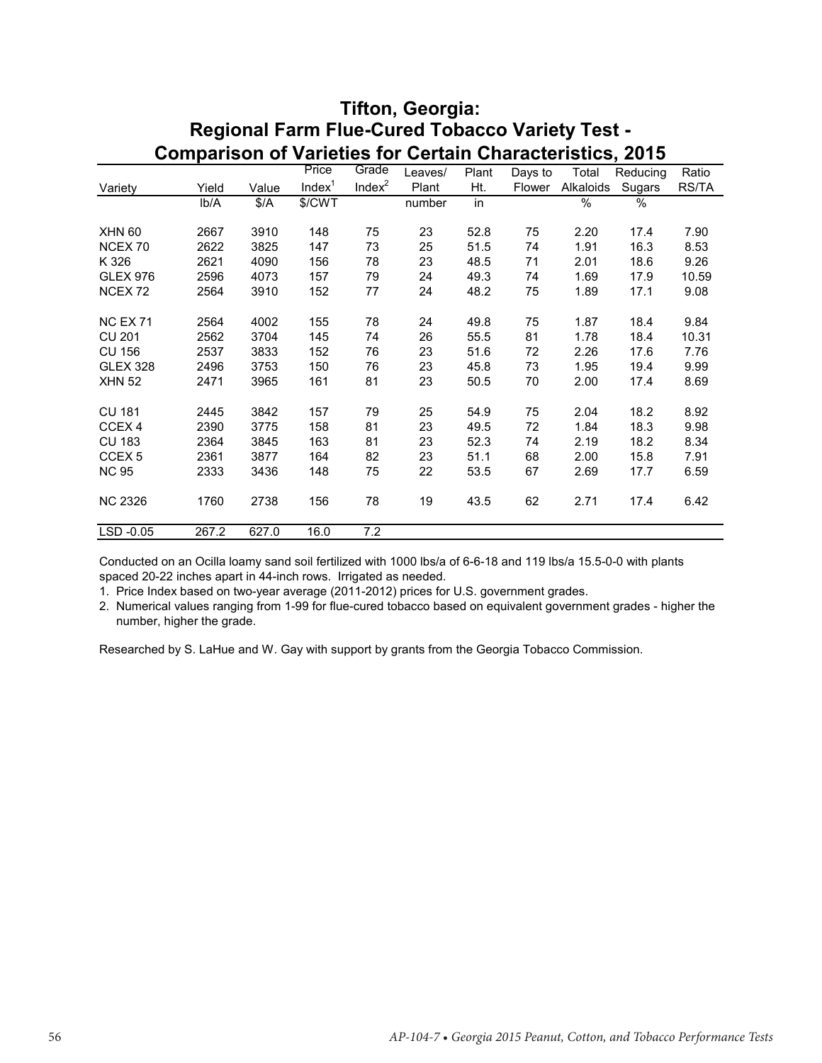## Tifton, Georgia:
## Regional Farm Flue-Cured Tobacco Variety Test - Comparison of Varieties for Certain Characteristics, 2015

| Variety | Yield | Value | Price Index[1] | Grade Index[2] | Leaves/ Plant | Plant Ht. | Days to Flower | Total Alkaloids | Reducing Sugars | Ratio RS/TA |
|---|---|---|---|---|---|---|---|---|---|---|
| | lb/A | $/A | $/CWT | | number | in | | % | % | |
| XHN 60 | 2667 | 3910 | 148 | 75 | 23 | 52.8 | 75 | 2.20 | 17.4 | 7.90 |
| NCEX 70 | 2622 | 3825 | 147 | 73 | 25 | 51.5 | 74 | 1.91 | 16.3 | 8.53 |
| K 326 | 2621 | 4090 | 156 | 78 | 23 | 48.5 | 71 | 2.01 | 18.6 | 9.26 |
| GLEX 976 | 2596 | 4073 | 157 | 79 | 24 | 49.3 | 74 | 1.69 | 17.9 | 10.59 |
| NCEX 72 | 2564 | 3910 | 152 | 77 | 24 | 48.2 | 75 | 1.89 | 17.1 | 9.08 |
| NC EX 71 | 2564 | 4002 | 155 | 78 | 24 | 49.8 | 75 | 1.87 | 18.4 | 9.84 |
| CU 201 | 2562 | 3704 | 145 | 74 | 26 | 55.5 | 81 | 1.78 | 18.4 | 10.31 |
| CU 156 | 2537 | 3833 | 152 | 76 | 23 | 51.6 | 72 | 2.26 | 17.6 | 7.76 |
| GLEX 328 | 2496 | 3753 | 150 | 76 | 23 | 45.8 | 73 | 1.95 | 19.4 | 9.99 |
| XHN 52 | 2471 | 3965 | 161 | 81 | 23 | 50.5 | 70 | 2.00 | 17.4 | 8.69 |
| CU 181 | 2445 | 3842 | 157 | 79 | 25 | 54.9 | 75 | 2.04 | 18.2 | 8.92 |
| CCEX 4 | 2390 | 3775 | 158 | 81 | 23 | 49.5 | 72 | 1.84 | 18.3 | 9.98 |
| CU 183 | 2364 | 3845 | 163 | 81 | 23 | 52.3 | 74 | 2.19 | 18.2 | 8.34 |
| CCEX 5 | 2361 | 3877 | 164 | 82 | 23 | 51.1 | 68 | 2.00 | 15.8 | 7.91 |
| NC 95 | 2333 | 3436 | 148 | 75 | 22 | 53.5 | 67 | 2.69 | 17.7 | 6.59 |
| NC 2326 | 1760 | 2738 | 156 | 78 | 19 | 43.5 | 62 | 2.71 | 17.4 | 6.42 |
| LSD -0.05 | 267.2 | 627.0 | 16.0 | 7.2 | | | | | | |

Conducted on an Ocilla loamy sand soil fertilized with 1000 lbs/a of 6-6-18 and 119 lbs/a 15.5-0-0 with plants spaced 20-22 inches apart in 44-inch rows. Irrigated as needed.

1. Price Index based on two-year average (2011-2012) prices for U.S. government grades.
2. Numerical values ranging from 1-99 for flue-cured tobacco based on equivalent government grades - higher the number, higher the grade.

Researched by S. LaHue and W. Gay with support by grants from the Georgia Tobacco Commission.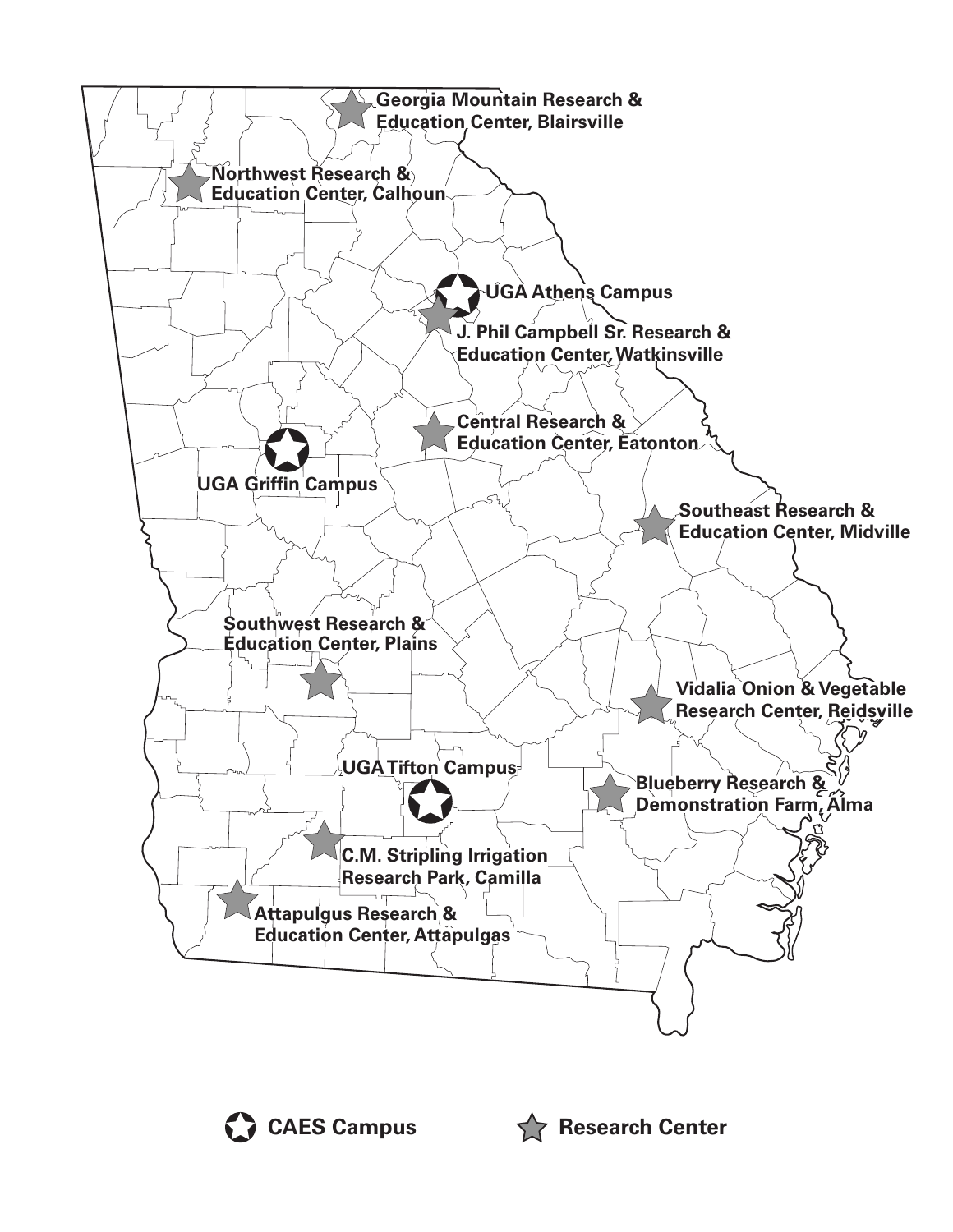Georgia Mountain Research & Education Center, Blairsville

Northwest Research & Education Center, Calhoun

UGA Athens Campus

J. Phil Campbell Sr. Research & Education Center, Watkinsville

Central Research & Education Center, Eatonton

UGA Griffin Campus

Southeast Research & Education Center, Midville

Southwest Research & Education Center, Plains

Vidalia Onion & Vegetable Research Center, Reidsville

UGA Tifton Campus

Blueberry Research & Demonstration Farm, Alma

C.M. Stripling Irrigation Research Park, Camilla

Attapulgus Research & Education Center, Attapulgas

CAES Campus

Research Center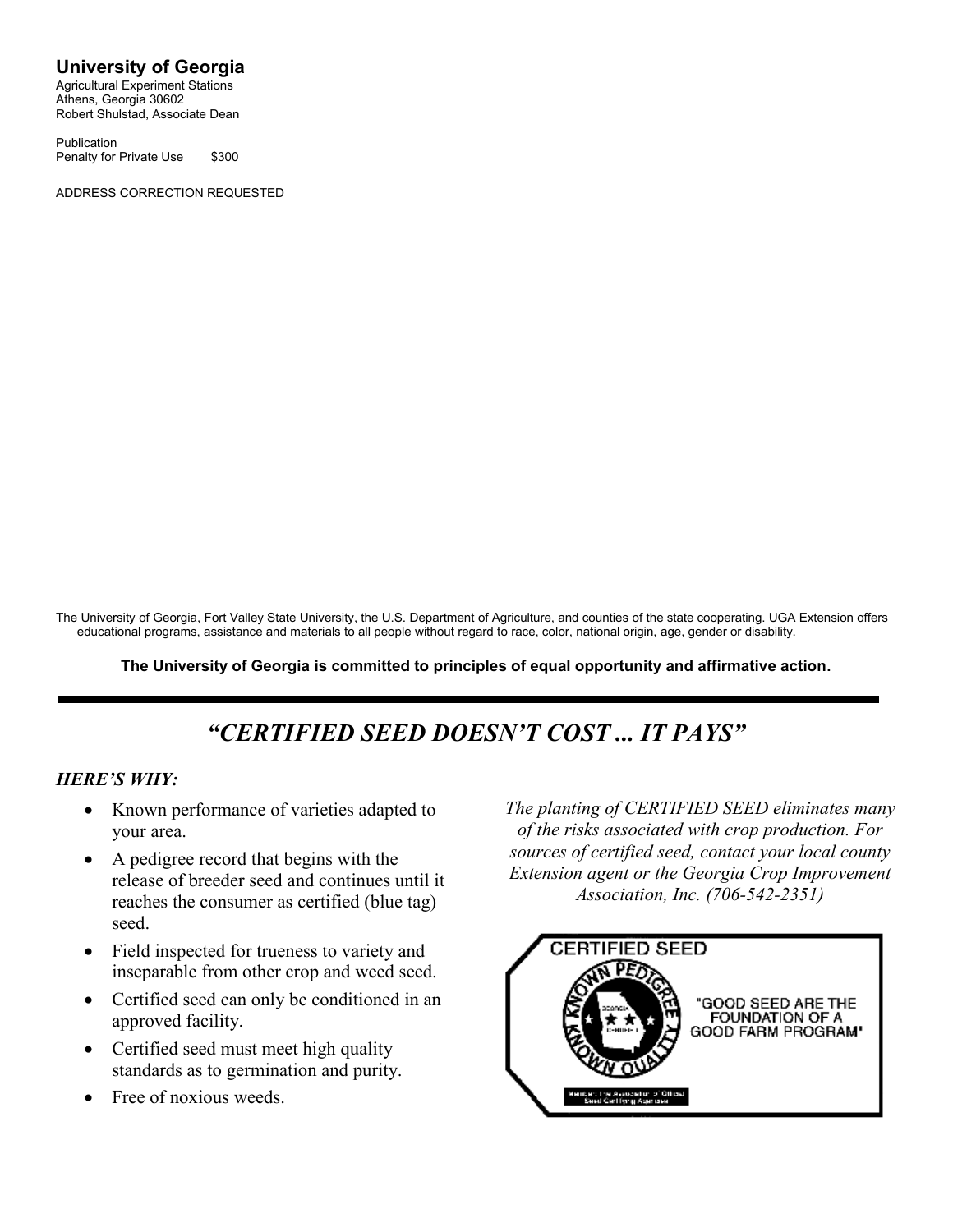**University of Georgia**
Agricultural Experiment Stations
Athens, Georgia 30602
Robert Shulstad, Associate Dean

Publication
Penalty for Private Use $300

ADDRESS CORRECTION REQUESTED

The University of Georgia, Fort Valley State University, the U.S. Department of Agriculture, and counties of the state cooperating. UGA Extension offers educational programs, assistance and materials to all people without regard to race, color, national origin, age, gender or disability.

**The University of Georgia is committed to principles of equal opportunity and affirmative action.**

---

## *"CERTIFIED SEED DOESN'T COST ... IT PAYS"*

***HERE'S WHY:***

- Known performance of varieties adapted to your area.
- A pedigree record that begins with the release of breeder seed and continues until it reaches the consumer as certified (blue tag) seed.
- Field inspected for trueness to variety and inseparable from other crop and weed seed.
- Certified seed can only be conditioned in an approved facility.
- Certified seed must meet high quality standards as to germination and purity.
- Free of noxious weeds.

*The planting of CERTIFIED SEED eliminates many of the risks associated with crop production. For sources of certified seed, contact your local county Extension agent or the Georgia Crop Improvement Association, Inc. (706-542-2351)*

CERTIFIED SEED

KNOWN PEDIGREE KNOWN QUALITY

"GOOD SEED ARE THE FOUNDATION OF A GOOD FARM PROGRAM"